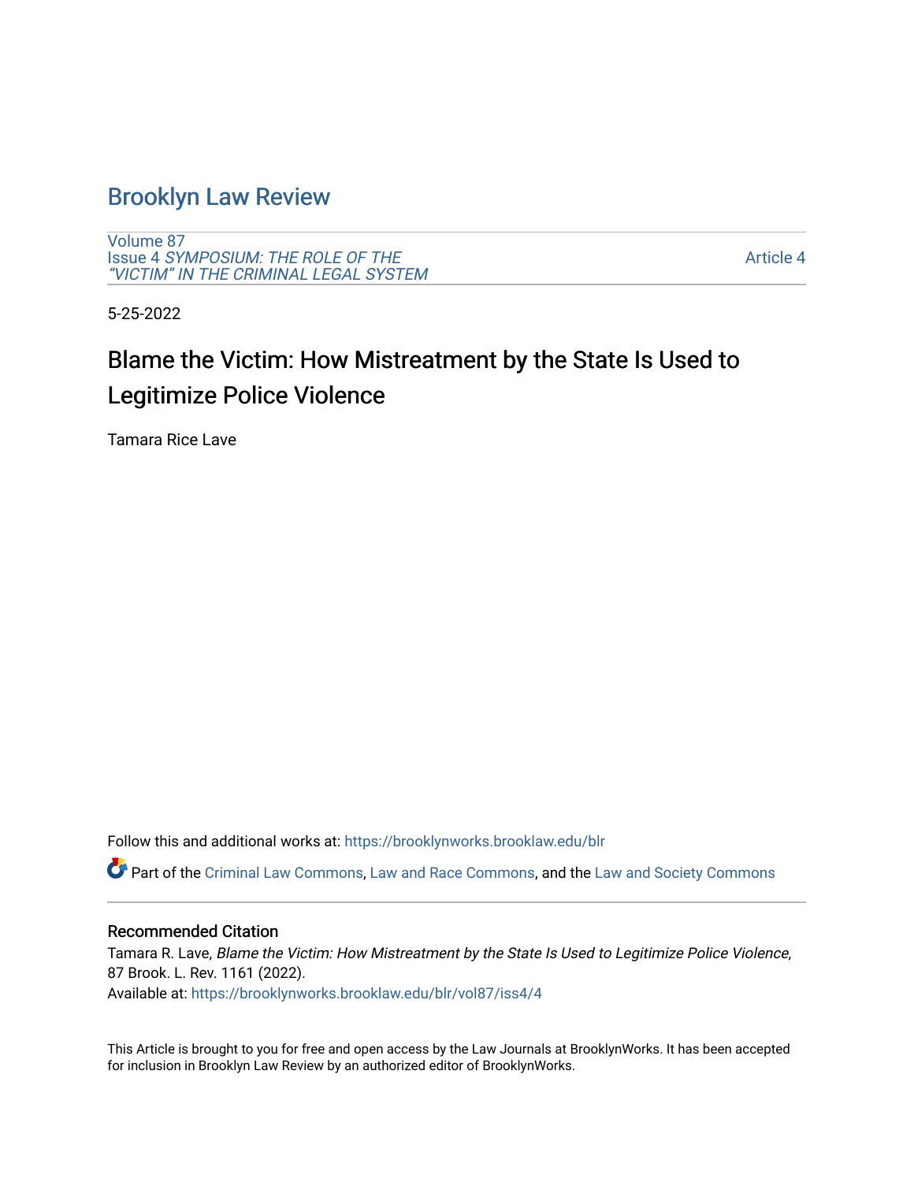# Brooklyn Law Review

Volume 87
Issue 4 *SYMPOSIUM: THE ROLE OF THE "VICTIM" IN THE CRIMINAL LEGAL SYSTEM*

Article 4

5-25-2022

## Blame the Victim: How Mistreatment by the State Is Used to Legitimize Police Violence

Tamara Rice Lave

Follow this and additional works at: https://brooklynworks.brooklaw.edu/blr

Part of the Criminal Law Commons, Law and Race Commons, and the Law and Society Commons

### Recommended Citation

Tamara R. Lave, *Blame the Victim: How Mistreatment by the State Is Used to Legitimize Police Violence*, 87 Brook. L. Rev. 1161 (2022).
Available at: https://brooklynworks.brooklaw.edu/blr/vol87/iss4/4

This Article is brought to you for free and open access by the Law Journals at BrooklynWorks. It has been accepted for inclusion in Brooklyn Law Review by an authorized editor of BrooklynWorks.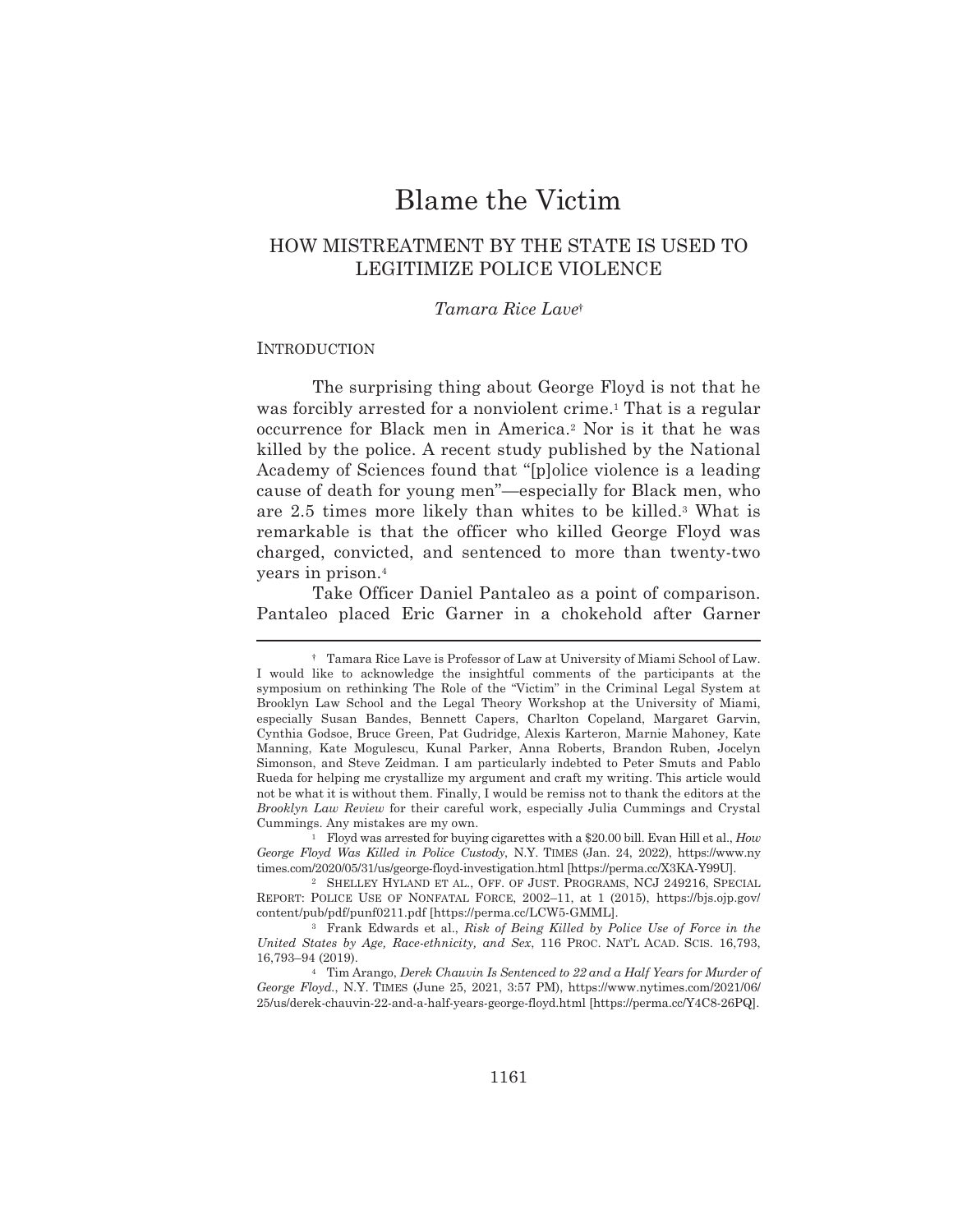# Blame the Victim

## HOW MISTREATMENT BY THE STATE IS USED TO LEGITIMIZE POLICE VIOLENCE

*Tamara Rice Lave*[†]

### INTRODUCTION

The surprising thing about George Floyd is not that he was forcibly arrested for a nonviolent crime.[1] That is a regular occurrence for Black men in America.[2] Nor is it that he was killed by the police. A recent study published by the National Academy of Sciences found that "[p]olice violence is a leading cause of death for young men"—especially for Black men, who are 2.5 times more likely than whites to be killed.[3] What is remarkable is that the officer who killed George Floyd was charged, convicted, and sentenced to more than twenty-two years in prison.[4]

Take Officer Daniel Pantaleo as a point of comparison. Pantaleo placed Eric Garner in a chokehold after Garner

---

† Tamara Rice Lave is Professor of Law at University of Miami School of Law. I would like to acknowledge the insightful comments of the participants at the symposium on rethinking The Role of the "Victim" in the Criminal Legal System at Brooklyn Law School and the Legal Theory Workshop at the University of Miami, especially Susan Bandes, Bennett Capers, Charlton Copeland, Margaret Garvin, Cynthia Godsoe, Bruce Green, Pat Gudridge, Alexis Karteron, Marnie Mahoney, Kate Manning, Kate Mogulescu, Kunal Parker, Anna Roberts, Brandon Ruben, Jocelyn Simonson, and Steve Zeidman. I am particularly indebted to Peter Smuts and Pablo Rueda for helping me crystallize my argument and craft my writing. This article would not be what it is without them. Finally, I would be remiss not to thank the editors at the *Brooklyn Law Review* for their careful work, especially Julia Cummings and Crystal Cummings. Any mistakes are my own.

1 Floyd was arrested for buying cigarettes with a $20.00 bill. Evan Hill et al., *How George Floyd Was Killed in Police Custody*, N.Y. TIMES (Jan. 24, 2022), https://www.nytimes.com/2020/05/31/us/george-floyd-investigation.html [https://perma.cc/X3KA-Y99U].

2 SHELLEY HYLAND ET AL., OFF. OF JUST. PROGRAMS, NCJ 249216, SPECIAL REPORT: POLICE USE OF NONFATAL FORCE, 2002–11, at 1 (2015), https://bjs.ojp.gov/content/pub/pdf/punf0211.pdf [https://perma.cc/LCW5-GMML].

3 Frank Edwards et al., *Risk of Being Killed by Police Use of Force in the United States by Age, Race-ethnicity, and Sex*, 116 PROC. NAT'L ACAD. SCIS. 16,793, 16,793–94 (2019).

4 Tim Arango, *Derek Chauvin Is Sentenced to 22 and a Half Years for Murder of George Floyd.*, N.Y. TIMES (June 25, 2021, 3:57 PM), https://www.nytimes.com/2021/06/25/us/derek-chauvin-22-and-a-half-years-george-floyd.html [https://perma.cc/Y4C8-26PQ].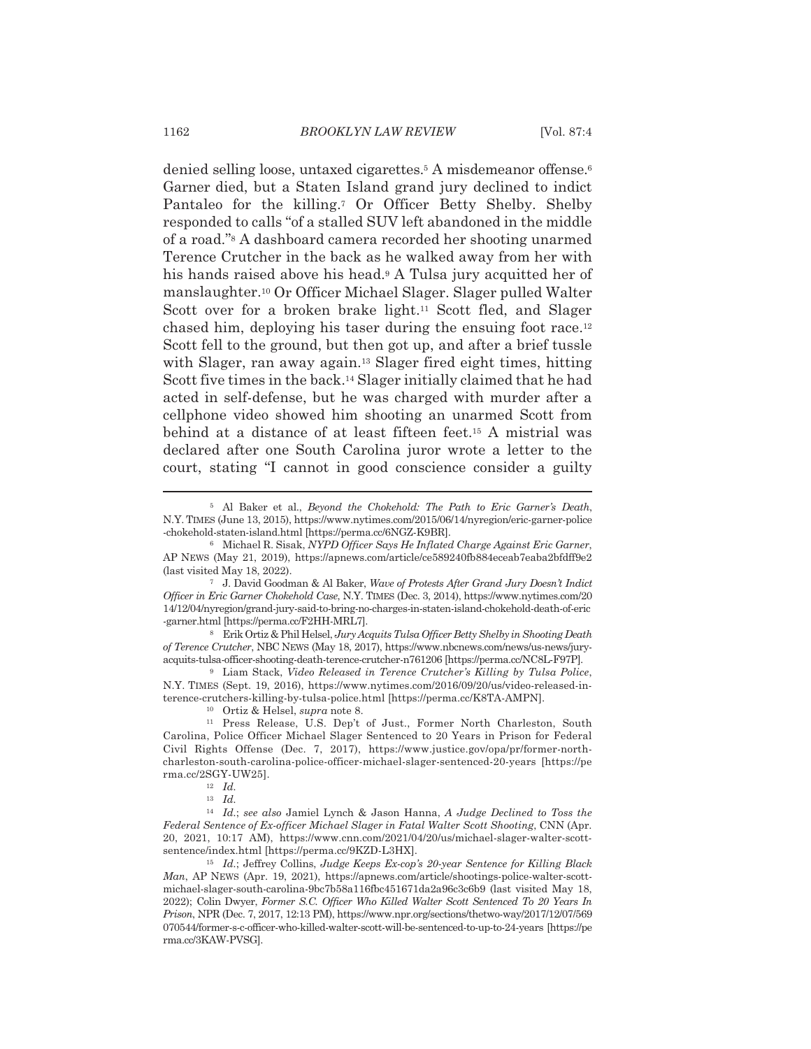denied selling loose, untaxed cigarettes.[5] A misdemeanor offense.[6] Garner died, but a Staten Island grand jury declined to indict Pantaleo for the killing.[7] Or Officer Betty Shelby. Shelby responded to calls "of a stalled SUV left abandoned in the middle of a road."[8] A dashboard camera recorded her shooting unarmed Terence Crutcher in the back as he walked away from her with his hands raised above his head.[9] A Tulsa jury acquitted her of manslaughter.[10] Or Officer Michael Slager. Slager pulled Walter Scott over for a broken brake light.[11] Scott fled, and Slager chased him, deploying his taser during the ensuing foot race.[12] Scott fell to the ground, but then got up, and after a brief tussle with Slager, ran away again.[13] Slager fired eight times, hitting Scott five times in the back.[14] Slager initially claimed that he had acted in self-defense, but he was charged with murder after a cellphone video showed him shooting an unarmed Scott from behind at a distance of at least fifteen feet.[15] A mistrial was declared after one South Carolina juror wrote a letter to the court, stating "I cannot in good conscience consider a guilty

---

[5] Al Baker et al., *Beyond the Chokehold: The Path to Eric Garner's Death*, N.Y. TIMES (June 13, 2015), https://www.nytimes.com/2015/06/14/nyregion/eric-garner-police-chokehold-staten-island.html [https://perma.cc/6NGZ-K9BR].

[6] Michael R. Sisak, *NYPD Officer Says He Inflated Charge Against Eric Garner*, AP NEWS (May 21, 2019), https://apnews.com/article/ce589240fb884eceab7eaba2bfdff9e2 (last visited May 18, 2022).

[7] J. David Goodman & Al Baker, *Wave of Protests After Grand Jury Doesn't Indict Officer in Eric Garner Chokehold Case*, N.Y. TIMES (Dec. 3, 2014), https://www.nytimes.com/2014/12/04/nyregion/grand-jury-said-to-bring-no-charges-in-staten-island-chokehold-death-of-eric-garner.html [https://perma.cc/F2HH-MRL7].

[8] Erik Ortiz & Phil Helsel, *Jury Acquits Tulsa Officer Betty Shelby in Shooting Death of Terence Crutcher*, NBC NEWS (May 18, 2017), https://www.nbcnews.com/news/us-news/jury-acquits-tulsa-officer-shooting-death-terence-crutcher-n761206 [https://perma.cc/NC8L-F97P].

[9] Liam Stack, *Video Released in Terence Crutcher's Killing by Tulsa Police*, N.Y. TIMES (Sept. 19, 2016), https://www.nytimes.com/2016/09/20/us/video-released-in-terence-crutchers-killing-by-tulsa-police.html [https://perma.cc/K8TA-AMPN].

[10] Ortiz & Helsel, *supra* note 8.

[11] Press Release, U.S. Dep't of Just., Former North Charleston, South Carolina, Police Officer Michael Slager Sentenced to 20 Years in Prison for Federal Civil Rights Offense (Dec. 7, 2017), https://www.justice.gov/opa/pr/former-north-charleston-south-carolina-police-officer-michael-slager-sentenced-20-years [https://perma.cc/2SGY-UW25].

[12] *Id.*

[13] *Id.*

[14] *Id.*; *see also* Jamiel Lynch & Jason Hanna, *A Judge Declined to Toss the Federal Sentence of Ex-officer Michael Slager in Fatal Walter Scott Shooting*, CNN (Apr. 20, 2021, 10:17 AM), https://www.cnn.com/2021/04/20/us/michael-slager-walter-scott-sentence/index.html [https://perma.cc/9KZD-L3HX].

[15] *Id.*; Jeffrey Collins, *Judge Keeps Ex-cop's 20-year Sentence for Killing Black Man*, AP NEWS (Apr. 19, 2021), https://apnews.com/article/shootings-police-walter-scott-michael-slager-south-carolina-9bc7b58a116fbc451671da2a96c3c6b9 (last visited May 18, 2022); Colin Dwyer, *Former S.C. Officer Who Killed Walter Scott Sentenced To 20 Years In Prison*, NPR (Dec. 7, 2017, 12:13 PM), https://www.npr.org/sections/thetwo-way/2017/12/07/569070544/former-s-c-officer-who-killed-walter-scott-will-be-sentenced-to-up-to-24-years [https://perma.cc/3KAW-PVSG].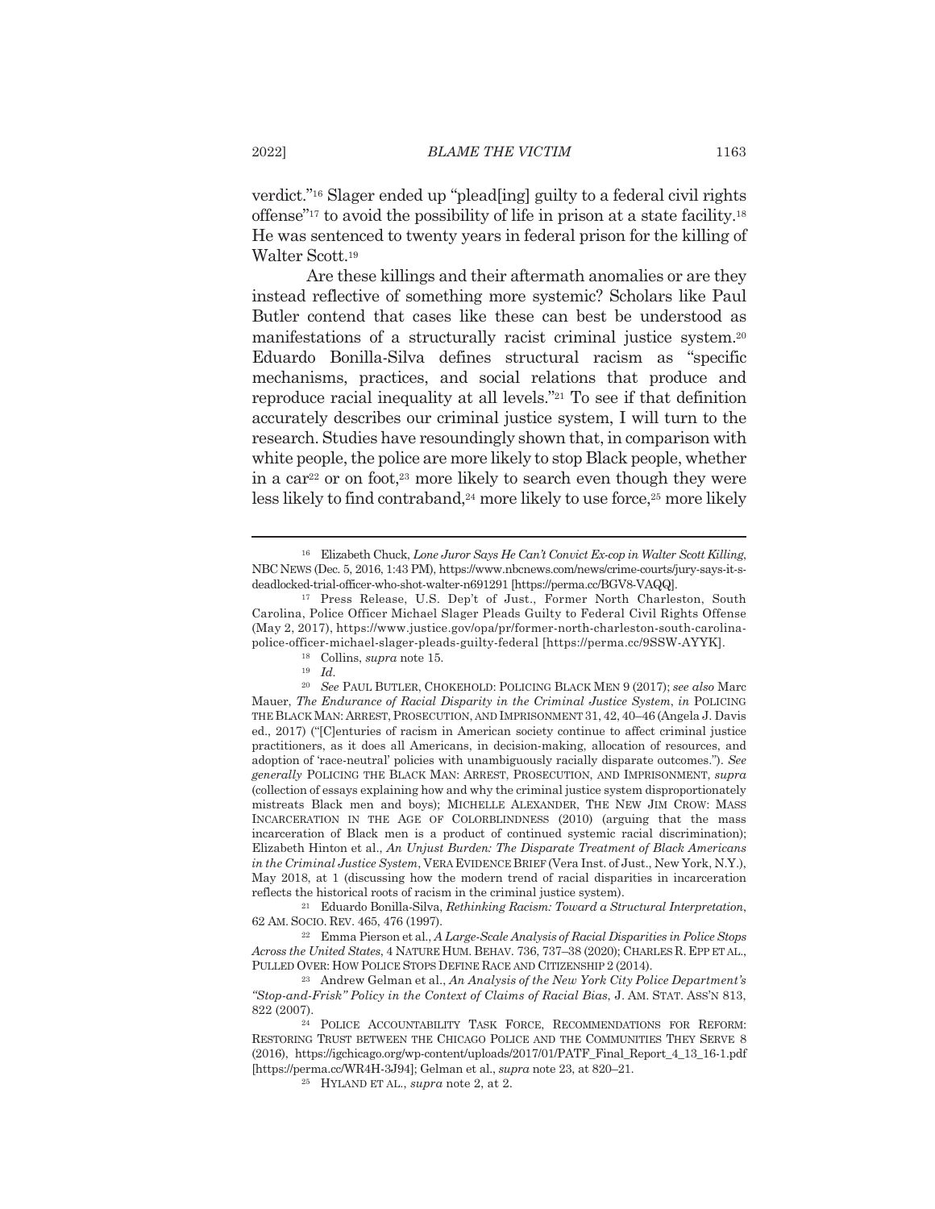verdict."[16] Slager ended up "plead[ing] guilty to a federal civil rights offense"[17] to avoid the possibility of life in prison at a state facility.[18] He was sentenced to twenty years in federal prison for the killing of Walter Scott.[19]

Are these killings and their aftermath anomalies or are they instead reflective of something more systemic? Scholars like Paul Butler contend that cases like these can best be understood as manifestations of a structurally racist criminal justice system.[20] Eduardo Bonilla-Silva defines structural racism as "specific mechanisms, practices, and social relations that produce and reproduce racial inequality at all levels."[21] To see if that definition accurately describes our criminal justice system, I will turn to the research. Studies have resoundingly shown that, in comparison with white people, the police are more likely to stop Black people, whether in a car[22] or on foot,[23] more likely to search even though they were less likely to find contraband,[24] more likely to use force,[25] more likely

---

[16] Elizabeth Chuck, *Lone Juror Says He Can't Convict Ex-cop in Walter Scott Killing*, NBC NEWS (Dec. 5, 2016, 1:43 PM), https://www.nbcnews.com/news/crime-courts/jury-says-it-s-deadlocked-trial-officer-who-shot-walter-n691291 [https://perma.cc/BGV8-VAQQ].

[17] Press Release, U.S. Dep't of Just., Former North Charleston, South Carolina, Police Officer Michael Slager Pleads Guilty to Federal Civil Rights Offense (May 2, 2017), https://www.justice.gov/opa/pr/former-north-charleston-south-carolina-police-officer-michael-slager-pleads-guilty-federal [https://perma.cc/9SSW-AYYK].

[18] Collins, *supra* note 15.

[19] *Id.*

[20] *See* PAUL BUTLER, CHOKEHOLD: POLICING BLACK MEN 9 (2017); *see also* Marc Mauer, *The Endurance of Racial Disparity in the Criminal Justice System*, *in* POLICING THE BLACK MAN: ARREST, PROSECUTION, AND IMPRISONMENT 31, 42, 40–46 (Angela J. Davis ed., 2017) ("[C]enturies of racism in American society continue to affect criminal justice practitioners, as it does all Americans, in decision-making, allocation of resources, and adoption of 'race-neutral' policies with unambiguously racially disparate outcomes."). *See generally* POLICING THE BLACK MAN: ARREST, PROSECUTION, AND IMPRISONMENT, *supra* (collection of essays explaining how and why the criminal justice system disproportionately mistreats Black men and boys); MICHELLE ALEXANDER, THE NEW JIM CROW: MASS INCARCERATION IN THE AGE OF COLORBLINDNESS (2010) (arguing that the mass incarceration of Black men is a product of continued systemic racial discrimination); Elizabeth Hinton et al., *An Unjust Burden: The Disparate Treatment of Black Americans in the Criminal Justice System*, VERA EVIDENCE BRIEF (Vera Inst. of Just., New York, N.Y.), May 2018, at 1 (discussing how the modern trend of racial disparities in incarceration reflects the historical roots of racism in the criminal justice system).

[21] Eduardo Bonilla-Silva, *Rethinking Racism: Toward a Structural Interpretation*, 62 AM. SOCIO. REV. 465, 476 (1997).

[22] Emma Pierson et al., *A Large-Scale Analysis of Racial Disparities in Police Stops Across the United States*, 4 NATURE HUM. BEHAV. 736, 737–38 (2020); CHARLES R. EPP ET AL., PULLED OVER: HOW POLICE STOPS DEFINE RACE AND CITIZENSHIP 2 (2014).

[23] Andrew Gelman et al., *An Analysis of the New York City Police Department's "Stop-and-Frisk" Policy in the Context of Claims of Racial Bias*, J. AM. STAT. ASS'N 813, 822 (2007).

[24] POLICE ACCOUNTABILITY TASK FORCE, RECOMMENDATIONS FOR REFORM: RESTORING TRUST BETWEEN THE CHICAGO POLICE AND THE COMMUNITIES THEY SERVE 8 (2016), https://igchicago.org/wp-content/uploads/2017/01/PATF_Final_Report_4_13_16-1.pdf [https://perma.cc/WR4H-3J94]; Gelman et al., *supra* note 23, at 820–21.

[25] HYLAND ET AL., *supra* note 2, at 2.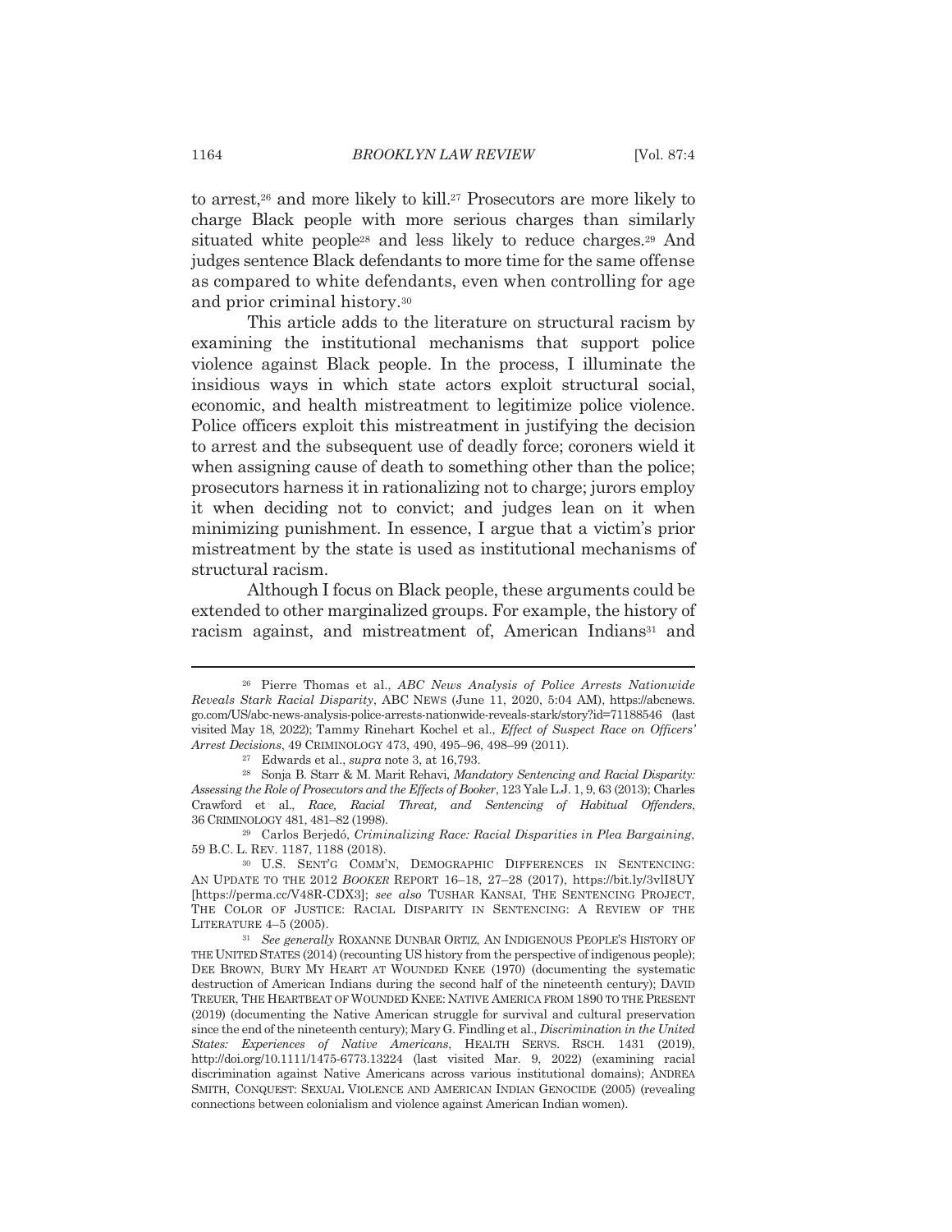to arrest,[26] and more likely to kill.[27] Prosecutors are more likely to charge Black people with more serious charges than similarly situated white people[28] and less likely to reduce charges.[29] And judges sentence Black defendants to more time for the same offense as compared to white defendants, even when controlling for age and prior criminal history.[30]

This article adds to the literature on structural racism by examining the institutional mechanisms that support police violence against Black people. In the process, I illuminate the insidious ways in which state actors exploit structural social, economic, and health mistreatment to legitimize police violence. Police officers exploit this mistreatment in justifying the decision to arrest and the subsequent use of deadly force; coroners wield it when assigning cause of death to something other than the police; prosecutors harness it in rationalizing not to charge; jurors employ it when deciding not to convict; and judges lean on it when minimizing punishment. In essence, I argue that a victim's prior mistreatment by the state is used as institutional mechanisms of structural racism.

Although I focus on Black people, these arguments could be extended to other marginalized groups. For example, the history of racism against, and mistreatment of, American Indians[31] and

---

[26] Pierre Thomas et al., *ABC News Analysis of Police Arrests Nationwide Reveals Stark Racial Disparity*, ABC NEWS (June 11, 2020, 5:04 AM), https://abcnews.go.com/US/abc-news-analysis-police-arrests-nationwide-reveals-stark/story?id=71188546 (last visited May 18, 2022); Tammy Rinehart Kochel et al., *Effect of Suspect Race on Officers' Arrest Decisions*, 49 CRIMINOLOGY 473, 490, 495–96, 498–99 (2011).

[27] Edwards et al., *supra* note 3, at 16,793.

[28] Sonja B. Starr & M. Marit Rehavi, *Mandatory Sentencing and Racial Disparity: Assessing the Role of Prosecutors and the Effects of Booker*, 123 Yale L.J. 1, 9, 63 (2013); Charles Crawford et al., *Race, Racial Threat, and Sentencing of Habitual Offenders*, 36 CRIMINOLOGY 481, 481–82 (1998).

[29] Carlos Berjedó, *Criminalizing Race: Racial Disparities in Plea Bargaining*, 59 B.C. L. REV. 1187, 1188 (2018).

[30] U.S. SENT'G COMM'N, DEMOGRAPHIC DIFFERENCES IN SENTENCING: AN UPDATE TO THE 2012 *BOOKER* REPORT 16–18, 27–28 (2017), https://bit.ly/3vlI8UY [https://perma.cc/V48R-CDX3]; *see also* TUSHAR KANSAI, THE SENTENCING PROJECT, THE COLOR OF JUSTICE: RACIAL DISPARITY IN SENTENCING: A REVIEW OF THE LITERATURE 4–5 (2005).

[31] *See generally* ROXANNE DUNBAR ORTIZ, AN INDIGENOUS PEOPLE'S HISTORY OF THE UNITED STATES (2014) (recounting US history from the perspective of indigenous people); DEE BROWN, BURY MY HEART AT WOUNDED KNEE (1970) (documenting the systematic destruction of American Indians during the second half of the nineteenth century); DAVID TREUER, THE HEARTBEAT OF WOUNDED KNEE: NATIVE AMERICA FROM 1890 TO THE PRESENT (2019) (documenting the Native American struggle for survival and cultural preservation since the end of the nineteenth century); Mary G. Findling et al., *Discrimination in the United States: Experiences of Native Americans*, HEALTH SERVS. RSCH. 1431 (2019), http://doi.org/10.1111/1475-6773.13224 (last visited Mar. 9, 2022) (examining racial discrimination against Native Americans across various institutional domains); ANDREA SMITH, CONQUEST: SEXUAL VIOLENCE AND AMERICAN INDIAN GENOCIDE (2005) (revealing connections between colonialism and violence against American Indian women).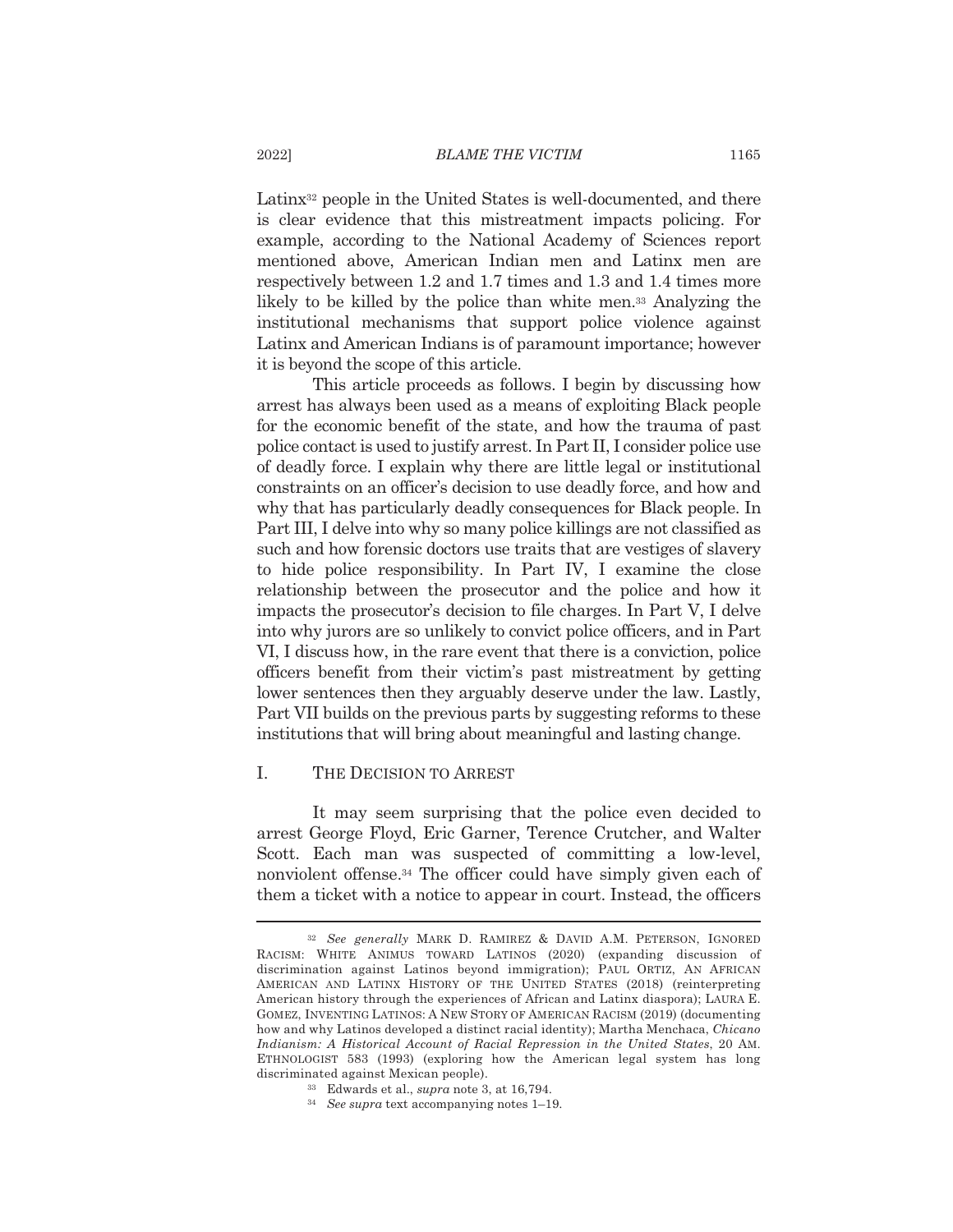Latinx[32] people in the United States is well-documented, and there is clear evidence that this mistreatment impacts policing. For example, according to the National Academy of Sciences report mentioned above, American Indian men and Latinx men are respectively between 1.2 and 1.7 times and 1.3 and 1.4 times more likely to be killed by the police than white men.[33] Analyzing the institutional mechanisms that support police violence against Latinx and American Indians is of paramount importance; however it is beyond the scope of this article.

This article proceeds as follows. I begin by discussing how arrest has always been used as a means of exploiting Black people for the economic benefit of the state, and how the trauma of past police contact is used to justify arrest. In Part II, I consider police use of deadly force. I explain why there are little legal or institutional constraints on an officer's decision to use deadly force, and how and why that has particularly deadly consequences for Black people. In Part III, I delve into why so many police killings are not classified as such and how forensic doctors use traits that are vestiges of slavery to hide police responsibility. In Part IV, I examine the close relationship between the prosecutor and the police and how it impacts the prosecutor's decision to file charges. In Part V, I delve into why jurors are so unlikely to convict police officers, and in Part VI, I discuss how, in the rare event that there is a conviction, police officers benefit from their victim's past mistreatment by getting lower sentences then they arguably deserve under the law. Lastly, Part VII builds on the previous parts by suggesting reforms to these institutions that will bring about meaningful and lasting change.

## I. THE DECISION TO ARREST

It may seem surprising that the police even decided to arrest George Floyd, Eric Garner, Terence Crutcher, and Walter Scott. Each man was suspected of committing a low-level, nonviolent offense.[34] The officer could have simply given each of them a ticket with a notice to appear in court. Instead, the officers

---

[32] *See generally* MARK D. RAMIREZ & DAVID A.M. PETERSON, IGNORED RACISM: WHITE ANIMUS TOWARD LATINOS (2020) (expanding discussion of discrimination against Latinos beyond immigration); PAUL ORTIZ, AN AFRICAN AMERICAN AND LATINX HISTORY OF THE UNITED STATES (2018) (reinterpreting American history through the experiences of African and Latinx diaspora); LAURA E. GOMEZ, INVENTING LATINOS: A NEW STORY OF AMERICAN RACISM (2019) (documenting how and why Latinos developed a distinct racial identity); Martha Menchaca, *Chicano Indianism: A Historical Account of Racial Repression in the United States*, 20 AM. ETHNOLOGIST 583 (1993) (exploring how the American legal system has long discriminated against Mexican people).

[33] Edwards et al., *supra* note 3, at 16,794.

[34] *See supra* text accompanying notes 1–19.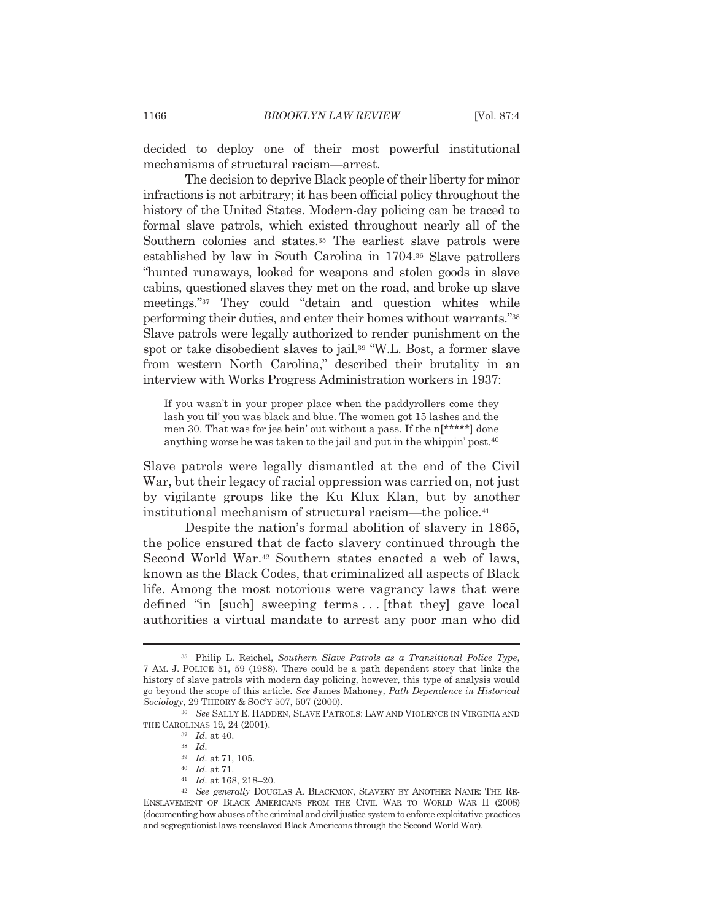decided to deploy one of their most powerful institutional mechanisms of structural racism—arrest.

The decision to deprive Black people of their liberty for minor infractions is not arbitrary; it has been official policy throughout the history of the United States. Modern-day policing can be traced to formal slave patrols, which existed throughout nearly all of the Southern colonies and states.[35] The earliest slave patrols were established by law in South Carolina in 1704.[36] Slave patrollers "hunted runaways, looked for weapons and stolen goods in slave cabins, questioned slaves they met on the road, and broke up slave meetings."[37] They could "detain and question whites while performing their duties, and enter their homes without warrants."[38] Slave patrols were legally authorized to render punishment on the spot or take disobedient slaves to jail.[39] "W.L. Bost, a former slave from western North Carolina," described their brutality in an interview with Works Progress Administration workers in 1937:

> If you wasn't in your proper place when the paddyrollers come they lash you til' you was black and blue. The women got 15 lashes and the men 30. That was for jes bein' out without a pass. If the n[*****] done anything worse he was taken to the jail and put in the whippin' post.[40]

Slave patrols were legally dismantled at the end of the Civil War, but their legacy of racial oppression was carried on, not just by vigilante groups like the Ku Klux Klan, but by another institutional mechanism of structural racism—the police.[41]

Despite the nation's formal abolition of slavery in 1865, the police ensured that de facto slavery continued through the Second World War.[42] Southern states enacted a web of laws, known as the Black Codes, that criminalized all aspects of Black life. Among the most notorious were vagrancy laws that were defined "in [such] sweeping terms . . . [that they] gave local authorities a virtual mandate to arrest any poor man who did

---

[35] Philip L. Reichel, *Southern Slave Patrols as a Transitional Police Type*, 7 AM. J. POLICE 51, 59 (1988). There could be a path dependent story that links the history of slave patrols with modern day policing, however, this type of analysis would go beyond the scope of this article. *See* James Mahoney, *Path Dependence in Historical Sociology*, 29 THEORY & SOC'Y 507, 507 (2000).

[36] *See* SALLY E. HADDEN, SLAVE PATROLS: LAW AND VIOLENCE IN VIRGINIA AND THE CAROLINAS 19, 24 (2001).

[37] *Id.* at 40.

[38] *Id.*

[39] *Id.* at 71, 105.

[40] *Id.* at 71.

[41] *Id.* at 168, 218–20.

[42] *See generally* DOUGLAS A. BLACKMON, SLAVERY BY ANOTHER NAME: THE RE-ENSLAVEMENT OF BLACK AMERICANS FROM THE CIVIL WAR TO WORLD WAR II (2008) (documenting how abuses of the criminal and civil justice system to enforce exploitative practices and segregationist laws reenslaved Black Americans through the Second World War).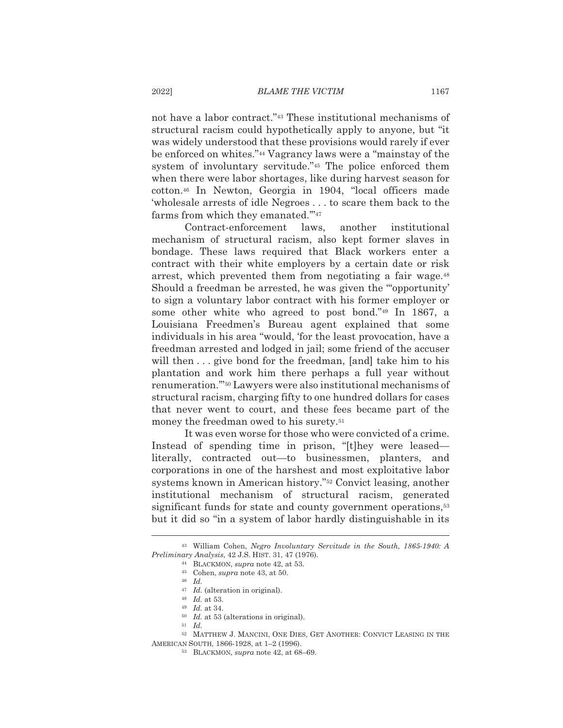not have a labor contract."[43] These institutional mechanisms of structural racism could hypothetically apply to anyone, but "it was widely understood that these provisions would rarely if ever be enforced on whites."[44] Vagrancy laws were a "mainstay of the system of involuntary servitude."[45] The police enforced them when there were labor shortages, like during harvest season for cotton.[46] In Newton, Georgia in 1904, "local officers made 'wholesale arrests of idle Negroes . . . to scare them back to the farms from which they emanated.'"[47]

Contract-enforcement laws, another institutional mechanism of structural racism, also kept former slaves in bondage. These laws required that Black workers enter a contract with their white employers by a certain date or risk arrest, which prevented them from negotiating a fair wage.[48] Should a freedman be arrested, he was given the "'opportunity' to sign a voluntary labor contract with his former employer or some other white who agreed to post bond."[49] In 1867, a Louisiana Freedmen's Bureau agent explained that some individuals in his area "would, 'for the least provocation, have a freedman arrested and lodged in jail; some friend of the accuser will then . . . give bond for the freedman, [and] take him to his plantation and work him there perhaps a full year without renumeration.'"[50] Lawyers were also institutional mechanisms of structural racism, charging fifty to one hundred dollars for cases that never went to court, and these fees became part of the money the freedman owed to his surety.[51]

It was even worse for those who were convicted of a crime. Instead of spending time in prison, "[t]hey were leased—literally, contracted out—to businessmen, planters, and corporations in one of the harshest and most exploitative labor systems known in American history."[52] Convict leasing, another institutional mechanism of structural racism, generated significant funds for state and county government operations,[53] but it did so "in a system of labor hardly distinguishable in its

---

[43] William Cohen, *Negro Involuntary Servitude in the South, 1865-1940: A Preliminary Analysis*, 42 J.S. HIST. 31, 47 (1976).

[44] BLACKMON, *supra* note 42, at 53.

[45] Cohen, *supra* note 43, at 50.

[46] *Id.*

[47] *Id.* (alteration in original).

[48] *Id.* at 53.

[49] *Id.* at 34.

[50] *Id.* at 53 (alterations in original).

[51] *Id.*

[52] MATTHEW J. MANCINI, ONE DIES, GET ANOTHER: CONVICT LEASING IN THE AMERICAN SOUTH, 1866-1928, at 1–2 (1996).

[53] BLACKMON, *supra* note 42, at 68–69.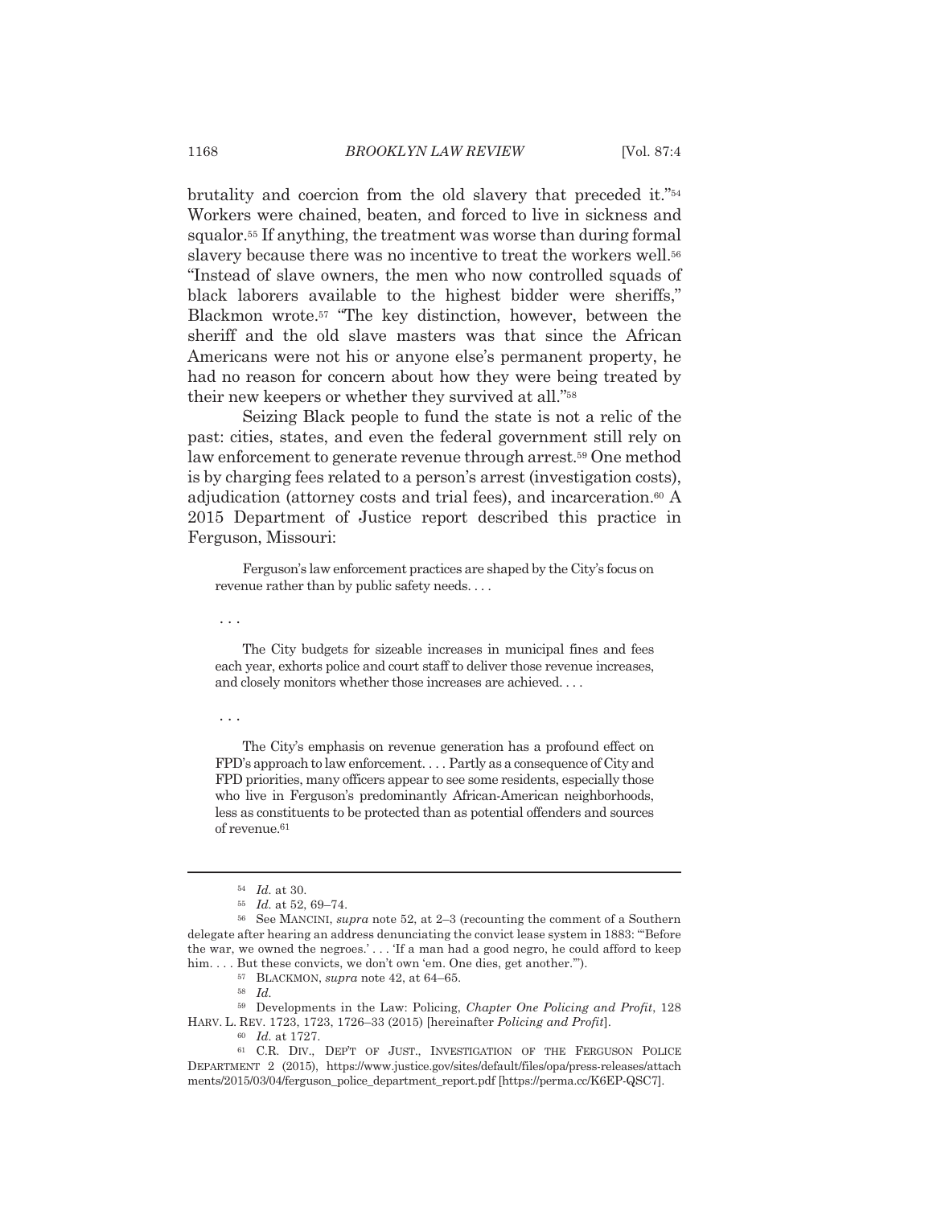brutality and coercion from the old slavery that preceded it."[54] Workers were chained, beaten, and forced to live in sickness and squalor.[55] If anything, the treatment was worse than during formal slavery because there was no incentive to treat the workers well.[56] "Instead of slave owners, the men who now controlled squads of black laborers available to the highest bidder were sheriffs," Blackmon wrote.[57] "The key distinction, however, between the sheriff and the old slave masters was that since the African Americans were not his or anyone else's permanent property, he had no reason for concern about how they were being treated by their new keepers or whether they survived at all."[58]

Seizing Black people to fund the state is not a relic of the past: cities, states, and even the federal government still rely on law enforcement to generate revenue through arrest.[59] One method is by charging fees related to a person's arrest (investigation costs), adjudication (attorney costs and trial fees), and incarceration.[60] A 2015 Department of Justice report described this practice in Ferguson, Missouri:

> Ferguson's law enforcement practices are shaped by the City's focus on revenue rather than by public safety needs. . . .
>
> . . .
>
> The City budgets for sizeable increases in municipal fines and fees each year, exhorts police and court staff to deliver those revenue increases, and closely monitors whether those increases are achieved. . . .
>
> . . .
>
> The City's emphasis on revenue generation has a profound effect on FPD's approach to law enforcement. . . . Partly as a consequence of City and FPD priorities, many officers appear to see some residents, especially those who live in Ferguson's predominantly African-American neighborhoods, less as constituents to be protected than as potential offenders and sources of revenue.[61]

---

[54] *Id.* at 30.

[55] *Id.* at 52, 69–74.

[56] See MANCINI, *supra* note 52, at 2–3 (recounting the comment of a Southern delegate after hearing an address denunciating the convict lease system in 1883: "'Before the war, we owned the negroes.' . . . 'If a man had a good negro, he could afford to keep him. . . . But these convicts, we don't own 'em. One dies, get another.'").

[57] BLACKMON, *supra* note 42, at 64–65.

[58] *Id.*

[59] Developments in the Law: Policing, *Chapter One Policing and Profit*, 128 HARV. L. REV. 1723, 1723, 1726–33 (2015) [hereinafter *Policing and Profit*].

[60] *Id.* at 1727.

[61] C.R. DIV., DEP'T OF JUST., INVESTIGATION OF THE FERGUSON POLICE DEPARTMENT 2 (2015), https://www.justice.gov/sites/default/files/opa/press-releases/attachments/2015/03/04/ferguson_police_department_report.pdf [https://perma.cc/K6EP-QSC7].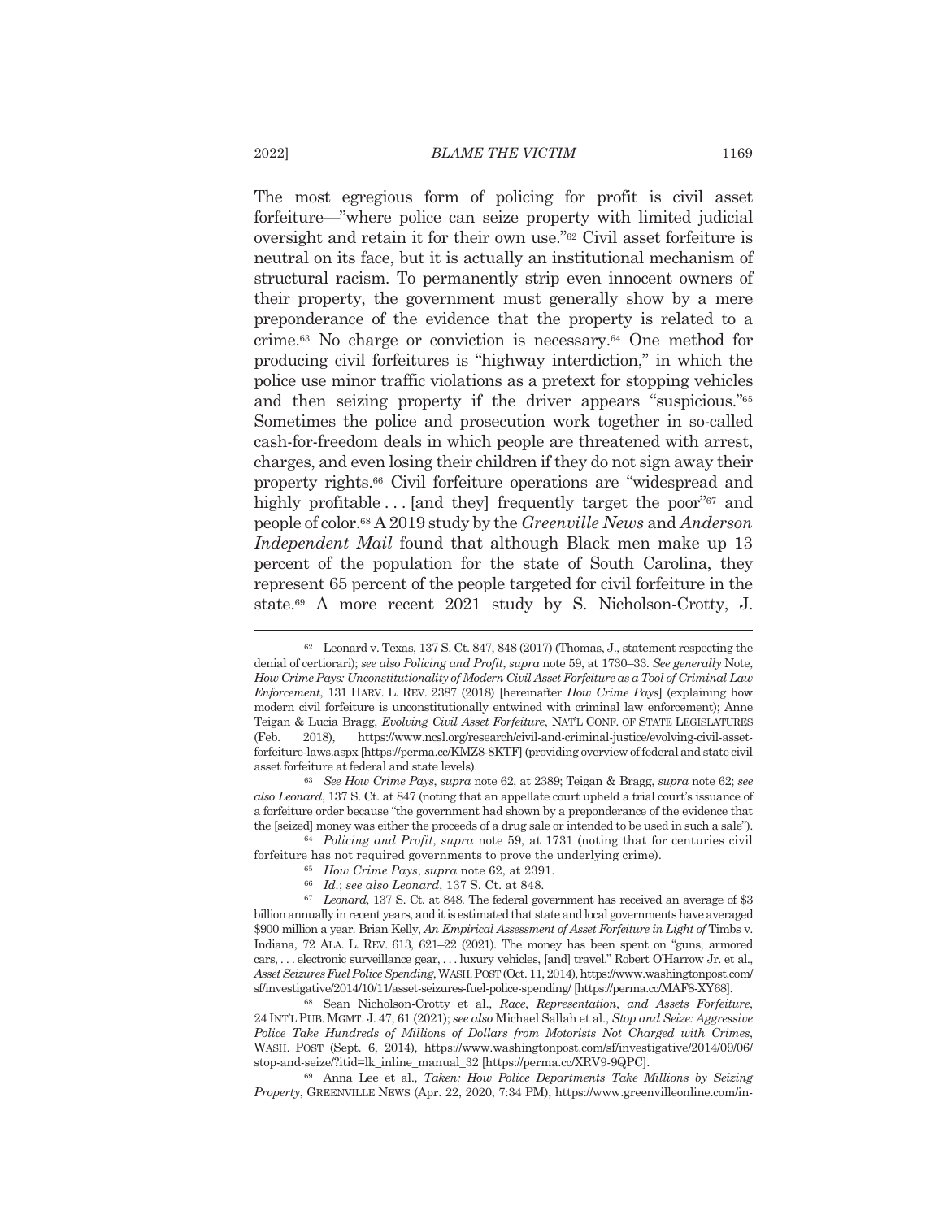The most egregious form of policing for profit is civil asset forfeiture—"where police can seize property with limited judicial oversight and retain it for their own use."[62] Civil asset forfeiture is neutral on its face, but it is actually an institutional mechanism of structural racism. To permanently strip even innocent owners of their property, the government must generally show by a mere preponderance of the evidence that the property is related to a crime.[63] No charge or conviction is necessary.[64] One method for producing civil forfeitures is "highway interdiction," in which the police use minor traffic violations as a pretext for stopping vehicles and then seizing property if the driver appears "suspicious."[65] Sometimes the police and prosecution work together in so-called cash-for-freedom deals in which people are threatened with arrest, charges, and even losing their children if they do not sign away their property rights.[66] Civil forfeiture operations are "widespread and highly profitable . . . [and they] frequently target the poor"[67] and people of color.[68] A 2019 study by the *Greenville News* and *Anderson Independent Mail* found that although Black men make up 13 percent of the population for the state of South Carolina, they represent 65 percent of the people targeted for civil forfeiture in the state.[69] A more recent 2021 study by S. Nicholson-Crotty, J.

---

[62] Leonard v. Texas, 137 S. Ct. 847, 848 (2017) (Thomas, J., statement respecting the denial of certiorari); *see also Policing and Profit*, *supra* note 59, at 1730–33. *See generally* Note, *How Crime Pays: Unconstitutionality of Modern Civil Asset Forfeiture as a Tool of Criminal Law Enforcement*, 131 HARV. L. REV. 2387 (2018) [hereinafter *How Crime Pays*] (explaining how modern civil forfeiture is unconstitutionally entwined with criminal law enforcement); Anne Teigan & Lucia Bragg, *Evolving Civil Asset Forfeiture*, NAT'L CONF. OF STATE LEGISLATURES (Feb. 2018), https://www.ncsl.org/research/civil-and-criminal-justice/evolving-civil-asset-forfeiture-laws.aspx [https://perma.cc/KMZ8-8KTF] (providing overview of federal and state civil asset forfeiture at federal and state levels).

[63] *See How Crime Pays*, *supra* note 62, at 2389; Teigan & Bragg, *supra* note 62; *see also Leonard*, 137 S. Ct. at 847 (noting that an appellate court upheld a trial court's issuance of a forfeiture order because "the government had shown by a preponderance of the evidence that the [seized] money was either the proceeds of a drug sale or intended to be used in such a sale").

[64] *Policing and Profit*, *supra* note 59, at 1731 (noting that for centuries civil forfeiture has not required governments to prove the underlying crime).

[65] *How Crime Pays*, *supra* note 62, at 2391.

[66] *Id.*; *see also Leonard*, 137 S. Ct. at 848.

[67] *Leonard*, 137 S. Ct. at 848. The federal government has received an average of $3 billion annually in recent years, and it is estimated that state and local governments have averaged $900 million a year. Brian Kelly, *An Empirical Assessment of Asset Forfeiture in Light of* Timbs v. Indiana, 72 ALA. L. REV. 613, 621–22 (2021). The money has been spent on "guns, armored cars, . . . electronic surveillance gear, . . . luxury vehicles, [and] travel." Robert O'Harrow Jr. et al., *Asset Seizures Fuel Police Spending*, WASH. POST (Oct. 11, 2014), https://www.washingtonpost.com/sf/investigative/2014/10/11/asset-seizures-fuel-police-spending/ [https://perma.cc/MAF8-XY68].

[68] Sean Nicholson-Crotty et al., *Race, Representation, and Assets Forfeiture*, 24 INT'L PUB. MGMT. J. 47, 61 (2021); *see also* Michael Sallah et al., *Stop and Seize: Aggressive Police Take Hundreds of Millions of Dollars from Motorists Not Charged with Crimes*, WASH. POST (Sept. 6, 2014), https://www.washingtonpost.com/sf/investigative/2014/09/06/stop-and-seize/?itid=lk_inline_manual_32 [https://perma.cc/XRV9-9QPC].

[69] Anna Lee et al., *Taken: How Police Departments Take Millions by Seizing Property*, GREENVILLE NEWS (Apr. 22, 2020, 7:34 PM), https://www.greenvilleonline.com/in-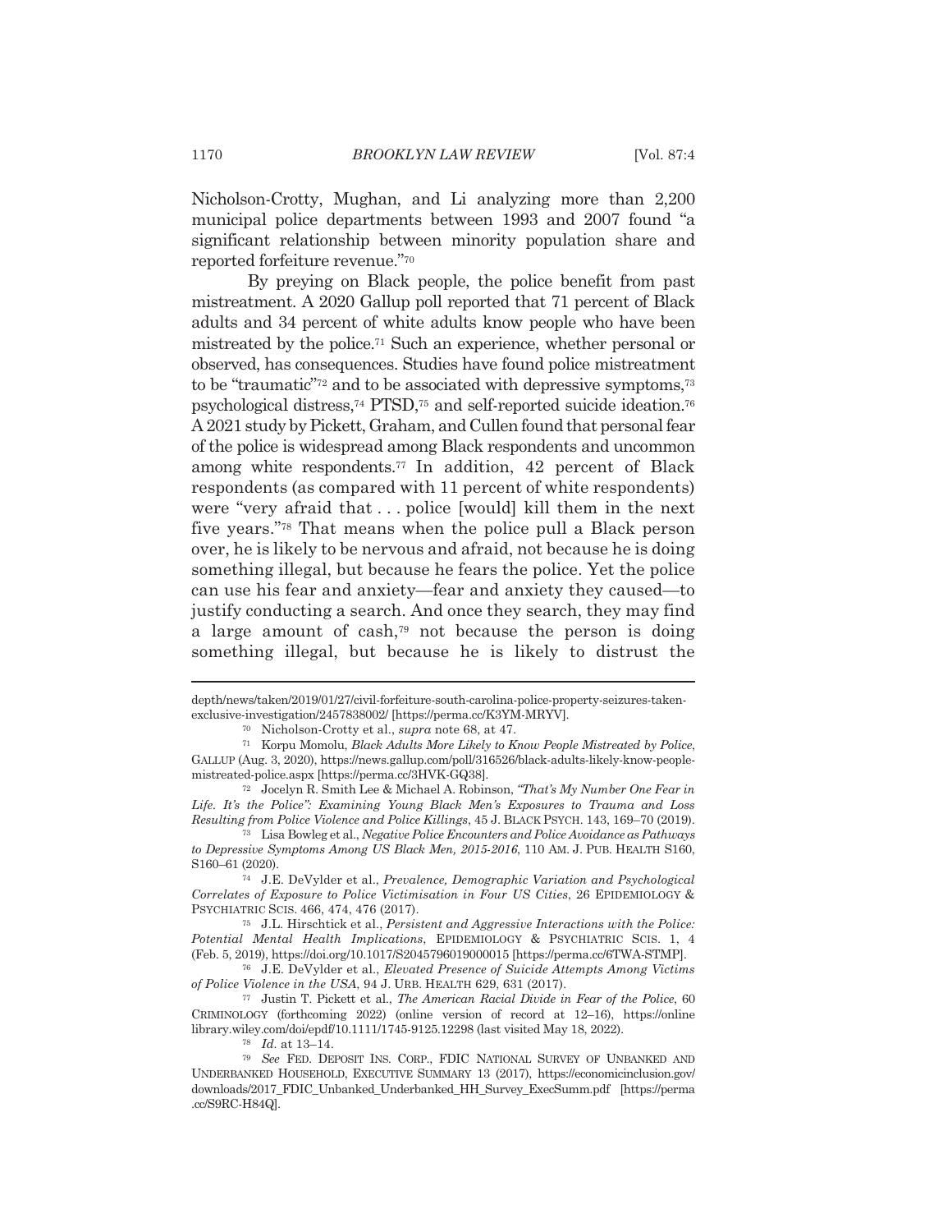Nicholson-Crotty, Mughan, and Li analyzing more than 2,200 municipal police departments between 1993 and 2007 found "a significant relationship between minority population share and reported forfeiture revenue."[70]

By preying on Black people, the police benefit from past mistreatment. A 2020 Gallup poll reported that 71 percent of Black adults and 34 percent of white adults know people who have been mistreated by the police.[71] Such an experience, whether personal or observed, has consequences. Studies have found police mistreatment to be "traumatic"[72] and to be associated with depressive symptoms,[73] psychological distress,[74] PTSD,[75] and self-reported suicide ideation.[76] A 2021 study by Pickett, Graham, and Cullen found that personal fear of the police is widespread among Black respondents and uncommon among white respondents.[77] In addition, 42 percent of Black respondents (as compared with 11 percent of white respondents) were "very afraid that . . . police [would] kill them in the next five years."[78] That means when the police pull a Black person over, he is likely to be nervous and afraid, not because he is doing something illegal, but because he fears the police. Yet the police can use his fear and anxiety—fear and anxiety they caused—to justify conducting a search. And once they search, they may find a large amount of cash,[79] not because the person is doing something illegal, but because he is likely to distrust the

---

depth/news/taken/2019/01/27/civil-forfeiture-south-carolina-police-property-seizures-taken-exclusive-investigation/2457838002/ [https://perma.cc/K3YM-MRYV].

[70] Nicholson-Crotty et al., *supra* note 68, at 47.

[71] Korpu Momolu, *Black Adults More Likely to Know People Mistreated by Police*, GALLUP (Aug. 3, 2020), https://news.gallup.com/poll/316526/black-adults-likely-know-people-mistreated-police.aspx [https://perma.cc/3HVK-GQ38].

[72] Jocelyn R. Smith Lee & Michael A. Robinson, *"That's My Number One Fear in Life. It's the Police": Examining Young Black Men's Exposures to Trauma and Loss Resulting from Police Violence and Police Killings*, 45 J. BLACK PSYCH. 143, 169–70 (2019).

[73] Lisa Bowleg et al., *Negative Police Encounters and Police Avoidance as Pathways to Depressive Symptoms Among US Black Men, 2015-2016*, 110 AM. J. PUB. HEALTH S160, S160–61 (2020).

[74] J.E. DeVylder et al., *Prevalence, Demographic Variation and Psychological Correlates of Exposure to Police Victimisation in Four US Cities*, 26 EPIDEMIOLOGY & PSYCHIATRIC SCIS. 466, 474, 476 (2017).

[75] J.L. Hirschtick et al., *Persistent and Aggressive Interactions with the Police: Potential Mental Health Implications*, EPIDEMIOLOGY & PSYCHIATRIC SCIS. 1, 4 (Feb. 5, 2019), https://doi.org/10.1017/S2045796019000015 [https://perma.cc/6TWA-STMP].

[76] J.E. DeVylder et al., *Elevated Presence of Suicide Attempts Among Victims of Police Violence in the USA*, 94 J. URB. HEALTH 629, 631 (2017).

[77] Justin T. Pickett et al., *The American Racial Divide in Fear of the Police*, 60 CRIMINOLOGY (forthcoming 2022) (online version of record at 12–16), https://onlinelibrary.wiley.com/doi/epdf/10.1111/1745-9125.12298 (last visited May 18, 2022).

[78] *Id.* at 13–14.

[79] *See* FED. DEPOSIT INS. CORP., FDIC NATIONAL SURVEY OF UNBANKED AND UNDERBANKED HOUSEHOLD, EXECUTIVE SUMMARY 13 (2017), https://economicinclusion.gov/downloads/2017_FDIC_Unbanked_Underbanked_HH_Survey_ExecSumm.pdf [https://perma.cc/S9RC-H84Q].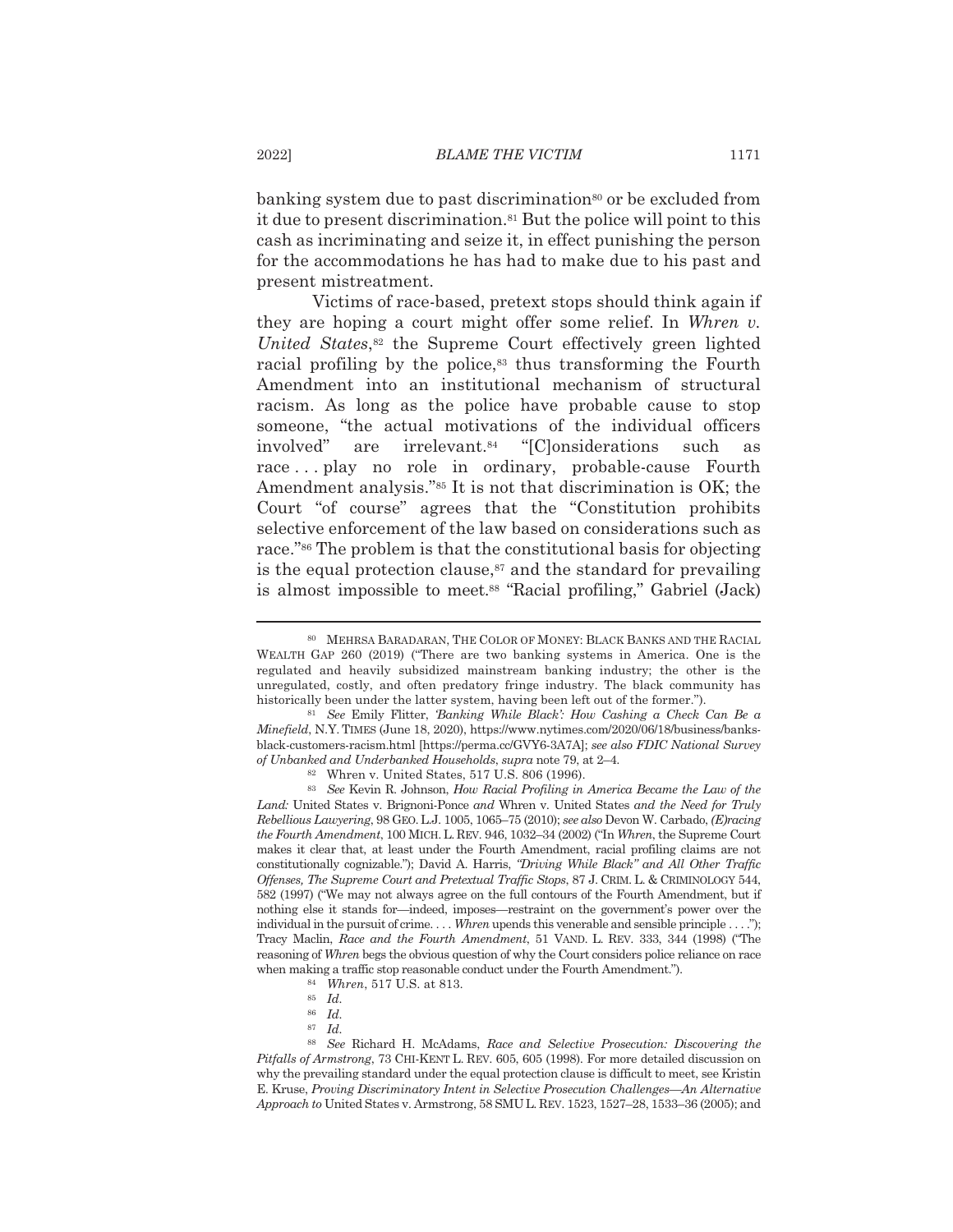banking system due to past discrimination[80] or be excluded from it due to present discrimination.[81] But the police will point to this cash as incriminating and seize it, in effect punishing the person for the accommodations he has had to make due to his past and present mistreatment.

Victims of race-based, pretext stops should think again if they are hoping a court might offer some relief. In *Whren v. United States*,[82] the Supreme Court effectively green lighted racial profiling by the police,[83] thus transforming the Fourth Amendment into an institutional mechanism of structural racism. As long as the police have probable cause to stop someone, "the actual motivations of the individual officers involved" are irrelevant.[84] "[C]onsiderations such as race . . . play no role in ordinary, probable-cause Fourth Amendment analysis."[85] It is not that discrimination is OK; the Court "of course" agrees that the "Constitution prohibits selective enforcement of the law based on considerations such as race."[86] The problem is that the constitutional basis for objecting is the equal protection clause,[87] and the standard for prevailing is almost impossible to meet.[88] "Racial profiling," Gabriel (Jack)

---

[80] MEHRSA BARADARAN, THE COLOR OF MONEY: BLACK BANKS AND THE RACIAL WEALTH GAP 260 (2019) ("There are two banking systems in America. One is the regulated and heavily subsidized mainstream banking industry; the other is the unregulated, costly, and often predatory fringe industry. The black community has historically been under the latter system, having been left out of the former.").

[81] *See* Emily Flitter, *'Banking While Black': How Cashing a Check Can Be a Minefield*, N.Y. TIMES (June 18, 2020), https://www.nytimes.com/2020/06/18/business/banks-black-customers-racism.html [https://perma.cc/GVY6-3A7A]; *see also FDIC National Survey of Unbanked and Underbanked Households*, *supra* note 79, at 2–4.

[82] Whren v. United States, 517 U.S. 806 (1996).

[83] *See* Kevin R. Johnson, *How Racial Profiling in America Became the Law of the Land:* United States v. Brignoni-Ponce *and* Whren v. United States *and the Need for Truly Rebellious Lawyering*, 98 GEO. L.J. 1005, 1065–75 (2010); *see also* Devon W. Carbado, *(E)racing the Fourth Amendment*, 100 MICH. L. REV. 946, 1032–34 (2002) ("In *Whren*, the Supreme Court makes it clear that, at least under the Fourth Amendment, racial profiling claims are not constitutionally cognizable."); David A. Harris, *"Driving While Black" and All Other Traffic Offenses, The Supreme Court and Pretextual Traffic Stops*, 87 J. CRIM. L. & CRIMINOLOGY 544, 582 (1997) ("We may not always agree on the full contours of the Fourth Amendment, but if nothing else it stands for—indeed, imposes—restraint on the government's power over the individual in the pursuit of crime. . . . *Whren* upends this venerable and sensible principle . . . ."); Tracy Maclin, *Race and the Fourth Amendment*, 51 VAND. L. REV. 333, 344 (1998) ("The reasoning of *Whren* begs the obvious question of why the Court considers police reliance on race when making a traffic stop reasonable conduct under the Fourth Amendment.").

[84] *Whren*, 517 U.S. at 813.

[85] *Id.*

[86] *Id.*

[87] *Id.*

[88] *See* Richard H. McAdams, *Race and Selective Prosecution: Discovering the Pitfalls of Armstrong*, 73 CHI-KENT L. REV. 605, 605 (1998). For more detailed discussion on why the prevailing standard under the equal protection clause is difficult to meet, see Kristin E. Kruse, *Proving Discriminatory Intent in Selective Prosecution Challenges—An Alternative Approach to* United States v. Armstrong, 58 SMU L. REV. 1523, 1527–28, 1533–36 (2005); and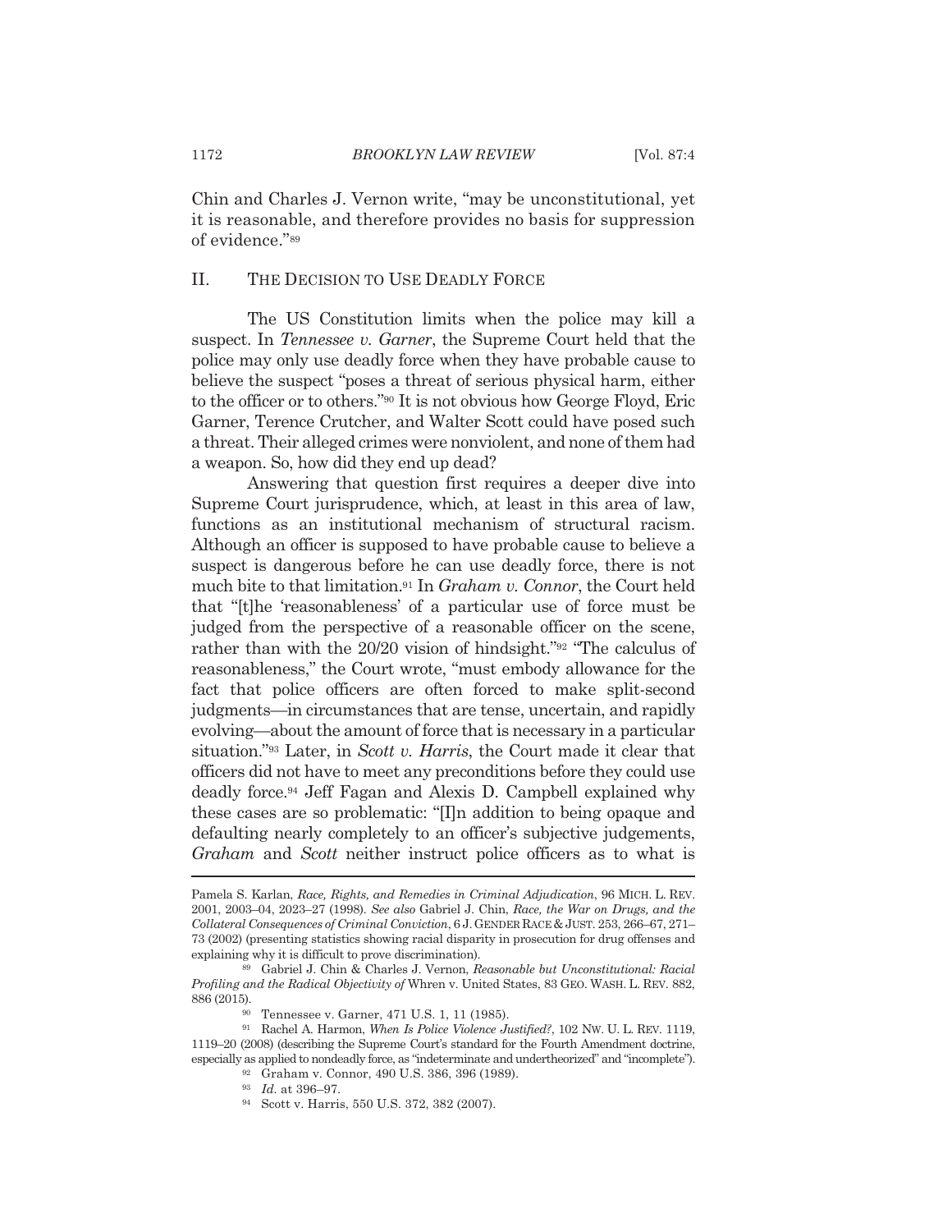Chin and Charles J. Vernon write, "may be unconstitutional, yet it is reasonable, and therefore provides no basis for suppression of evidence."[89]

## II. THE DECISION TO USE DEADLY FORCE

The US Constitution limits when the police may kill a suspect. In *Tennessee v. Garner*, the Supreme Court held that the police may only use deadly force when they have probable cause to believe the suspect "poses a threat of serious physical harm, either to the officer or to others."[90] It is not obvious how George Floyd, Eric Garner, Terence Crutcher, and Walter Scott could have posed such a threat. Their alleged crimes were nonviolent, and none of them had a weapon. So, how did they end up dead?

Answering that question first requires a deeper dive into Supreme Court jurisprudence, which, at least in this area of law, functions as an institutional mechanism of structural racism. Although an officer is supposed to have probable cause to believe a suspect is dangerous before he can use deadly force, there is not much bite to that limitation.[91] In *Graham v. Connor*, the Court held that "[t]he 'reasonableness' of a particular use of force must be judged from the perspective of a reasonable officer on the scene, rather than with the 20/20 vision of hindsight."[92] "The calculus of reasonableness," the Court wrote, "must embody allowance for the fact that police officers are often forced to make split-second judgments—in circumstances that are tense, uncertain, and rapidly evolving—about the amount of force that is necessary in a particular situation."[93] Later, in *Scott v. Harris*, the Court made it clear that officers did not have to meet any preconditions before they could use deadly force.[94] Jeff Fagan and Alexis D. Campbell explained why these cases are so problematic: "[I]n addition to being opaque and defaulting nearly completely to an officer's subjective judgements, *Graham* and *Scott* neither instruct police officers as to what is

---

Pamela S. Karlan, *Race, Rights, and Remedies in Criminal Adjudication*, 96 MICH. L. REV. 2001, 2003–04, 2023–27 (1998). *See also* Gabriel J. Chin, *Race, the War on Drugs, and the Collateral Consequences of Criminal Conviction*, 6 J. GENDER RACE & JUST. 253, 266–67, 271–73 (2002) (presenting statistics showing racial disparity in prosecution for drug offenses and explaining why it is difficult to prove discrimination).

[89] Gabriel J. Chin & Charles J. Vernon, *Reasonable but Unconstitutional: Racial Profiling and the Radical Objectivity of* Whren v. United States, 83 GEO. WASH. L. REV. 882, 886 (2015).

[90] Tennessee v. Garner, 471 U.S. 1, 11 (1985).

[91] Rachel A. Harmon, *When Is Police Violence Justified?*, 102 NW. U. L. REV. 1119, 1119–20 (2008) (describing the Supreme Court's standard for the Fourth Amendment doctrine, especially as applied to nondeadly force, as "indeterminate and undertheorized" and "incomplete").

[92] Graham v. Connor, 490 U.S. 386, 396 (1989).

[93] *Id.* at 396–97.

[94] Scott v. Harris, 550 U.S. 372, 382 (2007).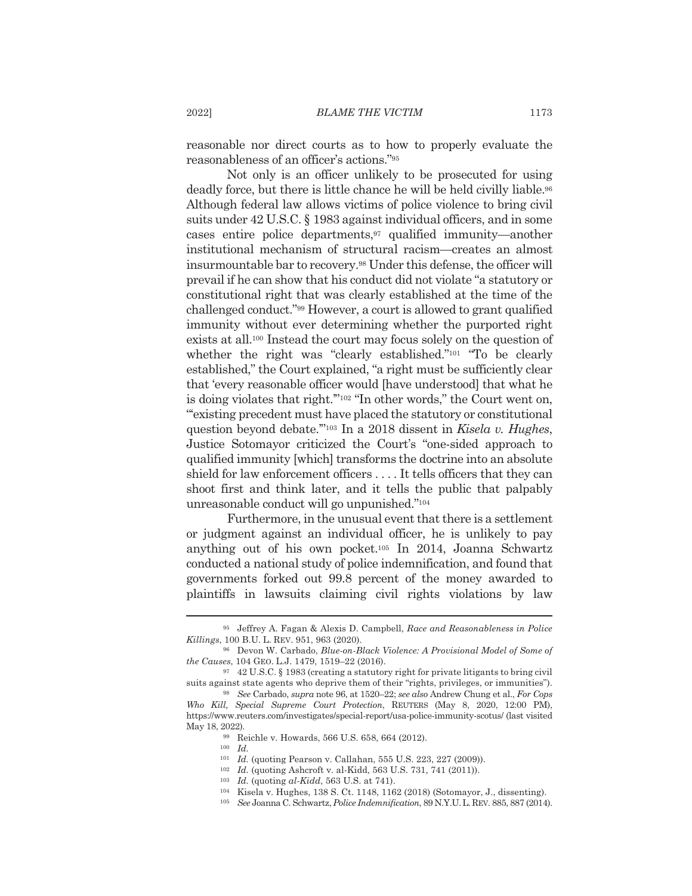reasonable nor direct courts as to how to properly evaluate the reasonableness of an officer's actions."[95]

Not only is an officer unlikely to be prosecuted for using deadly force, but there is little chance he will be held civilly liable.[96] Although federal law allows victims of police violence to bring civil suits under 42 U.S.C. § 1983 against individual officers, and in some cases entire police departments,[97] qualified immunity—another institutional mechanism of structural racism—creates an almost insurmountable bar to recovery.[98] Under this defense, the officer will prevail if he can show that his conduct did not violate "a statutory or constitutional right that was clearly established at the time of the challenged conduct."[99] However, a court is allowed to grant qualified immunity without ever determining whether the purported right exists at all.[100] Instead the court may focus solely on the question of whether the right was "clearly established."[101] "To be clearly established," the Court explained, "a right must be sufficiently clear that 'every reasonable officer would [have understood] that what he is doing violates that right.'"[102] "In other words," the Court went on, "'existing precedent must have placed the statutory or constitutional question beyond debate.'"[103] In a 2018 dissent in *Kisela v. Hughes*, Justice Sotomayor criticized the Court's "one-sided approach to qualified immunity [which] transforms the doctrine into an absolute shield for law enforcement officers . . . . It tells officers that they can shoot first and think later, and it tells the public that palpably unreasonable conduct will go unpunished."[104]

Furthermore, in the unusual event that there is a settlement or judgment against an individual officer, he is unlikely to pay anything out of his own pocket.[105] In 2014, Joanna Schwartz conducted a national study of police indemnification, and found that governments forked out 99.8 percent of the money awarded to plaintiffs in lawsuits claiming civil rights violations by law

---

[95] Jeffrey A. Fagan & Alexis D. Campbell, *Race and Reasonableness in Police Killings*, 100 B.U. L. REV. 951, 963 (2020).

[96] Devon W. Carbado, *Blue-on-Black Violence: A Provisional Model of Some of the Causes*, 104 GEO. L.J. 1479, 1519–22 (2016).

[97] 42 U.S.C. § 1983 (creating a statutory right for private litigants to bring civil suits against state agents who deprive them of their "rights, privileges, or immunities").

[98] *See* Carbado, *supra* note 96, at 1520–22; *see also* Andrew Chung et al., *For Cops Who Kill, Special Supreme Court Protection*, REUTERS (May 8, 2020, 12:00 PM), https://www.reuters.com/investigates/special-report/usa-police-immunity-scotus/ (last visited May 18, 2022).

[99] Reichle v. Howards, 566 U.S. 658, 664 (2012).

[100] *Id.*

[101] *Id.* (quoting Pearson v. Callahan, 555 U.S. 223, 227 (2009)).

[102] *Id.* (quoting Ashcroft v. al-Kidd, 563 U.S. 731, 741 (2011)).

[103] *Id.* (quoting *al-Kidd*, 563 U.S. at 741).

[104] Kisela v. Hughes, 138 S. Ct. 1148, 1162 (2018) (Sotomayor, J., dissenting).

[105] *See* Joanna C. Schwartz, *Police Indemnification*, 89 N.Y.U. L. REV. 885, 887 (2014).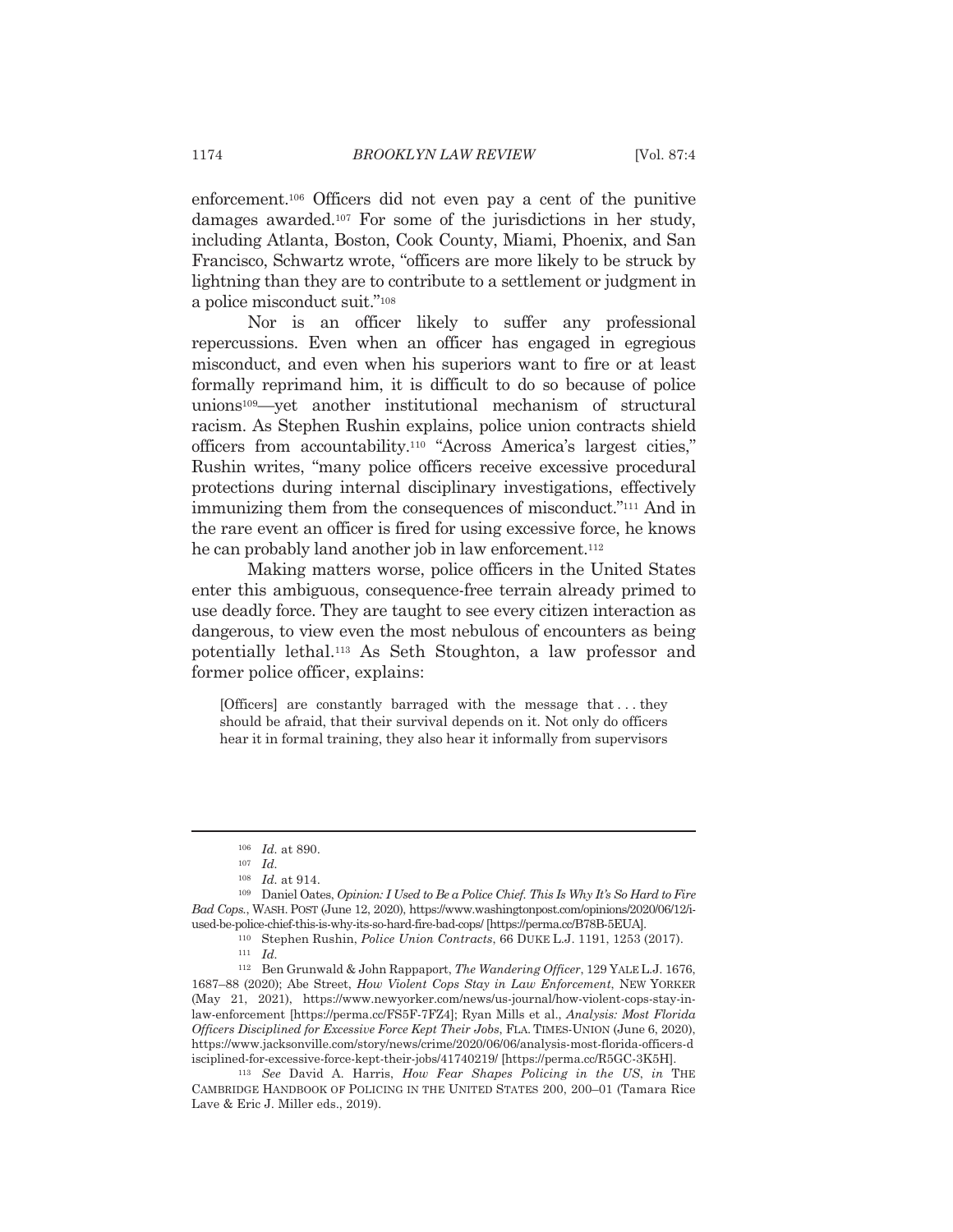enforcement.[106] Officers did not even pay a cent of the punitive damages awarded.[107] For some of the jurisdictions in her study, including Atlanta, Boston, Cook County, Miami, Phoenix, and San Francisco, Schwartz wrote, "officers are more likely to be struck by lightning than they are to contribute to a settlement or judgment in a police misconduct suit."[108]

Nor is an officer likely to suffer any professional repercussions. Even when an officer has engaged in egregious misconduct, and even when his superiors want to fire or at least formally reprimand him, it is difficult to do so because of police unions[109]—yet another institutional mechanism of structural racism. As Stephen Rushin explains, police union contracts shield officers from accountability.[110] "Across America's largest cities," Rushin writes, "many police officers receive excessive procedural protections during internal disciplinary investigations, effectively immunizing them from the consequences of misconduct."[111] And in the rare event an officer is fired for using excessive force, he knows he can probably land another job in law enforcement.[112]

Making matters worse, police officers in the United States enter this ambiguous, consequence-free terrain already primed to use deadly force. They are taught to see every citizen interaction as dangerous, to view even the most nebulous of encounters as being potentially lethal.[113] As Seth Stoughton, a law professor and former police officer, explains:

> [Officers] are constantly barraged with the message that . . . they should be afraid, that their survival depends on it. Not only do officers hear it in formal training, they also hear it informally from supervisors

---

[106] *Id.* at 890.

[107] *Id.*

[108] *Id.* at 914.

[109] Daniel Oates, *Opinion: I Used to Be a Police Chief. This Is Why It's So Hard to Fire Bad Cops.*, WASH. POST (June 12, 2020), https://www.washingtonpost.com/opinions/2020/06/12/i-used-be-police-chief-this-is-why-its-so-hard-fire-bad-cops/ [https://perma.cc/B78B-5EUA].

[110] Stephen Rushin, *Police Union Contracts*, 66 DUKE L.J. 1191, 1253 (2017).

[111] *Id.*

[112] Ben Grunwald & John Rappaport, *The Wandering Officer*, 129 YALE L.J. 1676, 1687–88 (2020); Abe Street, *How Violent Cops Stay in Law Enforcement*, NEW YORKER (May 21, 2021), https://www.newyorker.com/news/us-journal/how-violent-cops-stay-in-law-enforcement [https://perma.cc/FS5F-7FZ4]; Ryan Mills et al., *Analysis: Most Florida Officers Disciplined for Excessive Force Kept Their Jobs*, FLA. TIMES-UNION (June 6, 2020), https://www.jacksonville.com/story/news/crime/2020/06/06/analysis-most-florida-officers-disciplined-for-excessive-force-kept-their-jobs/41740219/ [https://perma.cc/R5GC-3K5H].

[113] *See* David A. Harris, *How Fear Shapes Policing in the US*, *in* THE CAMBRIDGE HANDBOOK OF POLICING IN THE UNITED STATES 200, 200–01 (Tamara Rice Lave & Eric J. Miller eds., 2019).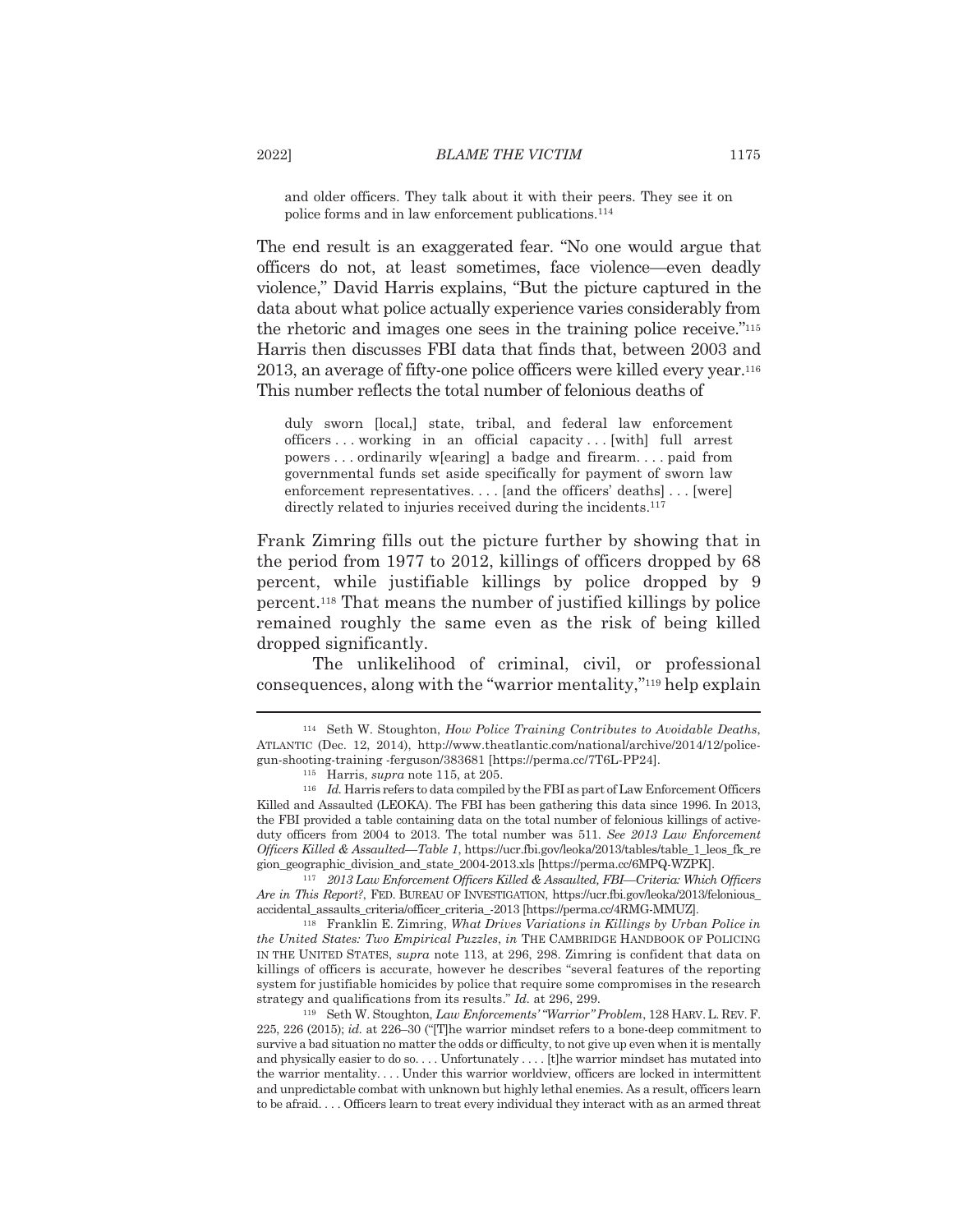and older officers. They talk about it with their peers. They see it on police forms and in law enforcement publications.[114]

The end result is an exaggerated fear. "No one would argue that officers do not, at least sometimes, face violence—even deadly violence," David Harris explains, "But the picture captured in the data about what police actually experience varies considerably from the rhetoric and images one sees in the training police receive."[115] Harris then discusses FBI data that finds that, between 2003 and 2013, an average of fifty-one police officers were killed every year.[116] This number reflects the total number of felonious deaths of

> duly sworn [local,] state, tribal, and federal law enforcement officers . . . working in an official capacity . . . [with] full arrest powers . . . ordinarily w[earing] a badge and firearm. . . . paid from governmental funds set aside specifically for payment of sworn law enforcement representatives. . . . [and the officers' deaths] . . . [were] directly related to injuries received during the incidents.[117]

Frank Zimring fills out the picture further by showing that in the period from 1977 to 2012, killings of officers dropped by 68 percent, while justifiable killings by police dropped by 9 percent.[118] That means the number of justified killings by police remained roughly the same even as the risk of being killed dropped significantly.

The unlikelihood of criminal, civil, or professional consequences, along with the "warrior mentality,"[119] help explain

---

[114] Seth W. Stoughton, *How Police Training Contributes to Avoidable Deaths*, ATLANTIC (Dec. 12, 2014), http://www.theatlantic.com/national/archive/2014/12/police-gun-shooting-training -ferguson/383681 [https://perma.cc/7T6L-PP24].

[115] Harris, *supra* note 115, at 205.

[116] *Id.* Harris refers to data compiled by the FBI as part of Law Enforcement Officers Killed and Assaulted (LEOKA). The FBI has been gathering this data since 1996. In 2013, the FBI provided a table containing data on the total number of felonious killings of active-duty officers from 2004 to 2013. The total number was 511. *See 2013 Law Enforcement Officers Killed & Assaulted—Table 1*, https://ucr.fbi.gov/leoka/2013/tables/table_1_leos_fk_region_geographic_division_and_state_2004-2013.xls [https://perma.cc/6MPQ-WZPK].

[117] *2013 Law Enforcement Officers Killed & Assaulted, FBI—Criteria: Which Officers Are in This Report?*, FED. BUREAU OF INVESTIGATION, https://ucr.fbi.gov/leoka/2013/felonious_accidental_assaults_criteria/officer_criteria_-2013 [https://perma.cc/4RMG-MMUZ].

[118] Franklin E. Zimring, *What Drives Variations in Killings by Urban Police in the United States: Two Empirical Puzzles*, *in* THE CAMBRIDGE HANDBOOK OF POLICING IN THE UNITED STATES, *supra* note 113, at 296, 298. Zimring is confident that data on killings of officers is accurate, however he describes "several features of the reporting system for justifiable homicides by police that require some compromises in the research strategy and qualifications from its results." *Id.* at 296, 299.

[119] Seth W. Stoughton, *Law Enforcements' "Warrior" Problem*, 128 HARV. L. REV. F. 225, 226 (2015); *id.* at 226–30 ("[T]he warrior mindset refers to a bone-deep commitment to survive a bad situation no matter the odds or difficulty, to not give up even when it is mentally and physically easier to do so. . . . Unfortunately . . . . [t]he warrior mindset has mutated into the warrior mentality. . . . Under this warrior worldview, officers are locked in intermittent and unpredictable combat with unknown but highly lethal enemies. As a result, officers learn to be afraid. . . . Officers learn to treat every individual they interact with as an armed threat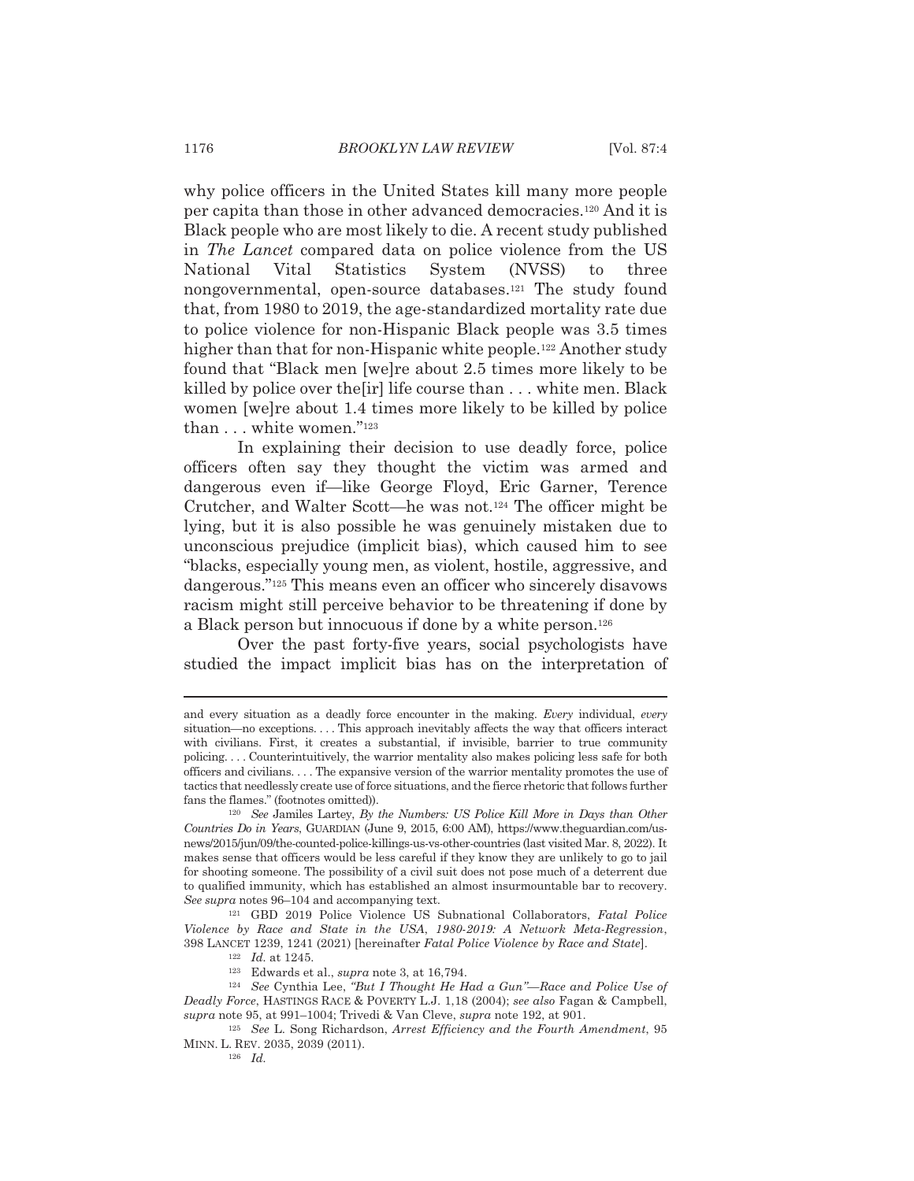why police officers in the United States kill many more people per capita than those in other advanced democracies.[120] And it is Black people who are most likely to die. A recent study published in *The Lancet* compared data on police violence from the US National Vital Statistics System (NVSS) to three nongovernmental, open-source databases.[121] The study found that, from 1980 to 2019, the age-standardized mortality rate due to police violence for non-Hispanic Black people was 3.5 times higher than that for non-Hispanic white people.[122] Another study found that "Black men [we]re about 2.5 times more likely to be killed by police over the[ir] life course than . . . white men. Black women [we]re about 1.4 times more likely to be killed by police than . . . white women."[123]

In explaining their decision to use deadly force, police officers often say they thought the victim was armed and dangerous even if—like George Floyd, Eric Garner, Terence Crutcher, and Walter Scott—he was not.[124] The officer might be lying, but it is also possible he was genuinely mistaken due to unconscious prejudice (implicit bias), which caused him to see "blacks, especially young men, as violent, hostile, aggressive, and dangerous."[125] This means even an officer who sincerely disavows racism might still perceive behavior to be threatening if done by a Black person but innocuous if done by a white person.[126]

Over the past forty-five years, social psychologists have studied the impact implicit bias has on the interpretation of

---

and every situation as a deadly force encounter in the making. *Every* individual, *every* situation—no exceptions. . . . This approach inevitably affects the way that officers interact with civilians. First, it creates a substantial, if invisible, barrier to true community policing. . . . Counterintuitively, the warrior mentality also makes policing less safe for both officers and civilians. . . . The expansive version of the warrior mentality promotes the use of tactics that needlessly create use of force situations, and the fierce rhetoric that follows further fans the flames." (footnotes omitted)).

[120] *See* Jamiles Lartey, *By the Numbers: US Police Kill More in Days than Other Countries Do in Years*, GUARDIAN (June 9, 2015, 6:00 AM), https://www.theguardian.com/us-news/2015/jun/09/the-counted-police-killings-us-vs-other-countries (last visited Mar. 8, 2022). It makes sense that officers would be less careful if they know they are unlikely to go to jail for shooting someone. The possibility of a civil suit does not pose much of a deterrent due to qualified immunity, which has established an almost insurmountable bar to recovery. *See supra* notes 96–104 and accompanying text.

[121] GBD 2019 Police Violence US Subnational Collaborators, *Fatal Police Violence by Race and State in the USA, 1980-2019: A Network Meta-Regression*, 398 LANCET 1239, 1241 (2021) [hereinafter *Fatal Police Violence by Race and State*].

[122] *Id.* at 1245.

[123] Edwards et al., *supra* note 3, at 16,794.

[124] *See* Cynthia Lee, *"But I Thought He Had a Gun"—Race and Police Use of Deadly Force*, HASTINGS RACE & POVERTY L.J. 1,18 (2004); *see also* Fagan & Campbell, *supra* note 95, at 991–1004; Trivedi & Van Cleve, *supra* note 192, at 901.

[125] *See* L. Song Richardson, *Arrest Efficiency and the Fourth Amendment*, 95 MINN. L. REV. 2035, 2039 (2011).

[126] *Id.*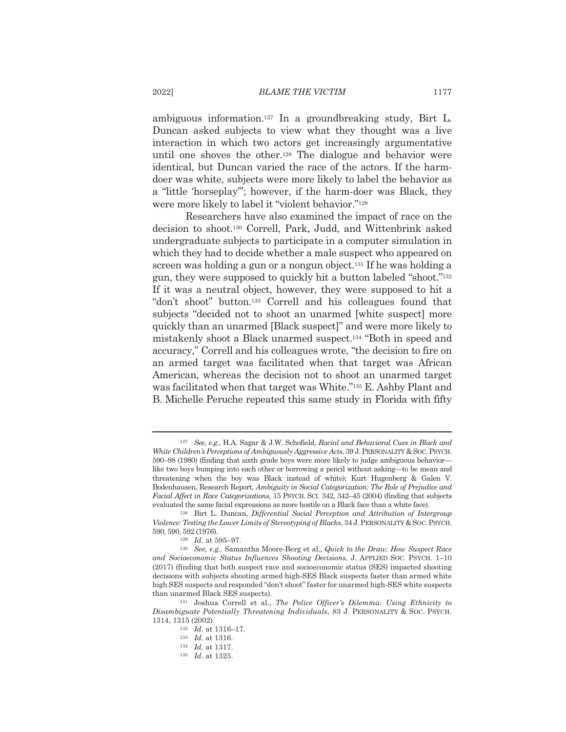ambiguous information.[127] In a groundbreaking study, Birt L. Duncan asked subjects to view what they thought was a live interaction in which two actors get increasingly argumentative until one shoves the other.[128] The dialogue and behavior were identical, but Duncan varied the race of the actors. If the harm-doer was white, subjects were more likely to label the behavior as a "little 'horseplay'"; however, if the harm-doer was Black, they were more likely to label it "violent behavior."[129]

Researchers have also examined the impact of race on the decision to shoot.[130] Correll, Park, Judd, and Wittenbrink asked undergraduate subjects to participate in a computer simulation in which they had to decide whether a male suspect who appeared on screen was holding a gun or a nongun object.[131] If he was holding a gun, they were supposed to quickly hit a button labeled "shoot."[132] If it was a neutral object, however, they were supposed to hit a "don't shoot" button.[133] Correll and his colleagues found that subjects "decided not to shoot an unarmed [white suspect] more quickly than an unarmed [Black suspect]" and were more likely to mistakenly shoot a Black unarmed suspect.[134] "Both in speed and accuracy," Correll and his colleagues wrote, "the decision to fire on an armed target was facilitated when that target was African American, whereas the decision not to shoot an unarmed target was facilitated when that target was White."[135] E. Ashby Plant and B. Michelle Peruche repeated this same study in Florida with fifty

---

[127] *See, e.g.*, H.A. Sagar & J.W. Schofield, *Racial and Behavioral Cues in Black and White Children's Perceptions of Ambiguously Aggressive Acts*, 39 J. PERSONALITY & SOC. PSYCH. 590–98 (1980) (finding that sixth grade boys were more likely to judge ambiguous behavior—like two boys bumping into each other or borrowing a pencil without asking—to be mean and threatening when the boy was Black instead of white); Kurt Hugenberg & Galen V. Bodenhausen, Research Report, *Ambiguity in Social Categorization: The Role of Prejudice and Facial Affect in Race Categorizations*, 15 PSYCH. SCI. 342, 342–45 (2004) (finding that subjects evaluated the same facial expressions as more hostile on a Black face than a white face).

[128] Birt L. Duncan, *Differential Social Perception and Attribution of Intergroup Violence: Testing the Lower Limits of Stereotyping of Blacks*, 34 J. PERSONALITY & SOC. PSYCH. 590, 590, 592 (1976).

[129] *Id.* at 595–97.

[130] *See, e.g.*, Samantha Moore-Berg et al., *Quick to the Draw: How Suspect Race and Socioeconomic Status Influences Shooting Decisions*, J. APPLIED SOC. PSYCH. 1–10 (2017) (finding that both suspect race and socioeconomic status (SES) impacted shooting decisions with subjects shooting armed high-SES Black suspects faster than armed white high SES suspects and responded "don't shoot" faster for unarmed high-SES white suspects than unarmed Black SES suspects).

[131] Joshua Correll et al., *The Police Officer's Dilemma: Using Ethnicity to Disambiguate Potentially Threatening Individuals*, 83 J. PERSONALITY & SOC. PSYCH. 1314, 1315 (2002).

[132] *Id.* at 1316–17.

[133] *Id.* at 1316.

[134] *Id.* at 1317.

[135] *Id.* at 1325.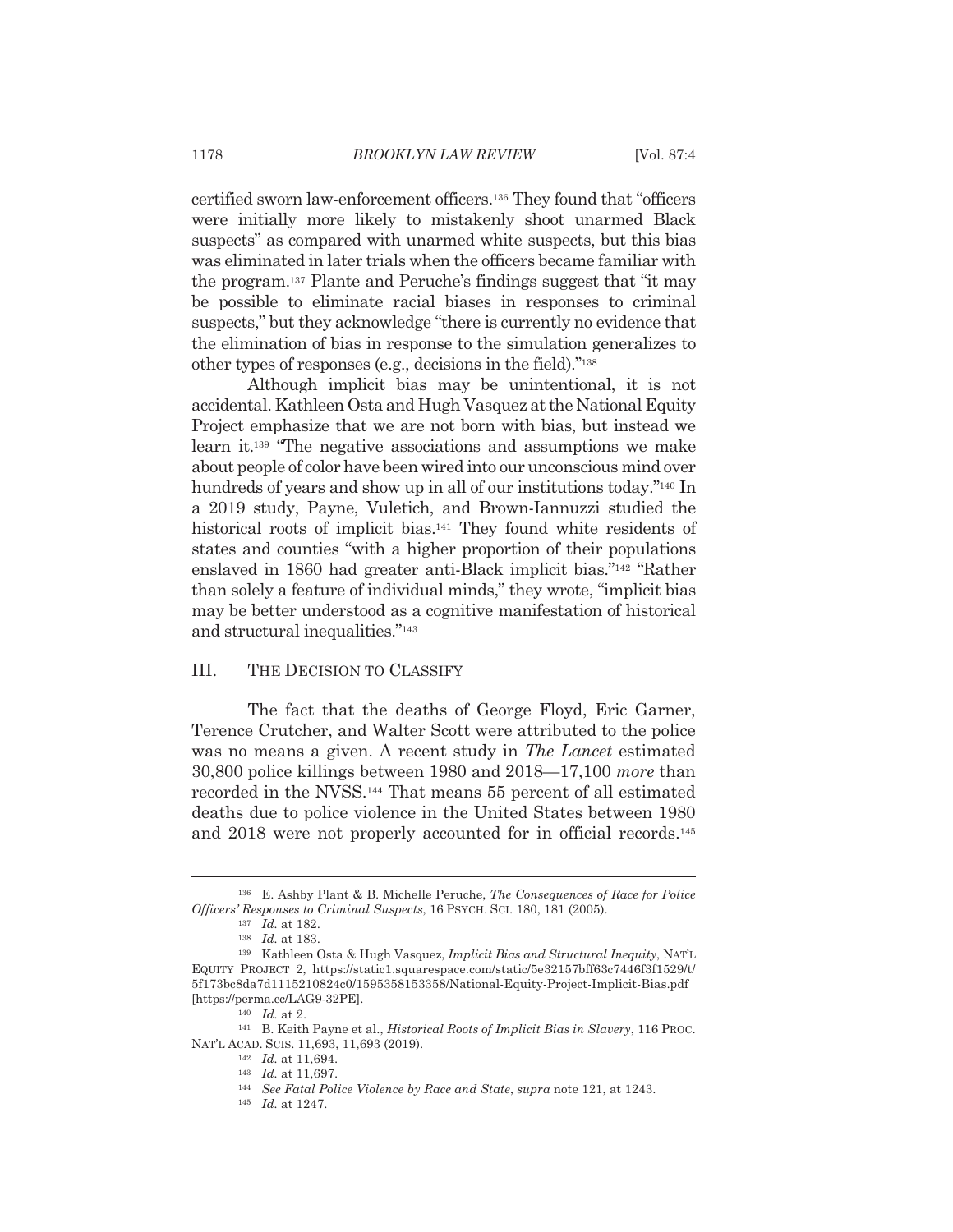certified sworn law-enforcement officers.[136] They found that "officers were initially more likely to mistakenly shoot unarmed Black suspects" as compared with unarmed white suspects, but this bias was eliminated in later trials when the officers became familiar with the program.[137] Plante and Peruche's findings suggest that "it may be possible to eliminate racial biases in responses to criminal suspects," but they acknowledge "there is currently no evidence that the elimination of bias in response to the simulation generalizes to other types of responses (e.g., decisions in the field)."[138]

Although implicit bias may be unintentional, it is not accidental. Kathleen Osta and Hugh Vasquez at the National Equity Project emphasize that we are not born with bias, but instead we learn it.[139] "The negative associations and assumptions we make about people of color have been wired into our unconscious mind over hundreds of years and show up in all of our institutions today."[140] In a 2019 study, Payne, Vuletich, and Brown-Iannuzzi studied the historical roots of implicit bias.[141] They found white residents of states and counties "with a higher proportion of their populations enslaved in 1860 had greater anti-Black implicit bias."[142] "Rather than solely a feature of individual minds," they wrote, "implicit bias may be better understood as a cognitive manifestation of historical and structural inequalities."[143]

## III. The Decision to Classify

The fact that the deaths of George Floyd, Eric Garner, Terence Crutcher, and Walter Scott were attributed to the police was no means a given. A recent study in *The Lancet* estimated 30,800 police killings between 1980 and 2018—17,100 *more* than recorded in the NVSS.[144] That means 55 percent of all estimated deaths due to police violence in the United States between 1980 and 2018 were not properly accounted for in official records.[145]

---

[136] E. Ashby Plant & B. Michelle Peruche, *The Consequences of Race for Police Officers' Responses to Criminal Suspects*, 16 Psych. Sci. 180, 181 (2005).

[137] *Id.* at 182.

[138] *Id.* at 183.

[139] Kathleen Osta & Hugh Vasquez, *Implicit Bias and Structural Inequity*, Nat'l Equity Project 2, https://static1.squarespace.com/static/5e32157bff63c7446f3f1529/t/5f173bc8da7d1115210824c0/1595358153358/National-Equity-Project-Implicit-Bias.pdf [https://perma.cc/LAG9-32PE].

[140] *Id.* at 2.

[141] B. Keith Payne et al., *Historical Roots of Implicit Bias in Slavery*, 116 Proc. Nat'l Acad. Scis. 11,693, 11,693 (2019).

[142] *Id.* at 11,694.

[143] *Id.* at 11,697.

[144] *See Fatal Police Violence by Race and State*, *supra* note 121, at 1243.

[145] *Id.* at 1247.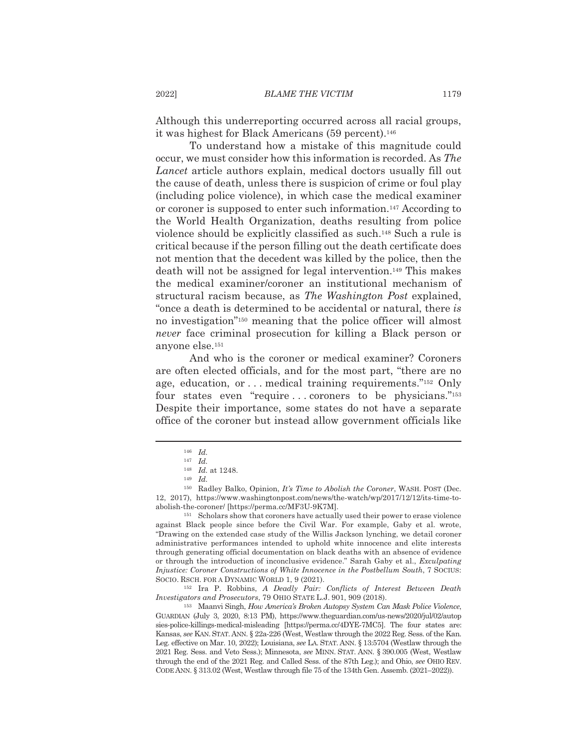Although this underreporting occurred across all racial groups, it was highest for Black Americans (59 percent).[146]

To understand how a mistake of this magnitude could occur, we must consider how this information is recorded. As *The Lancet* article authors explain, medical doctors usually fill out the cause of death, unless there is suspicion of crime or foul play (including police violence), in which case the medical examiner or coroner is supposed to enter such information.[147] According to the World Health Organization, deaths resulting from police violence should be explicitly classified as such.[148] Such a rule is critical because if the person filling out the death certificate does not mention that the decedent was killed by the police, then the death will not be assigned for legal intervention.[149] This makes the medical examiner/coroner an institutional mechanism of structural racism because, as *The Washington Post* explained, "once a death is determined to be accidental or natural, there *is* no investigation"[150] meaning that the police officer will almost *never* face criminal prosecution for killing a Black person or anyone else.[151]

And who is the coroner or medical examiner? Coroners are often elected officials, and for the most part, "there are no age, education, or . . . medical training requirements."[152] Only four states even "require . . . coroners to be physicians."[153] Despite their importance, some states do not have a separate office of the coroner but instead allow government officials like

---

[146] *Id.*

[147] *Id.*

[148] *Id.* at 1248.

[149] *Id.*

[150] Radley Balko, Opinion, *It's Time to Abolish the Coroner*, WASH. POST (Dec. 12, 2017), https://www.washingtonpost.com/news/the-watch/wp/2017/12/12/its-time-to-abolish-the-coroner/ [https://perma.cc/MF3U-9K7M].

[151] Scholars show that coroners have actually used their power to erase violence against Black people since before the Civil War. For example, Gaby et al. wrote, "Drawing on the extended case study of the Willis Jackson lynching, we detail coroner administrative performances intended to uphold white innocence and elite interests through generating official documentation on black deaths with an absence of evidence or through the introduction of inconclusive evidence." Sarah Gaby et al., *Exculpating Injustice: Coroner Constructions of White Innocence in the Postbellum South*, 7 SOCIUS: SOCIO. RSCH. FOR A DYNAMIC WORLD 1, 9 (2021).

[152] Ira P. Robbins, *A Deadly Pair: Conflicts of Interest Between Death Investigators and Prosecutors*, 79 OHIO STATE L.J. 901, 909 (2018).

[153] Maanvi Singh, *How America's Broken Autopsy System Can Mask Police Violence*, GUARDIAN (July 3, 2020, 8:13 PM), https://www.theguardian.com/us-news/2020/jul/02/autopsies-police-killings-medical-misleading [https://perma.cc/4DYE-7MC5]. The four states are: Kansas, *see* KAN. STAT. ANN. § 22a-226 (West, Westlaw through the 2022 Reg. Sess. of the Kan. Leg. effective on Mar. 10, 2022); Louisiana, *see* LA. STAT. ANN. § 13:5704 (Westlaw through the 2021 Reg. Sess. and Veto Sess.); Minnesota, *see* MINN. STAT. ANN. § 390.005 (West, Westlaw through the end of the 2021 Reg. and Called Sess. of the 87th Leg.); and Ohio, *see* OHIO REV. CODE ANN. § 313.02 (West, Westlaw through file 75 of the 134th Gen. Assemb. (2021–2022)).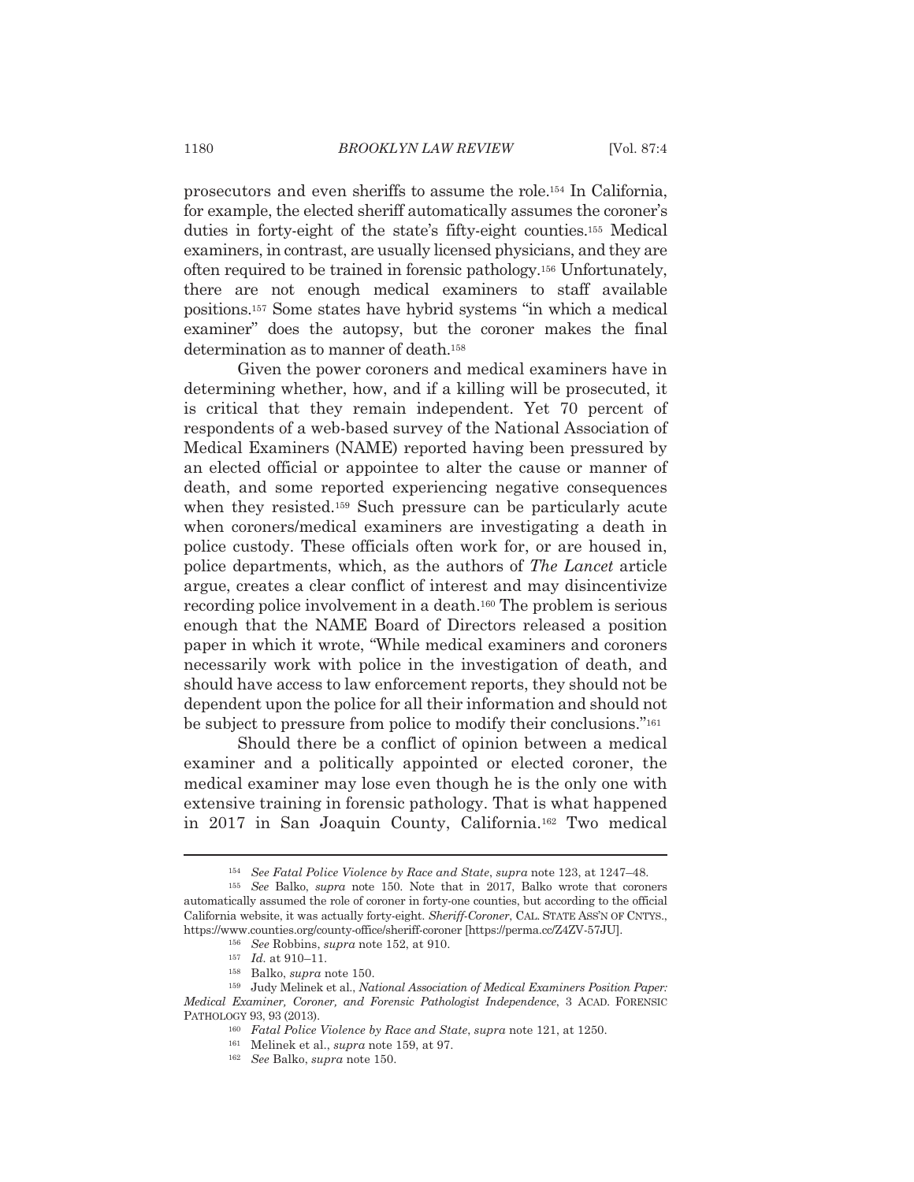prosecutors and even sheriffs to assume the role.[154] In California, for example, the elected sheriff automatically assumes the coroner's duties in forty-eight of the state's fifty-eight counties.[155] Medical examiners, in contrast, are usually licensed physicians, and they are often required to be trained in forensic pathology.[156] Unfortunately, there are not enough medical examiners to staff available positions.[157] Some states have hybrid systems "in which a medical examiner" does the autopsy, but the coroner makes the final determination as to manner of death.[158]

Given the power coroners and medical examiners have in determining whether, how, and if a killing will be prosecuted, it is critical that they remain independent. Yet 70 percent of respondents of a web-based survey of the National Association of Medical Examiners (NAME) reported having been pressured by an elected official or appointee to alter the cause or manner of death, and some reported experiencing negative consequences when they resisted.[159] Such pressure can be particularly acute when coroners/medical examiners are investigating a death in police custody. These officials often work for, or are housed in, police departments, which, as the authors of *The Lancet* article argue, creates a clear conflict of interest and may disincentivize recording police involvement in a death.[160] The problem is serious enough that the NAME Board of Directors released a position paper in which it wrote, "While medical examiners and coroners necessarily work with police in the investigation of death, and should have access to law enforcement reports, they should not be dependent upon the police for all their information and should not be subject to pressure from police to modify their conclusions."[161]

Should there be a conflict of opinion between a medical examiner and a politically appointed or elected coroner, the medical examiner may lose even though he is the only one with extensive training in forensic pathology. That is what happened in 2017 in San Joaquin County, California.[162] Two medical

---

[154] *See Fatal Police Violence by Race and State*, *supra* note 123, at 1247–48.

[155] *See* Balko, *supra* note 150. Note that in 2017, Balko wrote that coroners automatically assumed the role of coroner in forty-one counties, but according to the official California website, it was actually forty-eight. *Sheriff-Coroner*, CAL. STATE ASS'N OF CNTYS., https://www.counties.org/county-office/sheriff-coroner [https://perma.cc/Z4ZV-57JU].

[156] *See* Robbins, *supra* note 152, at 910.

[157] *Id.* at 910–11.

[158] Balko, *supra* note 150.

[159] Judy Melinek et al., *National Association of Medical Examiners Position Paper: Medical Examiner, Coroner, and Forensic Pathologist Independence*, 3 ACAD. FORENSIC PATHOLOGY 93, 93 (2013).

[160] *Fatal Police Violence by Race and State*, *supra* note 121, at 1250.

[161] Melinek et al., *supra* note 159, at 97.

[162] *See* Balko, *supra* note 150.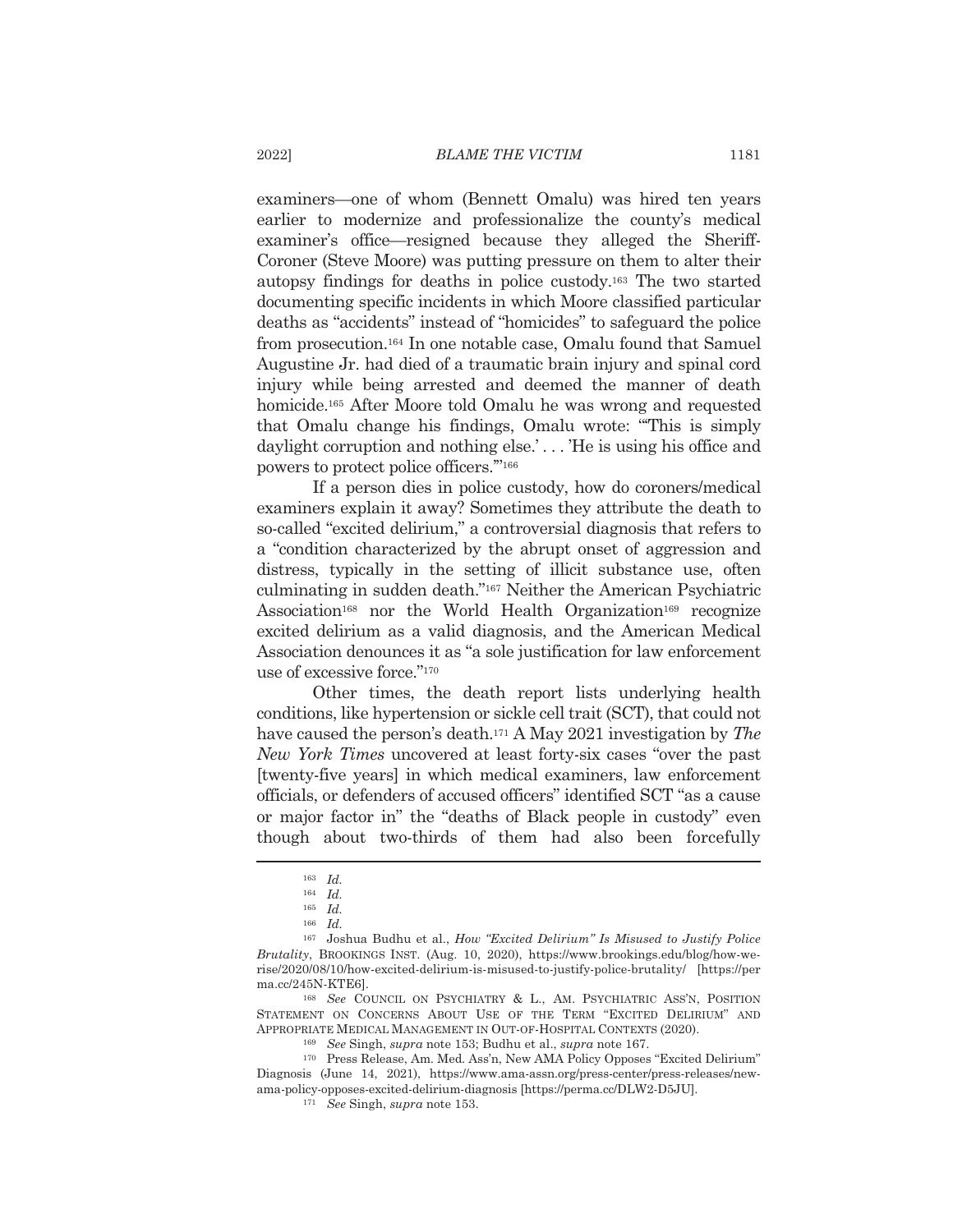examiners—one of whom (Bennett Omalu) was hired ten years earlier to modernize and professionalize the county's medical examiner's office—resigned because they alleged the Sheriff-Coroner (Steve Moore) was putting pressure on them to alter their autopsy findings for deaths in police custody.[163] The two started documenting specific incidents in which Moore classified particular deaths as "accidents" instead of "homicides" to safeguard the police from prosecution.[164] In one notable case, Omalu found that Samuel Augustine Jr. had died of a traumatic brain injury and spinal cord injury while being arrested and deemed the manner of death homicide.[165] After Moore told Omalu he was wrong and requested that Omalu change his findings, Omalu wrote: "'This is simply daylight corruption and nothing else.' . . . 'He is using his office and powers to protect police officers.'"[166]

If a person dies in police custody, how do coroners/medical examiners explain it away? Sometimes they attribute the death to so-called "excited delirium," a controversial diagnosis that refers to a "condition characterized by the abrupt onset of aggression and distress, typically in the setting of illicit substance use, often culminating in sudden death."[167] Neither the American Psychiatric Association[168] nor the World Health Organization[169] recognize excited delirium as a valid diagnosis, and the American Medical Association denounces it as "a sole justification for law enforcement use of excessive force."[170]

Other times, the death report lists underlying health conditions, like hypertension or sickle cell trait (SCT), that could not have caused the person's death.[171] A May 2021 investigation by *The New York Times* uncovered at least forty-six cases "over the past [twenty-five years] in which medical examiners, law enforcement officials, or defenders of accused officers" identified SCT "as a cause or major factor in" the "deaths of Black people in custody" even though about two-thirds of them had also been forcefully

---

[163] *Id.*

[164] *Id.*

[165] *Id.*

[166] *Id.*

[167] Joshua Budhu et al., *How "Excited Delirium" Is Misused to Justify Police Brutality*, BROOKINGS INST. (Aug. 10, 2020), https://www.brookings.edu/blog/how-we-rise/2020/08/10/how-excited-delirium-is-misused-to-justify-police-brutality/ [https://perma.cc/245N-KTE6].

[168] *See* COUNCIL ON PSYCHIATRY & L., AM. PSYCHIATRIC ASS'N, POSITION STATEMENT ON CONCERNS ABOUT USE OF THE TERM "EXCITED DELIRIUM" AND APPROPRIATE MEDICAL MANAGEMENT IN OUT-OF-HOSPITAL CONTEXTS (2020).

[169] *See* Singh, *supra* note 153; Budhu et al., *supra* note 167.

[170] Press Release, Am. Med. Ass'n, New AMA Policy Opposes "Excited Delirium" Diagnosis (June 14, 2021), https://www.ama-assn.org/press-center/press-releases/new-ama-policy-opposes-excited-delirium-diagnosis [https://perma.cc/DLW2-D5JU].

[171] *See* Singh, *supra* note 153.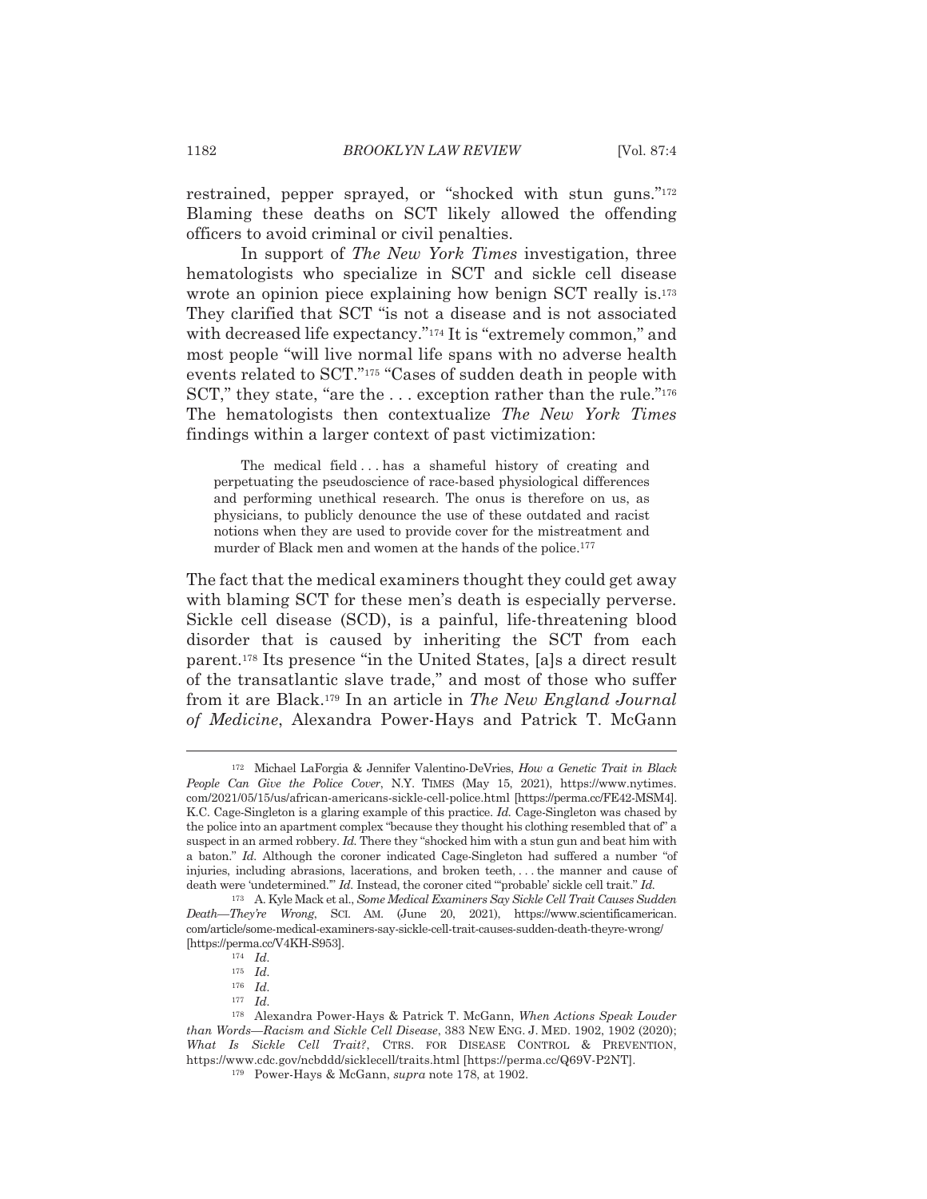restrained, pepper sprayed, or "shocked with stun guns."[172] Blaming these deaths on SCT likely allowed the offending officers to avoid criminal or civil penalties.

In support of *The New York Times* investigation, three hematologists who specialize in SCT and sickle cell disease wrote an opinion piece explaining how benign SCT really is.[173] They clarified that SCT "is not a disease and is not associated with decreased life expectancy."[174] It is "extremely common," and most people "will live normal life spans with no adverse health events related to SCT."[175] "Cases of sudden death in people with SCT," they state, "are the . . . exception rather than the rule."[176] The hematologists then contextualize *The New York Times* findings within a larger context of past victimization:

> The medical field . . . has a shameful history of creating and perpetuating the pseudoscience of race-based physiological differences and performing unethical research. The onus is therefore on us, as physicians, to publicly denounce the use of these outdated and racist notions when they are used to provide cover for the mistreatment and murder of Black men and women at the hands of the police.[177]

The fact that the medical examiners thought they could get away with blaming SCT for these men's death is especially perverse. Sickle cell disease (SCD), is a painful, life-threatening blood disorder that is caused by inheriting the SCT from each parent.[178] Its presence "in the United States, [a]s a direct result of the transatlantic slave trade," and most of those who suffer from it are Black.[179] In an article in *The New England Journal of Medicine*, Alexandra Power-Hays and Patrick T. McGann

---

[172] Michael LaForgia & Jennifer Valentino-DeVries, *How a Genetic Trait in Black People Can Give the Police Cover*, N.Y. TIMES (May 15, 2021), https://www.nytimes.com/2021/05/15/us/african-americans-sickle-cell-police.html [https://perma.cc/FE42-MSM4]. K.C. Cage-Singleton is a glaring example of this practice. *Id.* Cage-Singleton was chased by the police into an apartment complex "because they thought his clothing resembled that of" a suspect in an armed robbery. *Id.* There they "shocked him with a stun gun and beat him with a baton." *Id.* Although the coroner indicated Cage-Singleton had suffered a number "of injuries, including abrasions, lacerations, and broken teeth, . . . the manner and cause of death were 'undetermined.'" *Id.* Instead, the coroner cited "'probable' sickle cell trait." *Id.*

[173] A. Kyle Mack et al., *Some Medical Examiners Say Sickle Cell Trait Causes Sudden Death—They're Wrong*, SCI. AM. (June 20, 2021), https://www.scientificamerican.com/article/some-medical-examiners-say-sickle-cell-trait-causes-sudden-death-theyre-wrong/ [https://perma.cc/V4KH-S953].

[174] *Id.*

[175] *Id.*

[176] *Id.*

[177] *Id.*

[178] Alexandra Power-Hays & Patrick T. McGann, *When Actions Speak Louder than Words—Racism and Sickle Cell Disease*, 383 NEW ENG. J. MED. 1902, 1902 (2020); *What Is Sickle Cell Trait?*, CTRS. FOR DISEASE CONTROL & PREVENTION, https://www.cdc.gov/ncbddd/sicklecell/traits.html [https://perma.cc/Q69V-P2NT].

[179] Power-Hays & McGann, *supra* note 178, at 1902.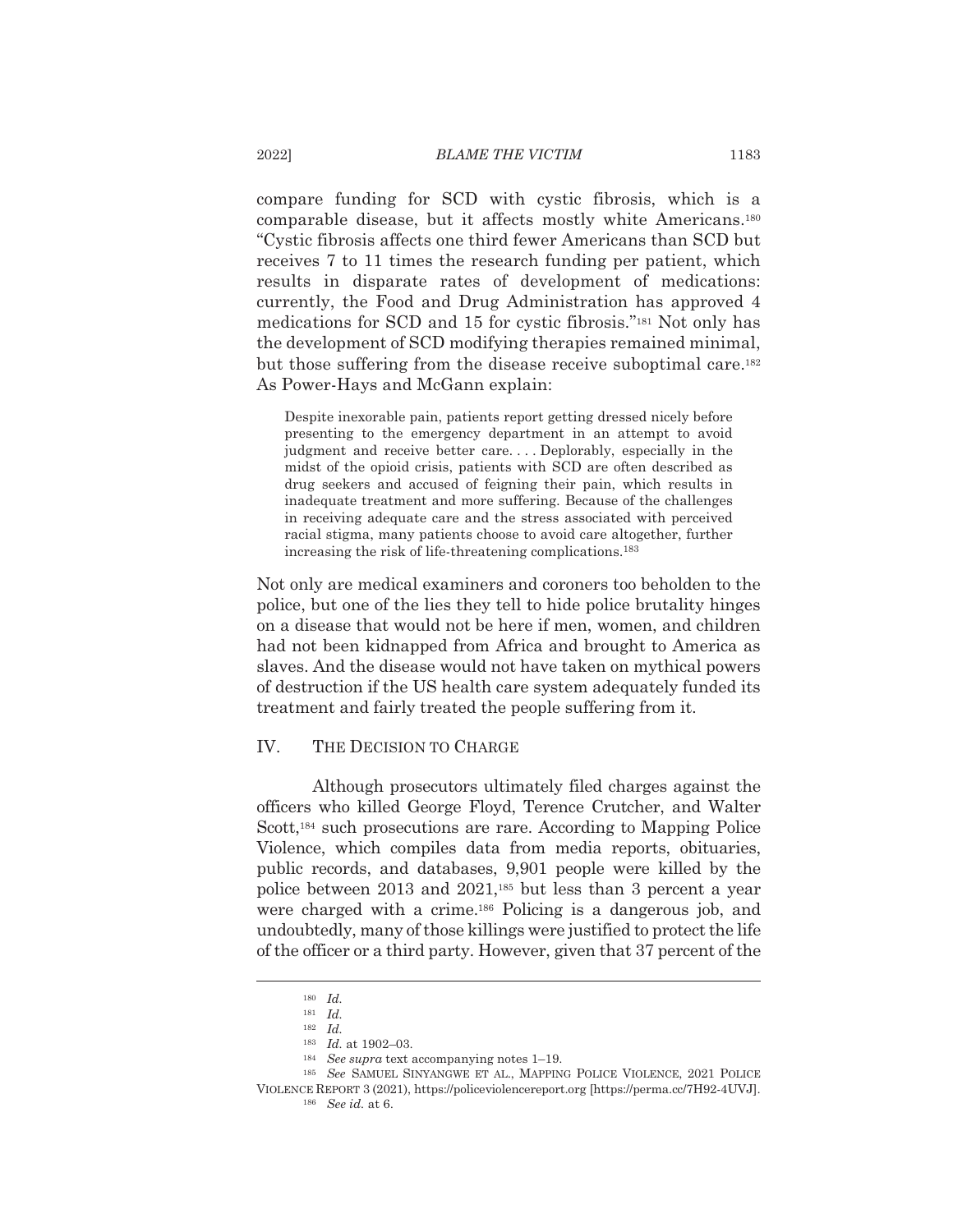compare funding for SCD with cystic fibrosis, which is a comparable disease, but it affects mostly white Americans.[180] "Cystic fibrosis affects one third fewer Americans than SCD but receives 7 to 11 times the research funding per patient, which results in disparate rates of development of medications: currently, the Food and Drug Administration has approved 4 medications for SCD and 15 for cystic fibrosis."[181] Not only has the development of SCD modifying therapies remained minimal, but those suffering from the disease receive suboptimal care.[182] As Power-Hays and McGann explain:

> Despite inexorable pain, patients report getting dressed nicely before presenting to the emergency department in an attempt to avoid judgment and receive better care. . . . Deplorably, especially in the midst of the opioid crisis, patients with SCD are often described as drug seekers and accused of feigning their pain, which results in inadequate treatment and more suffering. Because of the challenges in receiving adequate care and the stress associated with perceived racial stigma, many patients choose to avoid care altogether, further increasing the risk of life-threatening complications.[183]

Not only are medical examiners and coroners too beholden to the police, but one of the lies they tell to hide police brutality hinges on a disease that would not be here if men, women, and children had not been kidnapped from Africa and brought to America as slaves. And the disease would not have taken on mythical powers of destruction if the US health care system adequately funded its treatment and fairly treated the people suffering from it.

## IV. THE DECISION TO CHARGE

Although prosecutors ultimately filed charges against the officers who killed George Floyd, Terence Crutcher, and Walter Scott,[184] such prosecutions are rare. According to Mapping Police Violence, which compiles data from media reports, obituaries, public records, and databases, 9,901 people were killed by the police between 2013 and 2021,[185] but less than 3 percent a year were charged with a crime.[186] Policing is a dangerous job, and undoubtedly, many of those killings were justified to protect the life of the officer or a third party. However, given that 37 percent of the

---

[180] *Id.*

[181] *Id.*

[182] *Id.*

[183] *Id.* at 1902–03.

[184] *See supra* text accompanying notes 1–19.

[185] *See* SAMUEL SINYANGWE ET AL., MAPPING POLICE VIOLENCE, 2021 POLICE VIOLENCE REPORT 3 (2021), https://policeviolencereport.org [https://perma.cc/7H92-4UVJ].

[186] *See id.* at 6.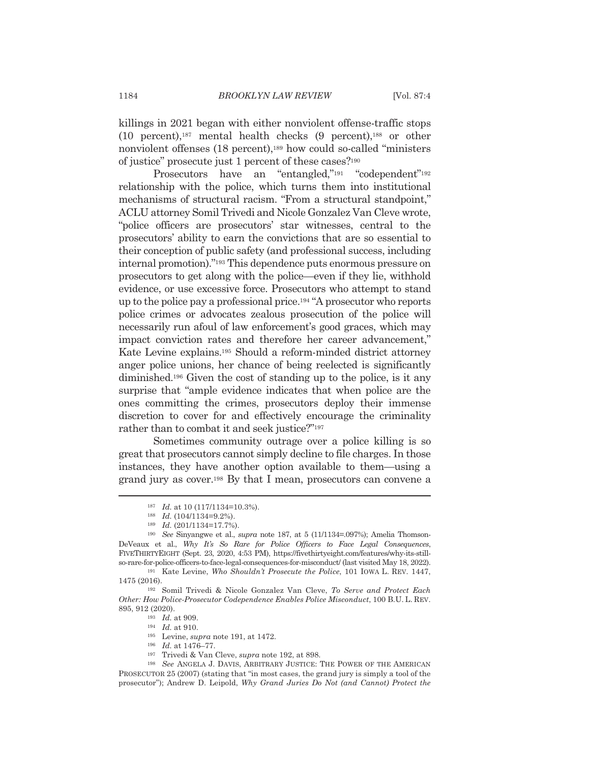killings in 2021 began with either nonviolent offense-traffic stops (10 percent),[187] mental health checks (9 percent),[188] or other nonviolent offenses (18 percent),[189] how could so-called "ministers of justice" prosecute just 1 percent of these cases?[190]

Prosecutors have an "entangled,"[191] "codependent"[192] relationship with the police, which turns them into institutional mechanisms of structural racism. "From a structural standpoint," ACLU attorney Somil Trivedi and Nicole Gonzalez Van Cleve wrote, "police officers are prosecutors' star witnesses, central to the prosecutors' ability to earn the convictions that are so essential to their conception of public safety (and professional success, including internal promotion)."[193] This dependence puts enormous pressure on prosecutors to get along with the police—even if they lie, withhold evidence, or use excessive force. Prosecutors who attempt to stand up to the police pay a professional price.[194] "A prosecutor who reports police crimes or advocates zealous prosecution of the police will necessarily run afoul of law enforcement's good graces, which may impact conviction rates and therefore her career advancement," Kate Levine explains.[195] Should a reform-minded district attorney anger police unions, her chance of being reelected is significantly diminished.[196] Given the cost of standing up to the police, is it any surprise that "ample evidence indicates that when police are the ones committing the crimes, prosecutors deploy their immense discretion to cover for and effectively encourage the criminality rather than to combat it and seek justice?"[197]

Sometimes community outrage over a police killing is so great that prosecutors cannot simply decline to file charges. In those instances, they have another option available to them—using a grand jury as cover.[198] By that I mean, prosecutors can convene a

---

[187] *Id.* at 10 (117/1134=10.3%).

[188] *Id.* (104/1134=9.2%).

[189] *Id.* (201/1134=17.7%).

[190] *See* Sinyangwe et al., *supra* note 187, at 5 (11/1134=.097%); Amelia Thomson-DeVeaux et al., *Why It's So Rare for Police Officers to Face Legal Consequences*, FIVETHIRTYEIGHT (Sept. 23, 2020, 4:53 PM), https://fivethirtyeight.com/features/why-its-still-so-rare-for-police-officers-to-face-legal-consequences-for-misconduct/ (last visited May 18, 2022).

[191] Kate Levine, *Who Shouldn't Prosecute the Police*, 101 IOWA L. REV. 1447, 1475 (2016).

[192] Somil Trivedi & Nicole Gonzalez Van Cleve, *To Serve and Protect Each Other: How Police-Prosecutor Codependence Enables Police Misconduct*, 100 B.U. L. REV. 895, 912 (2020).

[193] *Id.* at 909.

[194] *Id.* at 910.

[195] Levine, *supra* note 191, at 1472.

[196] *Id.* at 1476–77.

[197] Trivedi & Van Cleve, *supra* note 192, at 898.

[198] *See* ANGELA J. DAVIS, ARBITRARY JUSTICE: THE POWER OF THE AMERICAN PROSECUTOR 25 (2007) (stating that "in most cases, the grand jury is simply a tool of the prosecutor"); Andrew D. Leipold, *Why Grand Juries Do Not (and Cannot) Protect the*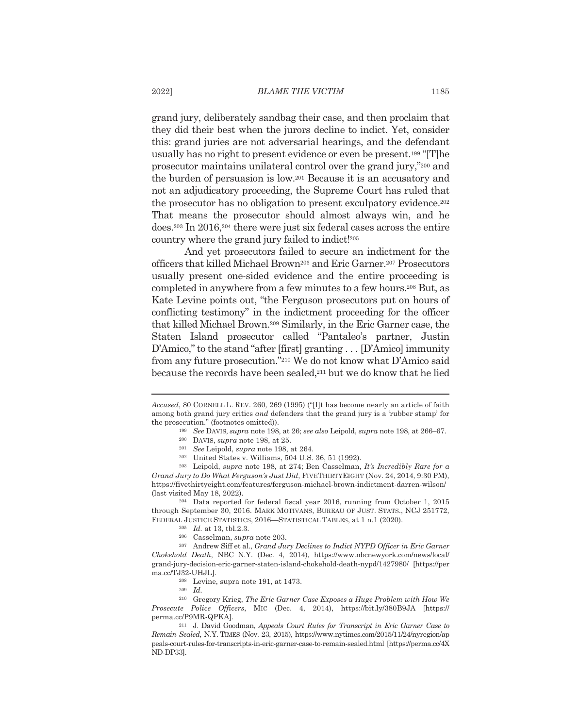grand jury, deliberately sandbag their case, and then proclaim that they did their best when the jurors decline to indict. Yet, consider this: grand juries are not adversarial hearings, and the defendant usually has no right to present evidence or even be present.[199] "[T]he prosecutor maintains unilateral control over the grand jury,"[200] and the burden of persuasion is low.[201] Because it is an accusatory and not an adjudicatory proceeding, the Supreme Court has ruled that the prosecutor has no obligation to present exculpatory evidence.[202] That means the prosecutor should almost always win, and he does.[203] In 2016,[204] there were just six federal cases across the entire country where the grand jury failed to indict![205]

And yet prosecutors failed to secure an indictment for the officers that killed Michael Brown[206] and Eric Garner.[207] Prosecutors usually present one-sided evidence and the entire proceeding is completed in anywhere from a few minutes to a few hours.[208] But, as Kate Levine points out, "the Ferguson prosecutors put on hours of conflicting testimony" in the indictment proceeding for the officer that killed Michael Brown.[209] Similarly, in the Eric Garner case, the Staten Island prosecutor called "Pantaleo's partner, Justin D'Amico," to the stand "after [first] granting . . . [D'Amico] immunity from any future prosecution."[210] We do not know what D'Amico said because the records have been sealed,[211] but we do know that he lied

---

*Accused*, 80 CORNELL L. REV. 260, 269 (1995) ("[I]t has become nearly an article of faith among both grand jury critics *and* defenders that the grand jury is a 'rubber stamp' for the prosecution." (footnotes omitted)).

[199] *See* DAVIS, *supra* note 198, at 26; *see also* Leipold, *supra* note 198, at 266–67.

[200] DAVIS, *supra* note 198, at 25.

[201] *See* Leipold, *supra* note 198, at 264.

[202] United States v. Williams, 504 U.S. 36, 51 (1992).

[203] Leipold, *supra* note 198, at 274; Ben Casselman, *It's Incredibly Rare for a Grand Jury to Do What Ferguson's Just Did*, FIVETHIRTYEIGHT (Nov. 24, 2014, 9:30 PM), https://fivethirtyeight.com/features/ferguson-michael-brown-indictment-darren-wilson/ (last visited May 18, 2022).

[204] Data reported for federal fiscal year 2016, running from October 1, 2015 through September 30, 2016. MARK MOTIVANS, BUREAU OF JUST. STATS., NCJ 251772, FEDERAL JUSTICE STATISTICS, 2016—STATISTICAL TABLES, at 1 n.1 (2020).

[205] *Id.* at 13, tbl.2.3.

[206] Casselman, *supra* note 203.

[207] Andrew Siff et al., *Grand Jury Declines to Indict NYPD Officer in Eric Garner Chokehold Death*, NBC N.Y. (Dec. 4, 2014), https://www.nbcnewyork.com/news/local/grand-jury-decision-eric-garner-staten-island-chokehold-death-nypd/1427980/ [https://perma.cc/TJ32-UHJL].

[208] Levine, supra note 191, at 1473.

[209] *Id.*

[210] Gregory Krieg, *The Eric Garner Case Exposes a Huge Problem with How We Prosecute Police Officers*, MIC (Dec. 4, 2014), https://bit.ly/380B9JA [https://perma.cc/P9MR-QPKA].

[211] J. David Goodman, *Appeals Court Rules for Transcript in Eric Garner Case to Remain Sealed*, N.Y. TIMES (Nov. 23, 2015), https://www.nytimes.com/2015/11/24/nyregion/appeals-court-rules-for-transcripts-in-eric-garner-case-to-remain-sealed.html [https://perma.cc/4XND-DP33].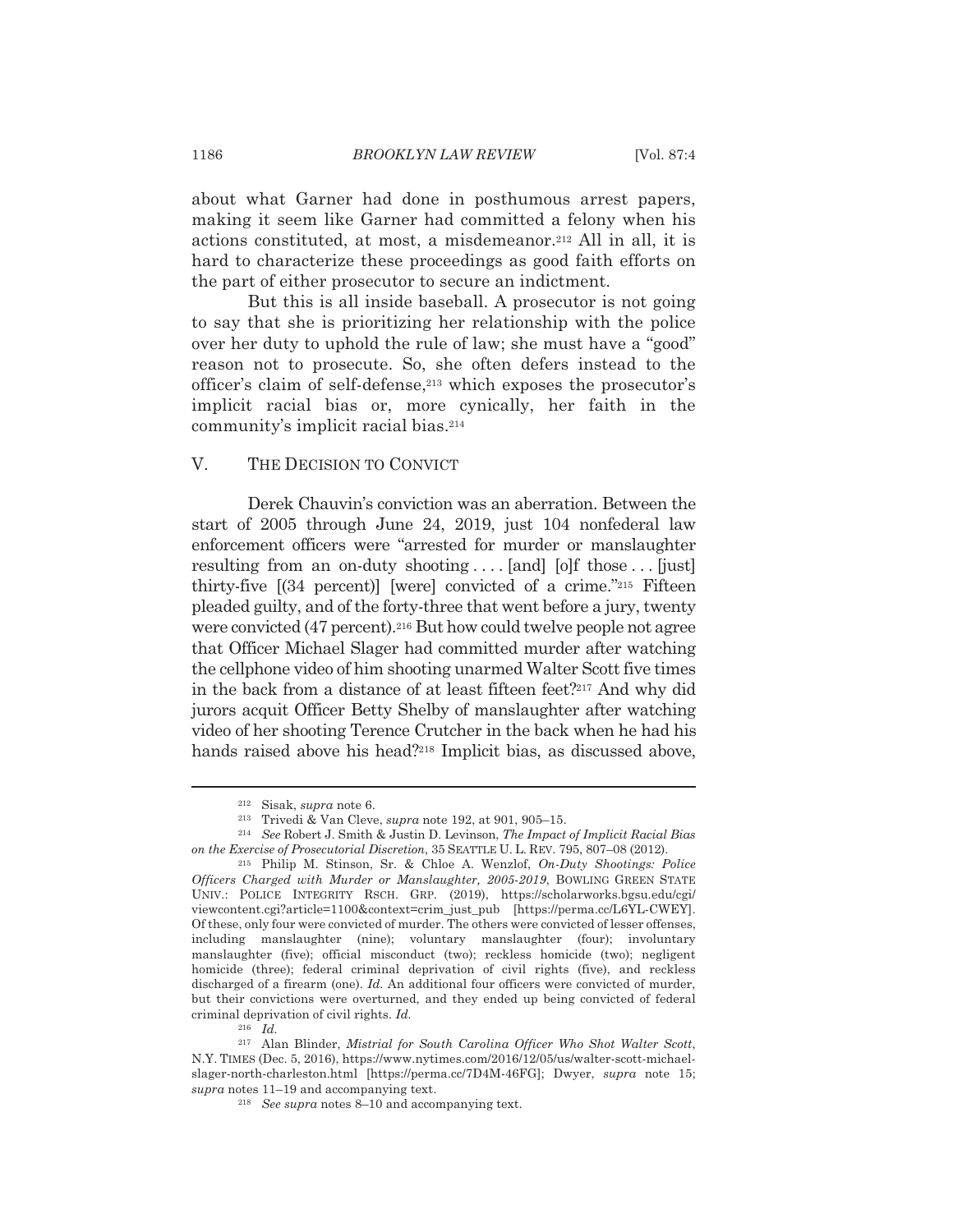about what Garner had done in posthumous arrest papers, making it seem like Garner had committed a felony when his actions constituted, at most, a misdemeanor.[212] All in all, it is hard to characterize these proceedings as good faith efforts on the part of either prosecutor to secure an indictment.

But this is all inside baseball. A prosecutor is not going to say that she is prioritizing her relationship with the police over her duty to uphold the rule of law; she must have a "good" reason not to prosecute. So, she often defers instead to the officer's claim of self-defense,[213] which exposes the prosecutor's implicit racial bias or, more cynically, her faith in the community's implicit racial bias.[214]

## V. THE DECISION TO CONVICT

Derek Chauvin's conviction was an aberration. Between the start of 2005 through June 24, 2019, just 104 nonfederal law enforcement officers were "arrested for murder or manslaughter resulting from an on-duty shooting . . . . [and] [o]f those . . . [just] thirty-five [(34 percent)] [were] convicted of a crime."[215] Fifteen pleaded guilty, and of the forty-three that went before a jury, twenty were convicted (47 percent).[216] But how could twelve people not agree that Officer Michael Slager had committed murder after watching the cellphone video of him shooting unarmed Walter Scott five times in the back from a distance of at least fifteen feet?[217] And why did jurors acquit Officer Betty Shelby of manslaughter after watching video of her shooting Terence Crutcher in the back when he had his hands raised above his head?[218] Implicit bias, as discussed above,

---

[212] Sisak, *supra* note 6.

[213] Trivedi & Van Cleve, *supra* note 192, at 901, 905–15.

[214] *See* Robert J. Smith & Justin D. Levinson, *The Impact of Implicit Racial Bias on the Exercise of Prosecutorial Discretion*, 35 SEATTLE U. L. REV. 795, 807–08 (2012).

[215] Philip M. Stinson, Sr. & Chloe A. Wenzlof, *On-Duty Shootings: Police Officers Charged with Murder or Manslaughter, 2005-2019*, BOWLING GREEN STATE UNIV.: POLICE INTEGRITY RSCH. GRP. (2019), https://scholarworks.bgsu.edu/cgi/viewcontent.cgi?article=1100&context=crim_just_pub [https://perma.cc/L6YL-CWEY]. Of these, only four were convicted of murder. The others were convicted of lesser offenses, including manslaughter (nine); voluntary manslaughter (four); involuntary manslaughter (five); official misconduct (two); reckless homicide (two); negligent homicide (three); federal criminal deprivation of civil rights (five), and reckless discharged of a firearm (one). *Id.* An additional four officers were convicted of murder, but their convictions were overturned, and they ended up being convicted of federal criminal deprivation of civil rights. *Id.*

[216] *Id.*

[217] Alan Blinder, *Mistrial for South Carolina Officer Who Shot Walter Scott*, N.Y. TIMES (Dec. 5, 2016), https://www.nytimes.com/2016/12/05/us/walter-scott-michael-slager-north-charleston.html [https://perma.cc/7D4M-46FG]; Dwyer, *supra* note 15; *supra* notes 11–19 and accompanying text.

[218] *See supra* notes 8–10 and accompanying text.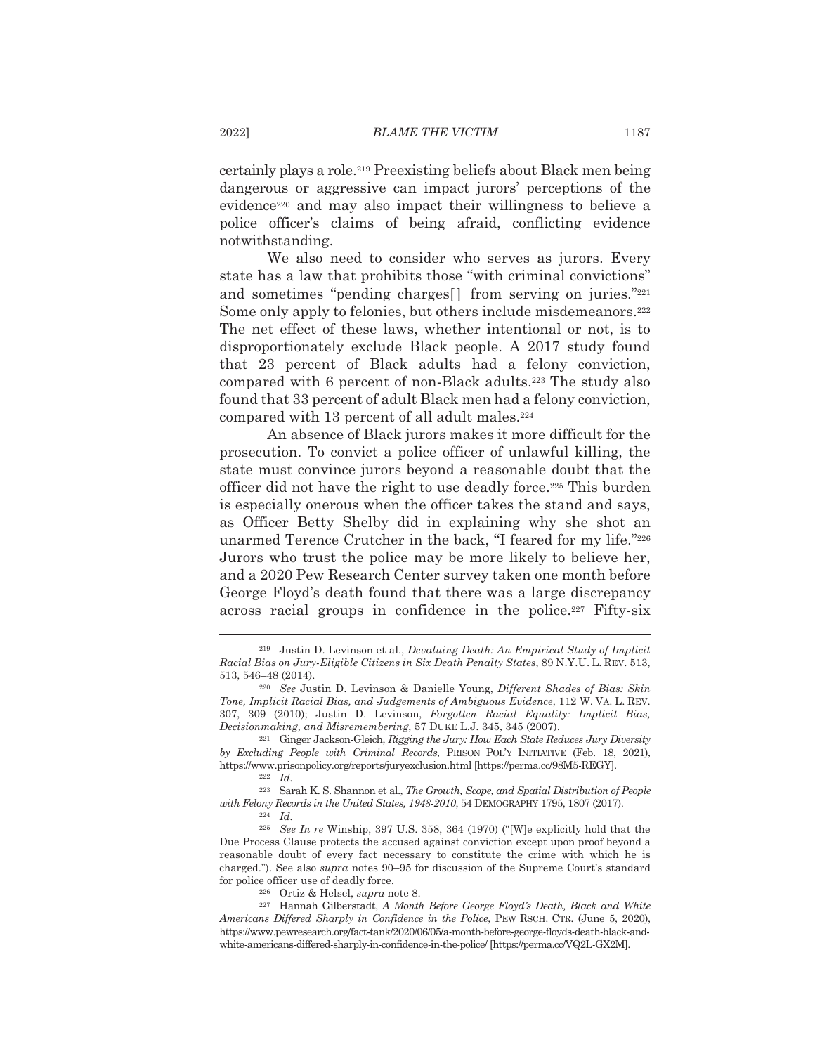certainly plays a role.[219] Preexisting beliefs about Black men being dangerous or aggressive can impact jurors' perceptions of the evidence[220] and may also impact their willingness to believe a police officer's claims of being afraid, conflicting evidence notwithstanding.

We also need to consider who serves as jurors. Every state has a law that prohibits those "with criminal convictions" and sometimes "pending charges[] from serving on juries."[221] Some only apply to felonies, but others include misdemeanors.[222] The net effect of these laws, whether intentional or not, is to disproportionately exclude Black people. A 2017 study found that 23 percent of Black adults had a felony conviction, compared with 6 percent of non-Black adults.[223] The study also found that 33 percent of adult Black men had a felony conviction, compared with 13 percent of all adult males.[224]

An absence of Black jurors makes it more difficult for the prosecution. To convict a police officer of unlawful killing, the state must convince jurors beyond a reasonable doubt that the officer did not have the right to use deadly force.[225] This burden is especially onerous when the officer takes the stand and says, as Officer Betty Shelby did in explaining why she shot an unarmed Terence Crutcher in the back, "I feared for my life."[226] Jurors who trust the police may be more likely to believe her, and a 2020 Pew Research Center survey taken one month before George Floyd's death found that there was a large discrepancy across racial groups in confidence in the police.[227] Fifty-six

---

[219] Justin D. Levinson et al., *Devaluing Death: An Empirical Study of Implicit Racial Bias on Jury-Eligible Citizens in Six Death Penalty States*, 89 N.Y.U. L. REV. 513, 513, 546–48 (2014).

[220] *See* Justin D. Levinson & Danielle Young, *Different Shades of Bias: Skin Tone, Implicit Racial Bias, and Judgements of Ambiguous Evidence*, 112 W. VA. L. REV. 307, 309 (2010); Justin D. Levinson, *Forgotten Racial Equality: Implicit Bias, Decisionmaking, and Misremembering*, 57 DUKE L.J. 345, 345 (2007).

[221] Ginger Jackson-Gleich, *Rigging the Jury: How Each State Reduces Jury Diversity by Excluding People with Criminal Records*, PRISON POL'Y INITIATIVE (Feb. 18, 2021), https://www.prisonpolicy.org/reports/juryexclusion.html [https://perma.cc/98M5-REGY].

[222] *Id.*

[223] Sarah K. S. Shannon et al., *The Growth, Scope, and Spatial Distribution of People with Felony Records in the United States, 1948-2010*, 54 DEMOGRAPHY 1795, 1807 (2017).

[224] *Id.*

[225] *See In re* Winship, 397 U.S. 358, 364 (1970) ("[W]e explicitly hold that the Due Process Clause protects the accused against conviction except upon proof beyond a reasonable doubt of every fact necessary to constitute the crime with which he is charged."). See also *supra* notes 90–95 for discussion of the Supreme Court's standard for police officer use of deadly force.

[226] Ortiz & Helsel, *supra* note 8.

[227] Hannah Gilberstadt, *A Month Before George Floyd's Death, Black and White Americans Differed Sharply in Confidence in the Police*, PEW RSCH. CTR. (June 5, 2020), https://www.pewresearch.org/fact-tank/2020/06/05/a-month-before-george-floyds-death-black-and-white-americans-differed-sharply-in-confidence-in-the-police/ [https://perma.cc/VQ2L-GX2M].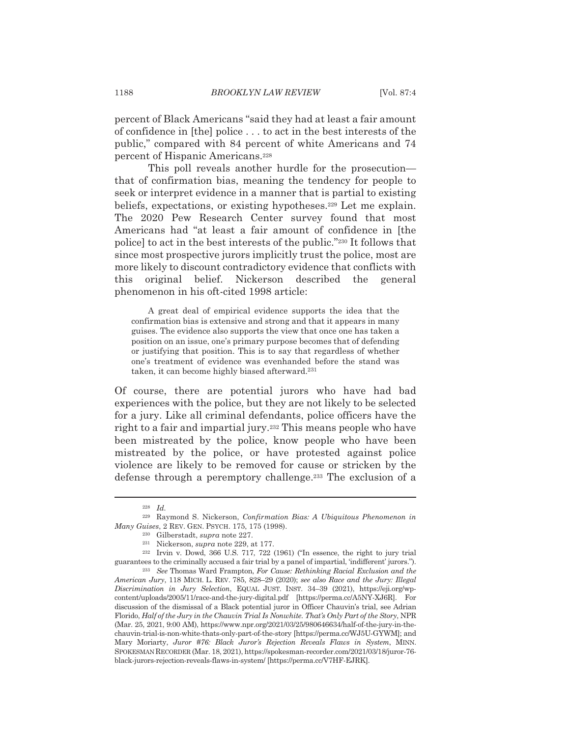percent of Black Americans "said they had at least a fair amount of confidence in [the] police . . . to act in the best interests of the public," compared with 84 percent of white Americans and 74 percent of Hispanic Americans.[228]

This poll reveals another hurdle for the prosecution—that of confirmation bias, meaning the tendency for people to seek or interpret evidence in a manner that is partial to existing beliefs, expectations, or existing hypotheses.[229] Let me explain. The 2020 Pew Research Center survey found that most Americans had "at least a fair amount of confidence in [the police] to act in the best interests of the public."[230] It follows that since most prospective jurors implicitly trust the police, most are more likely to discount contradictory evidence that conflicts with this original belief. Nickerson described the general phenomenon in his oft-cited 1998 article:

> A great deal of empirical evidence supports the idea that the confirmation bias is extensive and strong and that it appears in many guises. The evidence also supports the view that once one has taken a position on an issue, one's primary purpose becomes that of defending or justifying that position. This is to say that regardless of whether one's treatment of evidence was evenhanded before the stand was taken, it can become highly biased afterward.[231]

Of course, there are potential jurors who have had bad experiences with the police, but they are not likely to be selected for a jury. Like all criminal defendants, police officers have the right to a fair and impartial jury.[232] This means people who have been mistreated by the police, know people who have been mistreated by the police, or have protested against police violence are likely to be removed for cause or stricken by the defense through a peremptory challenge.[233] The exclusion of a

---

[228] *Id.*

[229] Raymond S. Nickerson, *Confirmation Bias: A Ubiquitous Phenomenon in Many Guises*, 2 REV. GEN. PSYCH. 175, 175 (1998).

[230] Gilberstadt, *supra* note 227.

[231] Nickerson, *supra* note 229, at 177.

[232] Irvin v. Dowd, 366 U.S. 717, 722 (1961) ("In essence, the right to jury trial guarantees to the criminally accused a fair trial by a panel of impartial, 'indifferent' jurors.").

[233] *See* Thomas Ward Frampton, *For Cause: Rethinking Racial Exclusion and the American Jury*, 118 MICH. L. REV. 785, 828–29 (2020); *see also Race and the Jury: Illegal Discrimination in Jury Selection*, EQUAL JUST. INST. 34–39 (2021), https://eji.org/wp-content/uploads/2005/11/race-and-the-jury-digital.pdf [https://perma.cc/A5NY-XJ6R]. For discussion of the dismissal of a Black potential juror in Officer Chauvin's trial, see Adrian Florido, *Half of the Jury in the Chauvin Trial Is Nonwhite. That's Only Part of the Story*, NPR (Mar. 25, 2021, 9:00 AM), https://www.npr.org/2021/03/25/980646634/half-of-the-jury-in-the-chauvin-trial-is-non-white-thats-only-part-of-the-story [https://perma.cc/WJ5U-GYWM]; and Mary Moriarty, *Juror #76: Black Juror's Rejection Reveals Flaws in System*, MINN. SPOKESMAN RECORDER (Mar. 18, 2021), https://spokesman-recorder.com/2021/03/18/juror-76-black-jurors-rejection-reveals-flaws-in-system/ [https://perma.cc/V7HF-EJRK].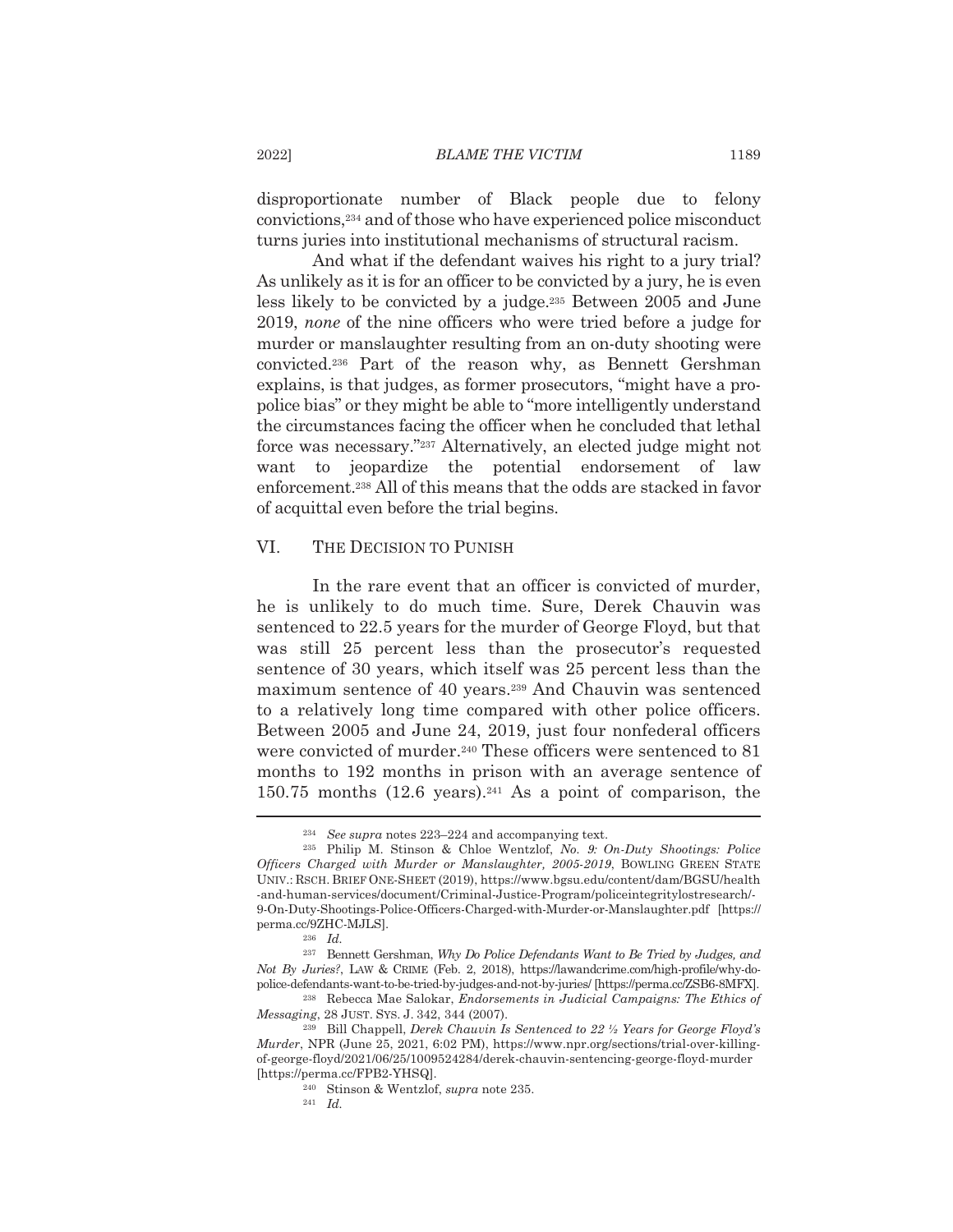disproportionate number of Black people due to felony convictions,[234] and of those who have experienced police misconduct turns juries into institutional mechanisms of structural racism.

And what if the defendant waives his right to a jury trial? As unlikely as it is for an officer to be convicted by a jury, he is even less likely to be convicted by a judge.[235] Between 2005 and June 2019, *none* of the nine officers who were tried before a judge for murder or manslaughter resulting from an on-duty shooting were convicted.[236] Part of the reason why, as Bennett Gershman explains, is that judges, as former prosecutors, "might have a pro-police bias" or they might be able to "more intelligently understand the circumstances facing the officer when he concluded that lethal force was necessary."[237] Alternatively, an elected judge might not want to jeopardize the potential endorsement of law enforcement.[238] All of this means that the odds are stacked in favor of acquittal even before the trial begins.

## VI. THE DECISION TO PUNISH

In the rare event that an officer is convicted of murder, he is unlikely to do much time. Sure, Derek Chauvin was sentenced to 22.5 years for the murder of George Floyd, but that was still 25 percent less than the prosecutor's requested sentence of 30 years, which itself was 25 percent less than the maximum sentence of 40 years.[239] And Chauvin was sentenced to a relatively long time compared with other police officers. Between 2005 and June 24, 2019, just four nonfederal officers were convicted of murder.[240] These officers were sentenced to 81 months to 192 months in prison with an average sentence of 150.75 months (12.6 years).[241] As a point of comparison, the

---

[234] *See supra* notes 223–224 and accompanying text.

[235] Philip M. Stinson & Chloe Wentzlof, *No. 9: On-Duty Shootings: Police Officers Charged with Murder or Manslaughter, 2005-2019*, BOWLING GREEN STATE UNIV.: RSCH. BRIEF ONE-SHEET (2019), https://www.bgsu.edu/content/dam/BGSU/health-and-human-services/document/Criminal-Justice-Program/policeintegritylostresearch/-9-On-Duty-Shootings-Police-Officers-Charged-with-Murder-or-Manslaughter.pdf [https://perma.cc/9ZHC-MJLS].

[236] *Id.*

[237] Bennett Gershman, *Why Do Police Defendants Want to Be Tried by Judges, and Not By Juries?*, LAW & CRIME (Feb. 2, 2018), https://lawandcrime.com/high-profile/why-do-police-defendants-want-to-be-tried-by-judges-and-not-by-juries/ [https://perma.cc/ZSB6-8MFX].

[238] Rebecca Mae Salokar, *Endorsements in Judicial Campaigns: The Ethics of Messaging*, 28 JUST. SYS. J. 342, 344 (2007).

[239] Bill Chappell, *Derek Chauvin Is Sentenced to 22 ½ Years for George Floyd's Murder*, NPR (June 25, 2021, 6:02 PM), https://www.npr.org/sections/trial-over-killing-of-george-floyd/2021/06/25/1009524284/derek-chauvin-sentencing-george-floyd-murder [https://perma.cc/FPB2-YHSQ].

[240] Stinson & Wentzlof, *supra* note 235.

[241] *Id.*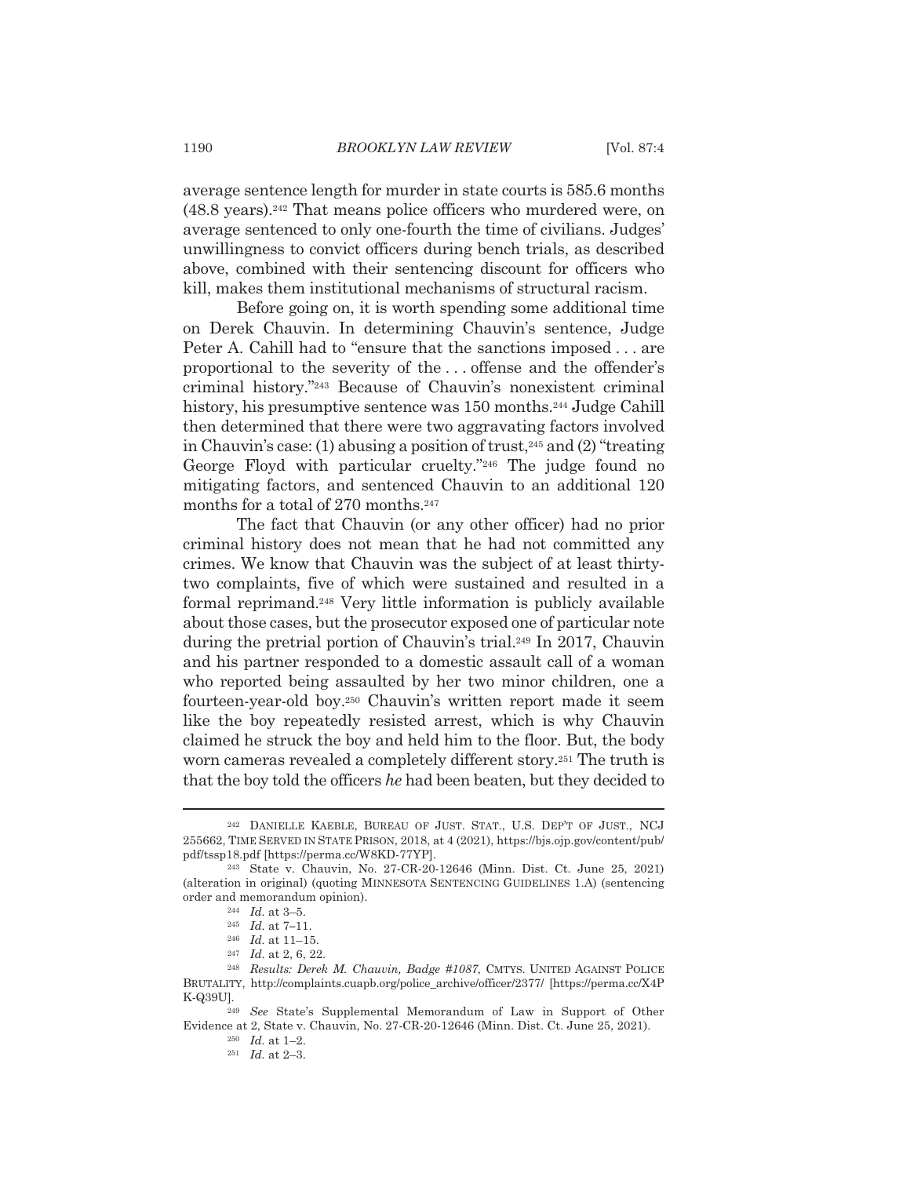average sentence length for murder in state courts is 585.6 months (48.8 years).[242] That means police officers who murdered were, on average sentenced to only one-fourth the time of civilians. Judges' unwillingness to convict officers during bench trials, as described above, combined with their sentencing discount for officers who kill, makes them institutional mechanisms of structural racism.

Before going on, it is worth spending some additional time on Derek Chauvin. In determining Chauvin's sentence, Judge Peter A. Cahill had to "ensure that the sanctions imposed . . . are proportional to the severity of the . . . offense and the offender's criminal history."[243] Because of Chauvin's nonexistent criminal history, his presumptive sentence was 150 months.[244] Judge Cahill then determined that there were two aggravating factors involved in Chauvin's case: (1) abusing a position of trust,[245] and (2) "treating George Floyd with particular cruelty."[246] The judge found no mitigating factors, and sentenced Chauvin to an additional 120 months for a total of 270 months.[247]

The fact that Chauvin (or any other officer) had no prior criminal history does not mean that he had not committed any crimes. We know that Chauvin was the subject of at least thirty-two complaints, five of which were sustained and resulted in a formal reprimand.[248] Very little information is publicly available about those cases, but the prosecutor exposed one of particular note during the pretrial portion of Chauvin's trial.[249] In 2017, Chauvin and his partner responded to a domestic assault call of a woman who reported being assaulted by her two minor children, one a fourteen-year-old boy.[250] Chauvin's written report made it seem like the boy repeatedly resisted arrest, which is why Chauvin claimed he struck the boy and held him to the floor. But, the body worn cameras revealed a completely different story.[251] The truth is that the boy told the officers *he* had been beaten, but they decided to

---

[242] DANIELLE KAEBLE, BUREAU OF JUST. STAT., U.S. DEP'T OF JUST., NCJ 255662, TIME SERVED IN STATE PRISON, 2018, at 4 (2021), https://bjs.ojp.gov/content/pub/pdf/tssp18.pdf [https://perma.cc/W8KD-77YP].

[243] State v. Chauvin, No. 27-CR-20-12646 (Minn. Dist. Ct. June 25, 2021) (alteration in original) (quoting MINNESOTA SENTENCING GUIDELINES 1.A) (sentencing order and memorandum opinion).

[244] *Id.* at 3–5.

[245] *Id.* at 7–11.

[246] *Id.* at 11–15.

[247] *Id.* at 2, 6, 22.

[248] *Results: Derek M. Chauvin, Badge #1087*, CMTYS. UNITED AGAINST POLICE BRUTALITY, http://complaints.cuapb.org/police_archive/officer/2377/ [https://perma.cc/X4PK-Q39U].

[249] *See* State's Supplemental Memorandum of Law in Support of Other Evidence at 2, State v. Chauvin, No. 27-CR-20-12646 (Minn. Dist. Ct. June 25, 2021).

[250] *Id.* at 1–2.

[251] *Id.* at 2–3.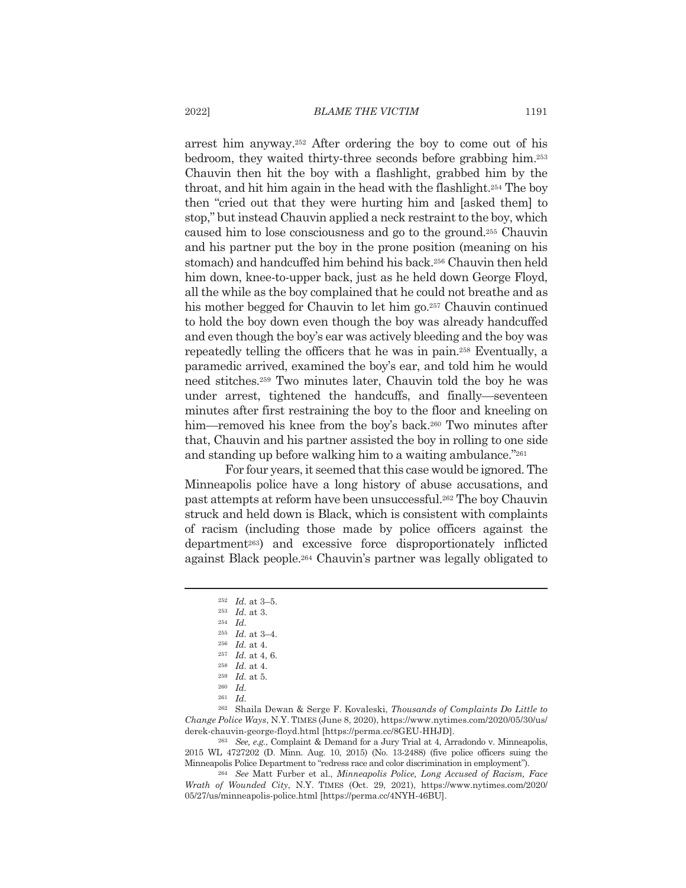arrest him anyway.[252] After ordering the boy to come out of his bedroom, they waited thirty-three seconds before grabbing him.[253] Chauvin then hit the boy with a flashlight, grabbed him by the throat, and hit him again in the head with the flashlight.[254] The boy then "cried out that they were hurting him and [asked them] to stop," but instead Chauvin applied a neck restraint to the boy, which caused him to lose consciousness and go to the ground.[255] Chauvin and his partner put the boy in the prone position (meaning on his stomach) and handcuffed him behind his back.[256] Chauvin then held him down, knee-to-upper back, just as he held down George Floyd, all the while as the boy complained that he could not breathe and as his mother begged for Chauvin to let him go.[257] Chauvin continued to hold the boy down even though the boy was already handcuffed and even though the boy's ear was actively bleeding and the boy was repeatedly telling the officers that he was in pain.[258] Eventually, a paramedic arrived, examined the boy's ear, and told him he would need stitches.[259] Two minutes later, Chauvin told the boy he was under arrest, tightened the handcuffs, and finally—seventeen minutes after first restraining the boy to the floor and kneeling on him—removed his knee from the boy's back.[260] Two minutes after that, Chauvin and his partner assisted the boy in rolling to one side and standing up before walking him to a waiting ambulance."[261]

For four years, it seemed that this case would be ignored. The Minneapolis police have a long history of abuse accusations, and past attempts at reform have been unsuccessful.[262] The boy Chauvin struck and held down is Black, which is consistent with complaints of racism (including those made by police officers against the department[263]) and excessive force disproportionately inflicted against Black people.[264] Chauvin's partner was legally obligated to

---

[252] *Id.* at 3–5.

[253] *Id.* at 3.

[254] *Id.*

[255] *Id.* at 3–4.

[256] *Id.* at 4.

[257] *Id.* at 4, 6.

[258] *Id.* at 4.

[259] *Id.* at 5.

[260] *Id.*

[261] *Id.*

[262] Shaila Dewan & Serge F. Kovaleski, *Thousands of Complaints Do Little to Change Police Ways*, N.Y. TIMES (June 8, 2020), https://www.nytimes.com/2020/05/30/us/derek-chauvin-george-floyd.html [https://perma.cc/8GEU-HHJD].

[263] *See, e.g.*, Complaint & Demand for a Jury Trial at 4, Arradondo v. Minneapolis, 2015 WL 4727202 (D. Minn. Aug. 10, 2015) (No. 13-2488) (five police officers suing the Minneapolis Police Department to "redress race and color discrimination in employment").

[264] *See* Matt Furber et al., *Minneapolis Police, Long Accused of Racism, Face Wrath of Wounded City*, N.Y. TIMES (Oct. 29, 2021), https://www.nytimes.com/2020/05/27/us/minneapolis-police.html [https://perma.cc/4NYH-46BU].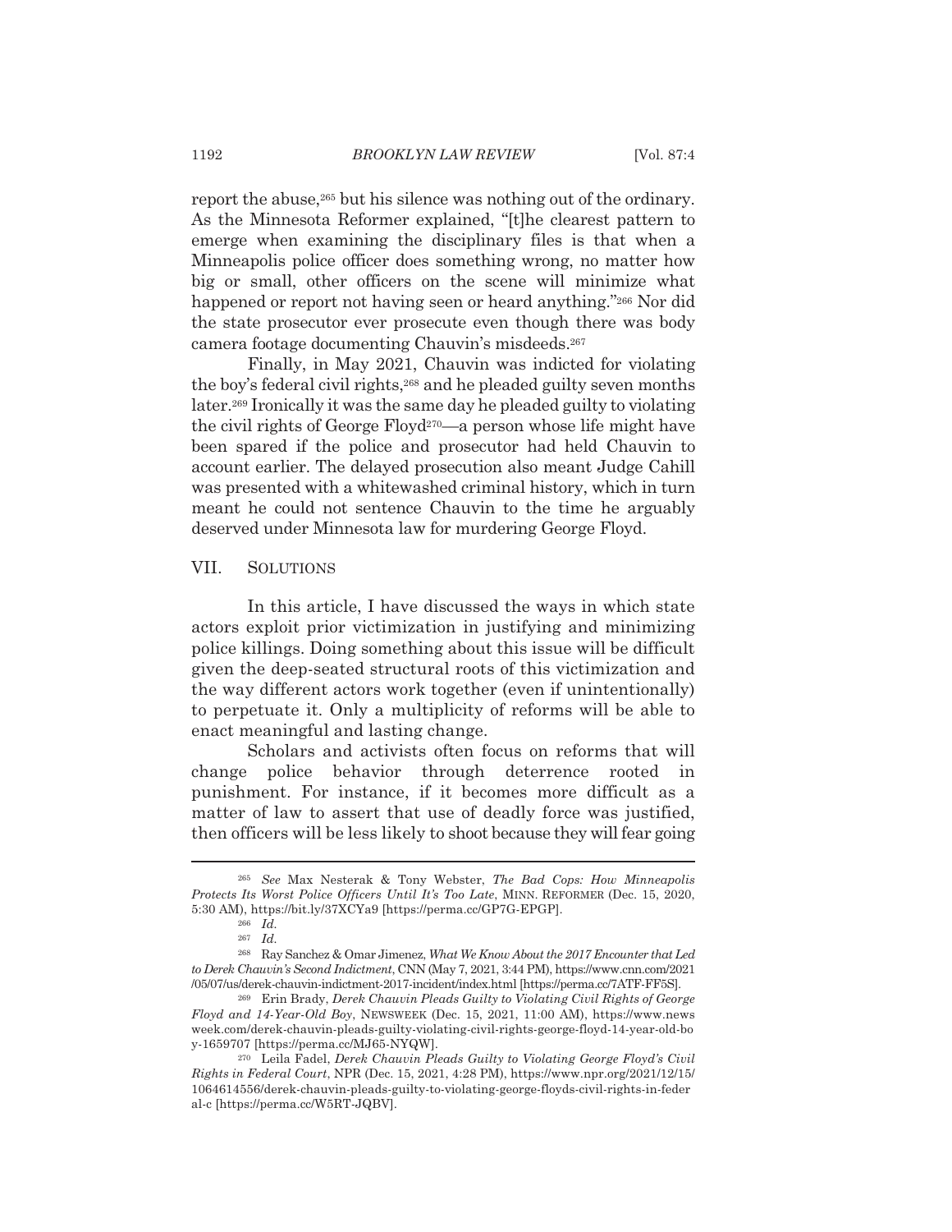report the abuse,[265] but his silence was nothing out of the ordinary. As the Minnesota Reformer explained, "[t]he clearest pattern to emerge when examining the disciplinary files is that when a Minneapolis police officer does something wrong, no matter how big or small, other officers on the scene will minimize what happened or report not having seen or heard anything."[266] Nor did the state prosecutor ever prosecute even though there was body camera footage documenting Chauvin's misdeeds.[267]

Finally, in May 2021, Chauvin was indicted for violating the boy's federal civil rights,[268] and he pleaded guilty seven months later.[269] Ironically it was the same day he pleaded guilty to violating the civil rights of George Floyd[270]—a person whose life might have been spared if the police and prosecutor had held Chauvin to account earlier. The delayed prosecution also meant Judge Cahill was presented with a whitewashed criminal history, which in turn meant he could not sentence Chauvin to the time he arguably deserved under Minnesota law for murdering George Floyd.

## VII. SOLUTIONS

In this article, I have discussed the ways in which state actors exploit prior victimization in justifying and minimizing police killings. Doing something about this issue will be difficult given the deep-seated structural roots of this victimization and the way different actors work together (even if unintentionally) to perpetuate it. Only a multiplicity of reforms will be able to enact meaningful and lasting change.

Scholars and activists often focus on reforms that will change police behavior through deterrence rooted in punishment. For instance, if it becomes more difficult as a matter of law to assert that use of deadly force was justified, then officers will be less likely to shoot because they will fear going

---

[265] *See* Max Nesterak & Tony Webster, *The Bad Cops: How Minneapolis Protects Its Worst Police Officers Until It's Too Late*, MINN. REFORMER (Dec. 15, 2020, 5:30 AM), https://bit.ly/37XCYa9 [https://perma.cc/GP7G-EPGP].

[266] *Id.*

[267] *Id.*

[268] Ray Sanchez & Omar Jimenez, *What We Know About the 2017 Encounter that Led to Derek Chauvin's Second Indictment*, CNN (May 7, 2021, 3:44 PM), https://www.cnn.com/2021/05/07/us/derek-chauvin-indictment-2017-incident/index.html [https://perma.cc/7ATF-FF5S].

[269] Erin Brady, *Derek Chauvin Pleads Guilty to Violating Civil Rights of George Floyd and 14-Year-Old Boy*, NEWSWEEK (Dec. 15, 2021, 11:00 AM), https://www.newsweek.com/derek-chauvin-pleads-guilty-violating-civil-rights-george-floyd-14-year-old-boy-1659707 [https://perma.cc/MJ65-NYQW].

[270] Leila Fadel, *Derek Chauvin Pleads Guilty to Violating George Floyd's Civil Rights in Federal Court*, NPR (Dec. 15, 2021, 4:28 PM), https://www.npr.org/2021/12/15/1064614556/derek-chauvin-pleads-guilty-to-violating-george-floyds-civil-rights-in-federal-c [https://perma.cc/W5RT-JQBV].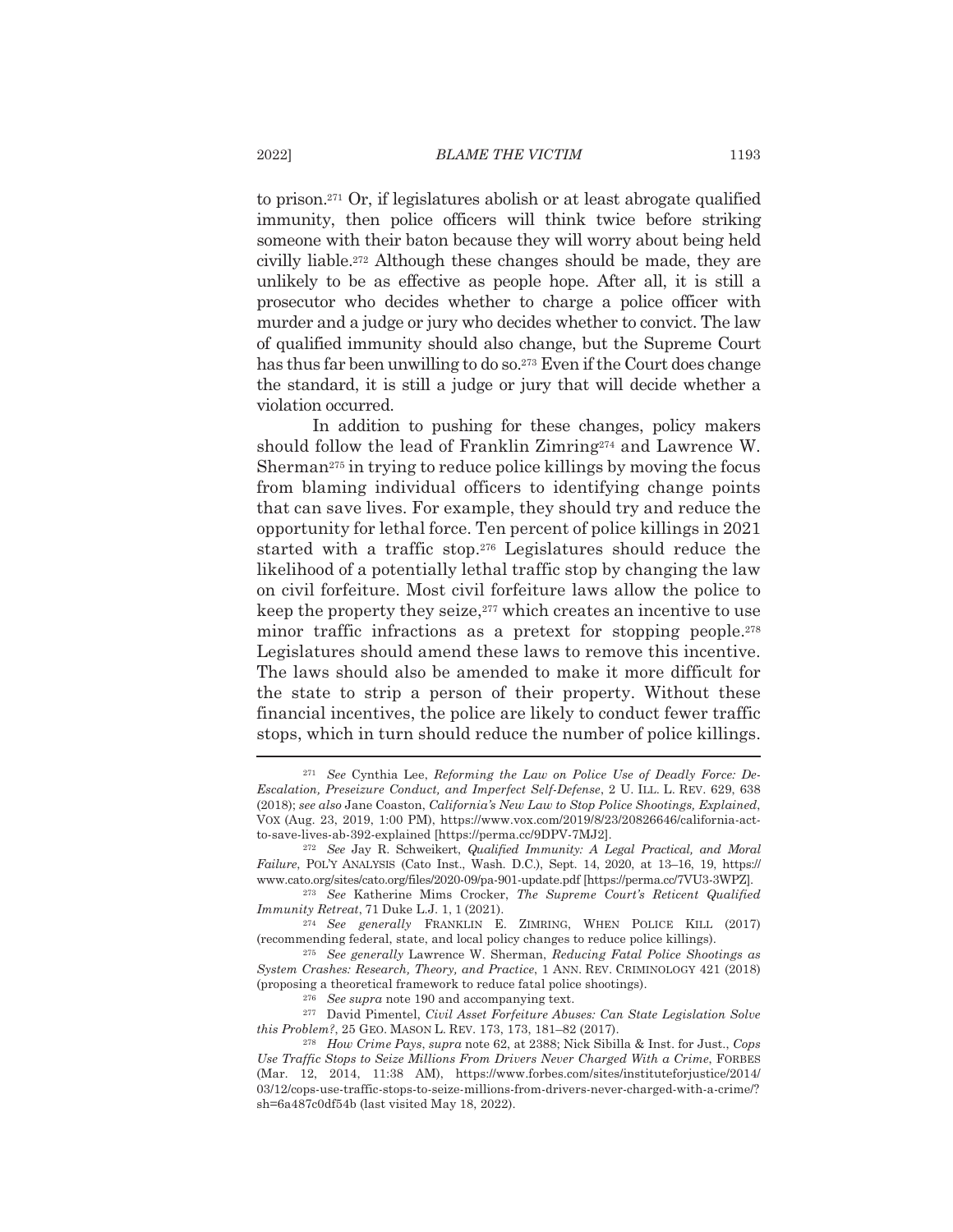to prison.[271] Or, if legislatures abolish or at least abrogate qualified immunity, then police officers will think twice before striking someone with their baton because they will worry about being held civilly liable.[272] Although these changes should be made, they are unlikely to be as effective as people hope. After all, it is still a prosecutor who decides whether to charge a police officer with murder and a judge or jury who decides whether to convict. The law of qualified immunity should also change, but the Supreme Court has thus far been unwilling to do so.[273] Even if the Court does change the standard, it is still a judge or jury that will decide whether a violation occurred.

In addition to pushing for these changes, policy makers should follow the lead of Franklin Zimring[274] and Lawrence W. Sherman[275] in trying to reduce police killings by moving the focus from blaming individual officers to identifying change points that can save lives. For example, they should try and reduce the opportunity for lethal force. Ten percent of police killings in 2021 started with a traffic stop.[276] Legislatures should reduce the likelihood of a potentially lethal traffic stop by changing the law on civil forfeiture. Most civil forfeiture laws allow the police to keep the property they seize,[277] which creates an incentive to use minor traffic infractions as a pretext for stopping people.[278] Legislatures should amend these laws to remove this incentive. The laws should also be amended to make it more difficult for the state to strip a person of their property. Without these financial incentives, the police are likely to conduct fewer traffic stops, which in turn should reduce the number of police killings.

---

[271] *See* Cynthia Lee, *Reforming the Law on Police Use of Deadly Force: De-Escalation, Preseizure Conduct, and Imperfect Self-Defense*, 2 U. ILL. L. REV. 629, 638 (2018); *see also* Jane Coaston, *California's New Law to Stop Police Shootings, Explained*, VOX (Aug. 23, 2019, 1:00 PM), https://www.vox.com/2019/8/23/20826646/california-act-to-save-lives-ab-392-explained [https://perma.cc/9DPV-7MJ2].

[272] *See* Jay R. Schweikert, *Qualified Immunity: A Legal Practical, and Moral Failure*, POL'Y ANALYSIS (Cato Inst., Wash. D.C.), Sept. 14, 2020, at 13–16, 19, https://www.cato.org/sites/cato.org/files/2020-09/pa-901-update.pdf [https://perma.cc/7VU3-3WPZ].

[273] *See* Katherine Mims Crocker, *The Supreme Court's Reticent Qualified Immunity Retreat*, 71 Duke L.J. 1, 1 (2021).

[274] *See generally* FRANKLIN E. ZIMRING, WHEN POLICE KILL (2017) (recommending federal, state, and local policy changes to reduce police killings).

[275] *See generally* Lawrence W. Sherman, *Reducing Fatal Police Shootings as System Crashes: Research, Theory, and Practice*, 1 ANN. REV. CRIMINOLOGY 421 (2018) (proposing a theoretical framework to reduce fatal police shootings).

[276] *See supra* note 190 and accompanying text.

[277] David Pimentel, *Civil Asset Forfeiture Abuses: Can State Legislation Solve this Problem?*, 25 GEO. MASON L. REV. 173, 173, 181–82 (2017).

[278] *How Crime Pays*, *supra* note 62, at 2388; Nick Sibilla & Inst. for Just., *Cops Use Traffic Stops to Seize Millions From Drivers Never Charged With a Crime*, FORBES (Mar. 12, 2014, 11:38 AM), https://www.forbes.com/sites/instituteforjustice/2014/03/12/cops-use-traffic-stops-to-seize-millions-from-drivers-never-charged-with-a-crime/?sh=6a487c0df54b (last visited May 18, 2022).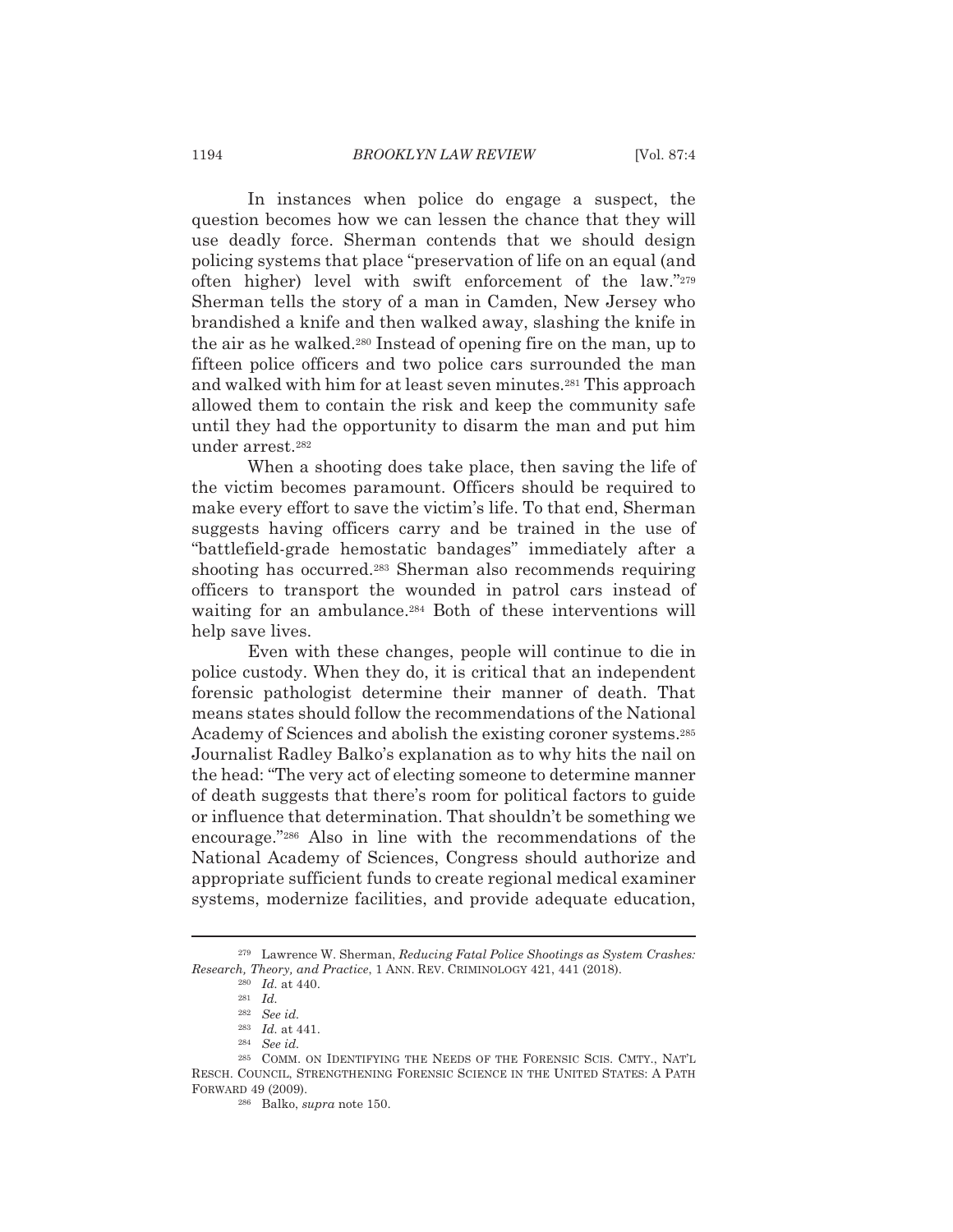In instances when police do engage a suspect, the question becomes how we can lessen the chance that they will use deadly force. Sherman contends that we should design policing systems that place "preservation of life on an equal (and often higher) level with swift enforcement of the law."[279] Sherman tells the story of a man in Camden, New Jersey who brandished a knife and then walked away, slashing the knife in the air as he walked.[280] Instead of opening fire on the man, up to fifteen police officers and two police cars surrounded the man and walked with him for at least seven minutes.[281] This approach allowed them to contain the risk and keep the community safe until they had the opportunity to disarm the man and put him under arrest.[282]

When a shooting does take place, then saving the life of the victim becomes paramount. Officers should be required to make every effort to save the victim's life. To that end, Sherman suggests having officers carry and be trained in the use of "battlefield-grade hemostatic bandages" immediately after a shooting has occurred.[283] Sherman also recommends requiring officers to transport the wounded in patrol cars instead of waiting for an ambulance.[284] Both of these interventions will help save lives.

Even with these changes, people will continue to die in police custody. When they do, it is critical that an independent forensic pathologist determine their manner of death. That means states should follow the recommendations of the National Academy of Sciences and abolish the existing coroner systems.[285] Journalist Radley Balko's explanation as to why hits the nail on the head: "The very act of electing someone to determine manner of death suggests that there's room for political factors to guide or influence that determination. That shouldn't be something we encourage."[286] Also in line with the recommendations of the National Academy of Sciences, Congress should authorize and appropriate sufficient funds to create regional medical examiner systems, modernize facilities, and provide adequate education,

---

[279] Lawrence W. Sherman, *Reducing Fatal Police Shootings as System Crashes: Research, Theory, and Practice*, 1 ANN. REV. CRIMINOLOGY 421, 441 (2018).

[280] *Id.* at 440.

[281] *Id.*

[282] *See id.*

[283] *Id.* at 441.

[284] *See id.*

[285] COMM. ON IDENTIFYING THE NEEDS OF THE FORENSIC SCIS. CMTY., NAT'L RESCH. COUNCIL, STRENGTHENING FORENSIC SCIENCE IN THE UNITED STATES: A PATH FORWARD 49 (2009).

[286] Balko, *supra* note 150.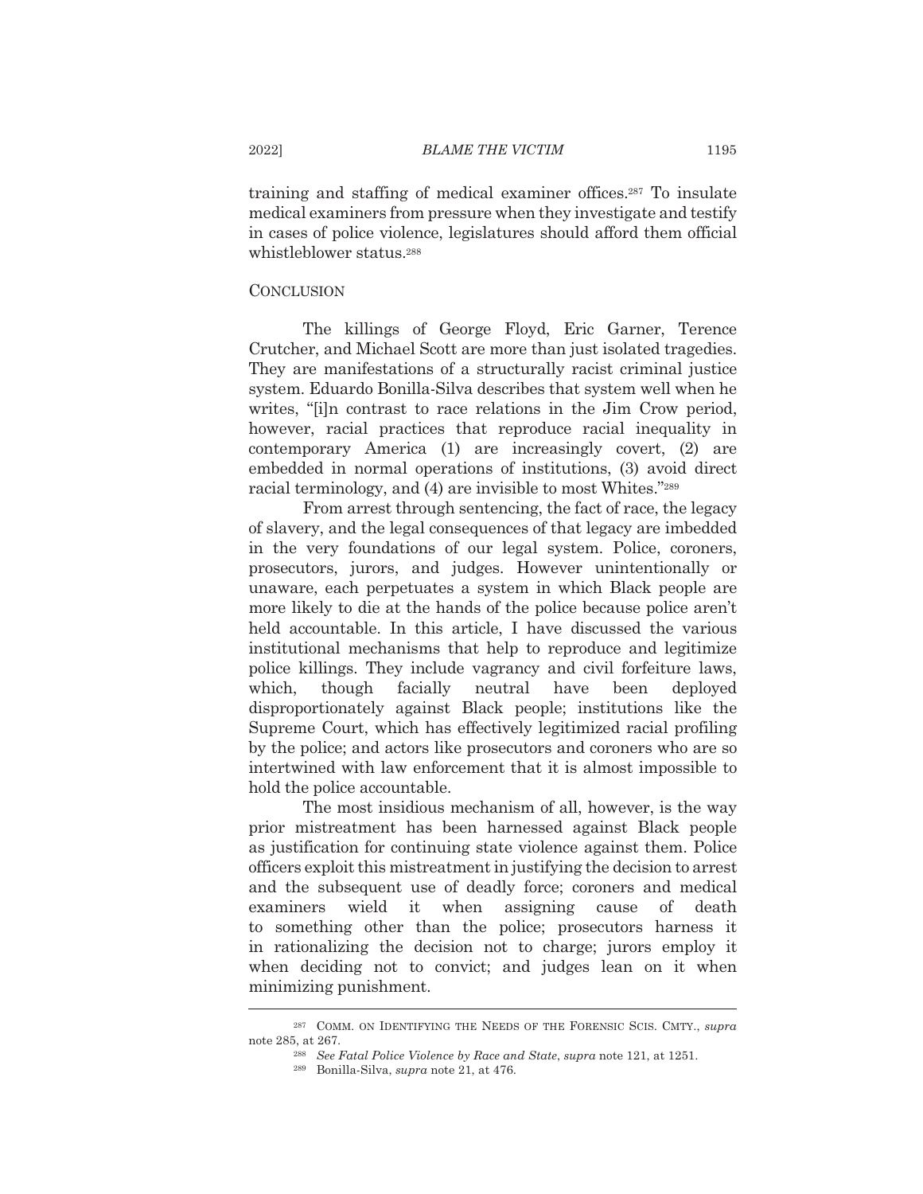training and staffing of medical examiner offices.[287] To insulate medical examiners from pressure when they investigate and testify in cases of police violence, legislatures should afford them official whistleblower status.[288]

## CONCLUSION

The killings of George Floyd, Eric Garner, Terence Crutcher, and Michael Scott are more than just isolated tragedies. They are manifestations of a structurally racist criminal justice system. Eduardo Bonilla-Silva describes that system well when he writes, "[i]n contrast to race relations in the Jim Crow period, however, racial practices that reproduce racial inequality in contemporary America (1) are increasingly covert, (2) are embedded in normal operations of institutions, (3) avoid direct racial terminology, and (4) are invisible to most Whites."[289]

From arrest through sentencing, the fact of race, the legacy of slavery, and the legal consequences of that legacy are imbedded in the very foundations of our legal system. Police, coroners, prosecutors, jurors, and judges. However unintentionally or unaware, each perpetuates a system in which Black people are more likely to die at the hands of the police because police aren't held accountable. In this article, I have discussed the various institutional mechanisms that help to reproduce and legitimize police killings. They include vagrancy and civil forfeiture laws, which, though facially neutral have been deployed disproportionately against Black people; institutions like the Supreme Court, which has effectively legitimized racial profiling by the police; and actors like prosecutors and coroners who are so intertwined with law enforcement that it is almost impossible to hold the police accountable.

The most insidious mechanism of all, however, is the way prior mistreatment has been harnessed against Black people as justification for continuing state violence against them. Police officers exploit this mistreatment in justifying the decision to arrest and the subsequent use of deadly force; coroners and medical examiners wield it when assigning cause of death to something other than the police; prosecutors harness it in rationalizing the decision not to charge; jurors employ it when deciding not to convict; and judges lean on it when minimizing punishment.

---

[287] COMM. ON IDENTIFYING THE NEEDS OF THE FORENSIC SCIS. CMTY., *supra* note 285, at 267.

[288] *See Fatal Police Violence by Race and State*, *supra* note 121, at 1251.

[289] Bonilla-Silva, *supra* note 21, at 476.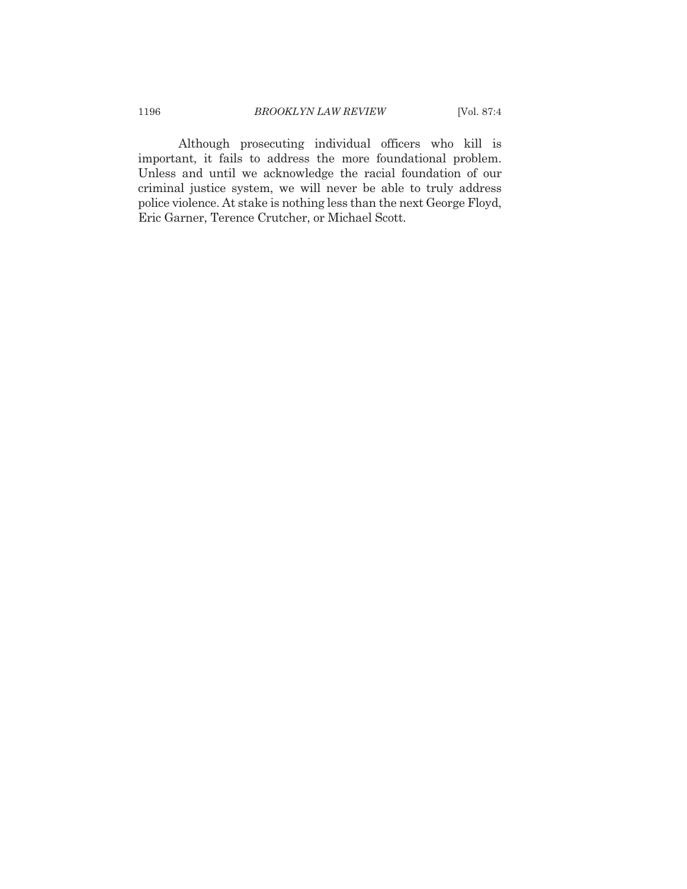Although prosecuting individual officers who kill is important, it fails to address the more foundational problem. Unless and until we acknowledge the racial foundation of our criminal justice system, we will never be able to truly address police violence. At stake is nothing less than the next George Floyd, Eric Garner, Terence Crutcher, or Michael Scott.